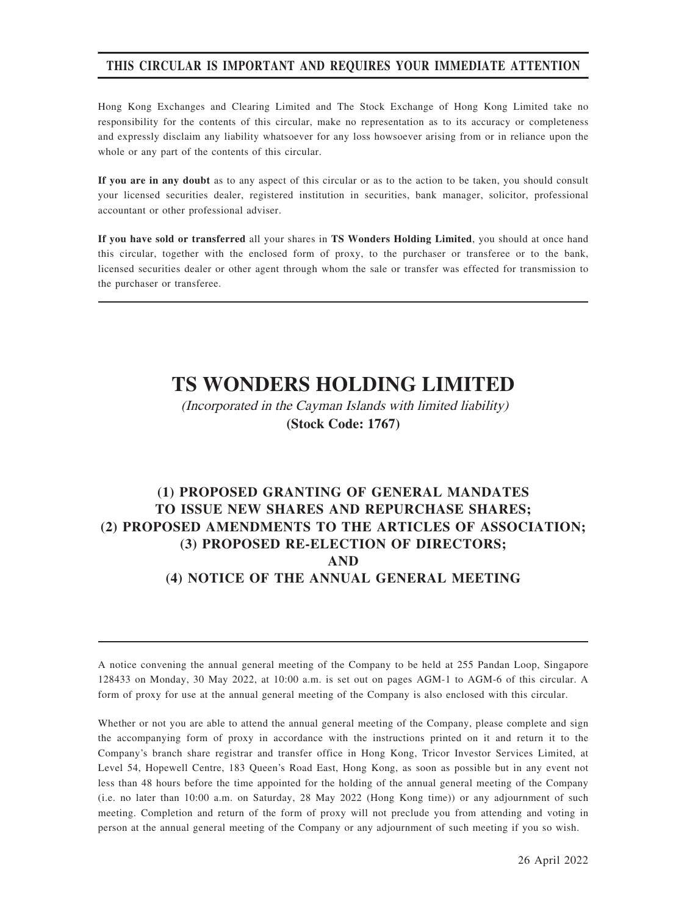**THIS CIRCULAR IS IMPORTANT AND REQUIRES YOUR IMMEDIATE ATTENTION**

Hong Kong Exchanges and Clearing Limited and The Stock Exchange of Hong Kong Limited take no responsibility for the contents of this circular, make no representation as to its accuracy or completeness and expressly disclaim any liability whatsoever for any loss howsoever arising from or in reliance upon the whole or any part of the contents of this circular.

**If you are in any doubt** as to any aspect of this circular or as to the action to be taken, you should consult your licensed securities dealer, registered institution in securities, bank manager, solicitor, professional accountant or other professional adviser.

**If you have sold or transferred** all your shares in **TS Wonders Holding Limited**, you should at once hand this circular, together with the enclosed form of proxy, to the purchaser or transferee or to the bank, licensed securities dealer or other agent through whom the sale or transfer was effected for transmission to the purchaser or transferee.

# TS WONDERS HOLDING LIMITED

*(Incorporated in the Cayman Islands with limited liability)*

**(Stock Code: 1767)**

## (1) PROPOSED GRANTING OF GENERAL MANDATES TO ISSUE NEW SHARES AND REPURCHASE SHARES; (2) PROPOSED AMENDMENTS TO THE ARTICLES OF ASSOCIATION; (3) PROPOSED RE-ELECTION OF DIRECTORS; AND (4) NOTICE OF THE ANNUAL GENERAL MEETING

A notice convening the annual general meeting of the Company to be held at 255 Pandan Loop, Singapore 128433 on Monday, 30 May 2022, at 10:00 a.m. is set out on pages AGM-1 to AGM-6 of this circular. A form of proxy for use at the annual general meeting of the Company is also enclosed with this circular.

Whether or not you are able to attend the annual general meeting of the Company, please complete and sign the accompanying form of proxy in accordance with the instructions printed on it and return it to the Company's branch share registrar and transfer office in Hong Kong, Tricor Investor Services Limited, at Level 54, Hopewell Centre, 183 Queen's Road East, Hong Kong, as soon as possible but in any event not less than 48 hours before the time appointed for the holding of the annual general meeting of the Company (i.e. no later than 10:00 a.m. on Saturday, 28 May 2022 (Hong Kong time)) or any adjournment of such meeting. Completion and return of the form of proxy will not preclude you from attending and voting in person at the annual general meeting of the Company or any adjournment of such meeting if you so wish.

26 April 2022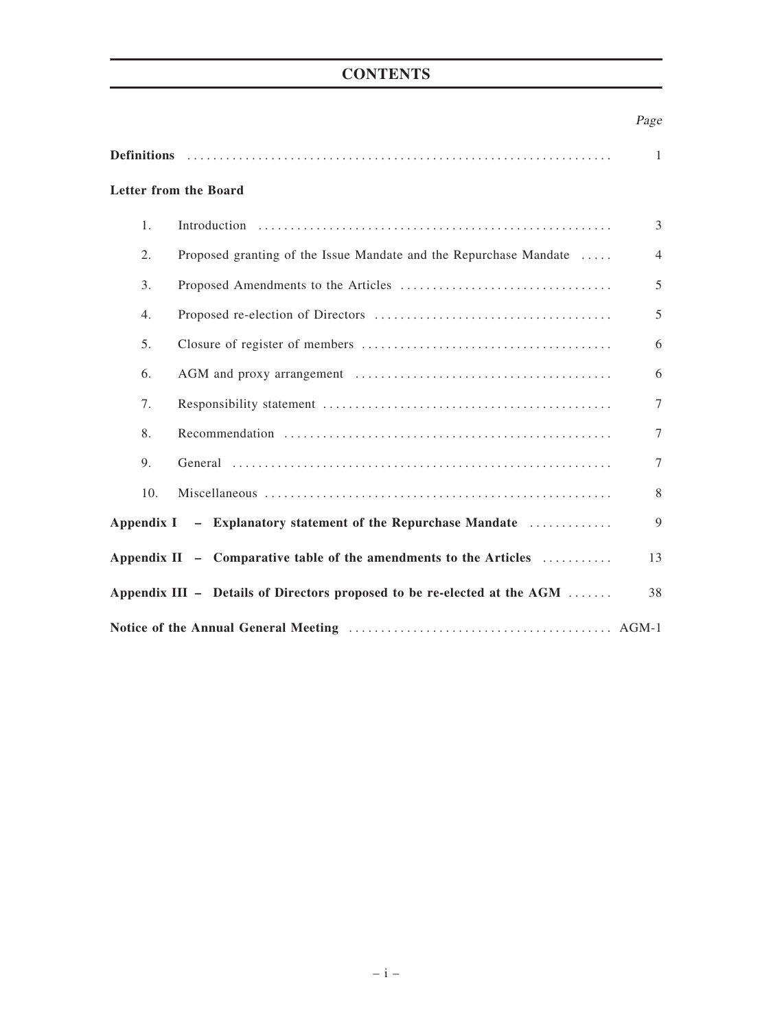# CONTENTS

| | | *Page* |
|---|---|---|
| **Definitions** | | 1 |
| **Letter from the Board** | | |
| 1. | Introduction | 3 |
| 2. | Proposed granting of the Issue Mandate and the Repurchase Mandate | 4 |
| 3. | Proposed Amendments to the Articles | 5 |
| 4. | Proposed re-election of Directors | 5 |
| 5. | Closure of register of members | 6 |
| 6. | AGM and proxy arrangement | 6 |
| 7. | Responsibility statement | 7 |
| 8. | Recommendation | 7 |
| 9. | General | 7 |
| 10. | Miscellaneous | 8 |
| **Appendix I** | **– Explanatory statement of the Repurchase Mandate** | 9 |
| **Appendix II** | **– Comparative table of the amendments to the Articles** | 13 |
| **Appendix III** | **– Details of Directors proposed to be re-elected at the AGM** | 38 |
| **Notice of the Annual General Meeting** | | AGM-1 |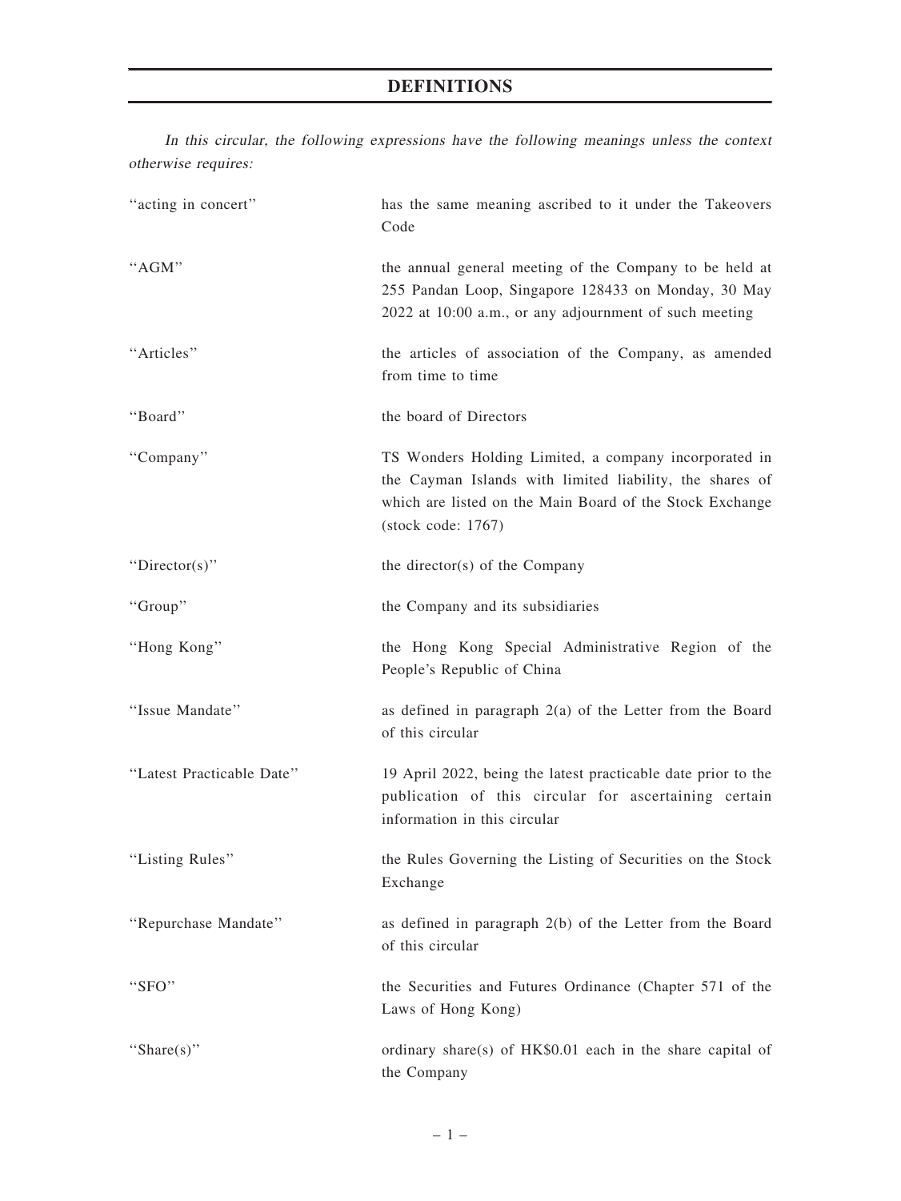# DEFINITIONS

*In this circular, the following expressions have the following meanings unless the context otherwise requires:*

| | |
|---|---|
| "acting in concert" | has the same meaning ascribed to it under the Takeovers Code |
| "AGM" | the annual general meeting of the Company to be held at 255 Pandan Loop, Singapore 128433 on Monday, 30 May 2022 at 10:00 a.m., or any adjournment of such meeting |
| "Articles" | the articles of association of the Company, as amended from time to time |
| "Board" | the board of Directors |
| "Company" | TS Wonders Holding Limited, a company incorporated in the Cayman Islands with limited liability, the shares of which are listed on the Main Board of the Stock Exchange (stock code: 1767) |
| "Director(s)" | the director(s) of the Company |
| "Group" | the Company and its subsidiaries |
| "Hong Kong" | the Hong Kong Special Administrative Region of the People's Republic of China |
| "Issue Mandate" | as defined in paragraph 2(a) of the Letter from the Board of this circular |
| "Latest Practicable Date" | 19 April 2022, being the latest practicable date prior to the publication of this circular for ascertaining certain information in this circular |
| "Listing Rules" | the Rules Governing the Listing of Securities on the Stock Exchange |
| "Repurchase Mandate" | as defined in paragraph 2(b) of the Letter from the Board of this circular |
| "SFO" | the Securities and Futures Ordinance (Chapter 571 of the Laws of Hong Kong) |
| "Share(s)" | ordinary share(s) of HK$0.01 each in the share capital of the Company |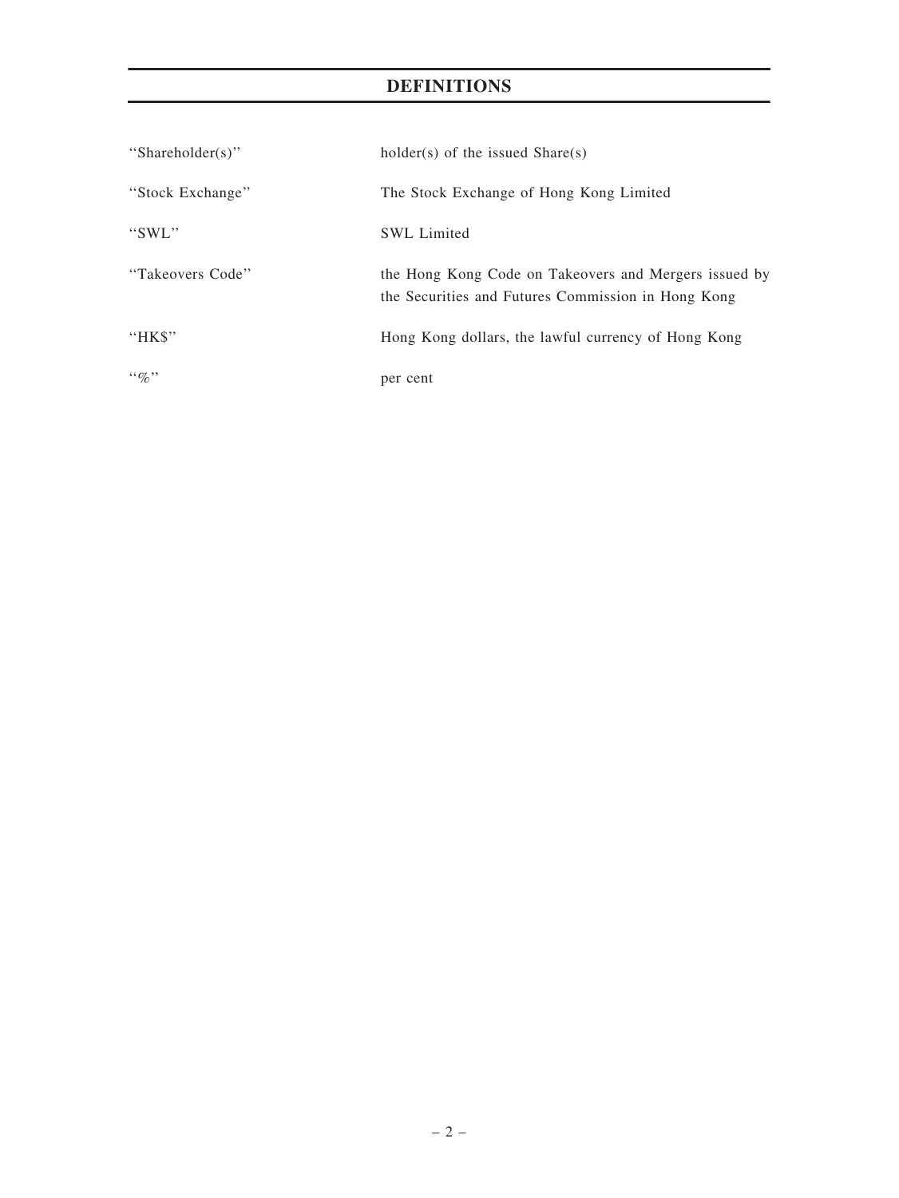# DEFINITIONS

| | |
|---|---|
| "Shareholder(s)" | holder(s) of the issued Share(s) |
| "Stock Exchange" | The Stock Exchange of Hong Kong Limited |
| "SWL" | SWL Limited |
| "Takeovers Code" | the Hong Kong Code on Takeovers and Mergers issued by the Securities and Futures Commission in Hong Kong |
| "HK$" | Hong Kong dollars, the lawful currency of Hong Kong |
| "%" | per cent |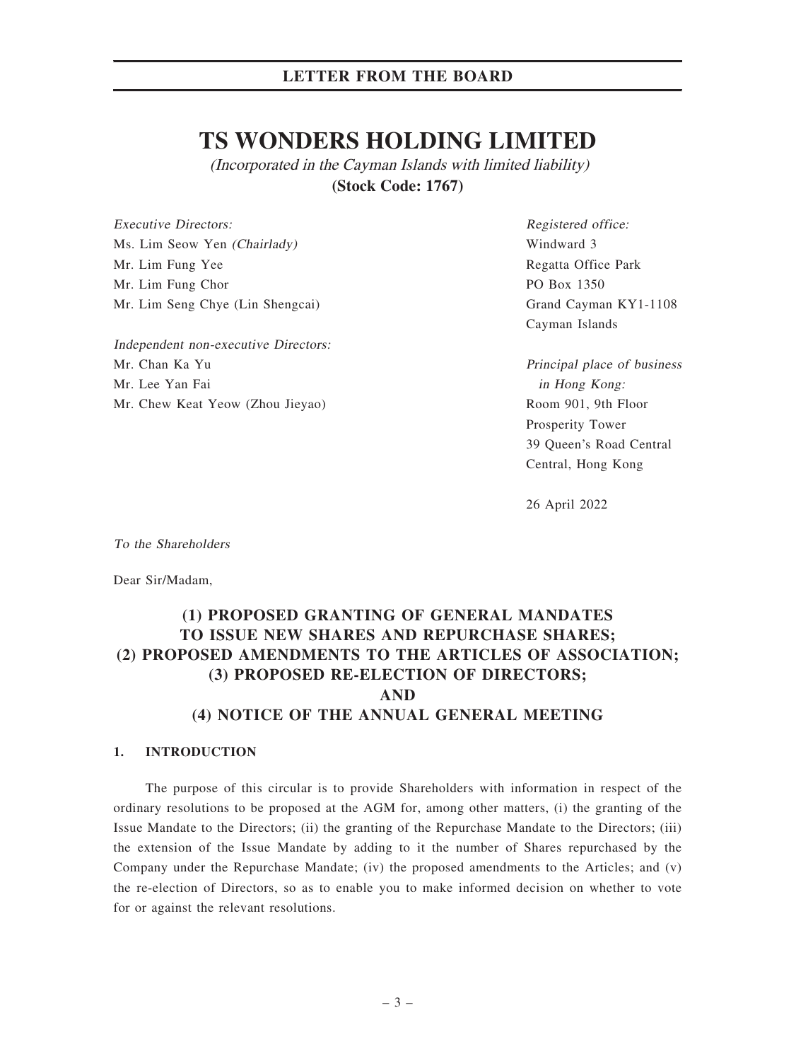# LETTER FROM THE BOARD

# TS WONDERS HOLDING LIMITED

*(Incorporated in the Cayman Islands with limited liability)*

**(Stock Code: 1767)**

*Executive Directors:*
Ms. Lim Seow Yen *(Chairlady)*
Mr. Lim Fung Yee
Mr. Lim Fung Chor
Mr. Lim Seng Chye (Lin Shengcai)

*Independent non-executive Directors:*
Mr. Chan Ka Yu
Mr. Lee Yan Fai
Mr. Chew Keat Yeow (Zhou Jieyao)

*Registered office:*
Windward 3
Regatta Office Park
PO Box 1350
Grand Cayman KY1-1108
Cayman Islands

*Principal place of business in Hong Kong:*
Room 901, 9th Floor
Prosperity Tower
39 Queen's Road Central
Central, Hong Kong

26 April 2022

*To the Shareholders*

Dear Sir/Madam,

## (1) PROPOSED GRANTING OF GENERAL MANDATES TO ISSUE NEW SHARES AND REPURCHASE SHARES; (2) PROPOSED AMENDMENTS TO THE ARTICLES OF ASSOCIATION; (3) PROPOSED RE-ELECTION OF DIRECTORS; AND (4) NOTICE OF THE ANNUAL GENERAL MEETING

### 1. INTRODUCTION

The purpose of this circular is to provide Shareholders with information in respect of the ordinary resolutions to be proposed at the AGM for, among other matters, (i) the granting of the Issue Mandate to the Directors; (ii) the granting of the Repurchase Mandate to the Directors; (iii) the extension of the Issue Mandate by adding to it the number of Shares repurchased by the Company under the Repurchase Mandate; (iv) the proposed amendments to the Articles; and (v) the re-election of Directors, so as to enable you to make informed decision on whether to vote for or against the relevant resolutions.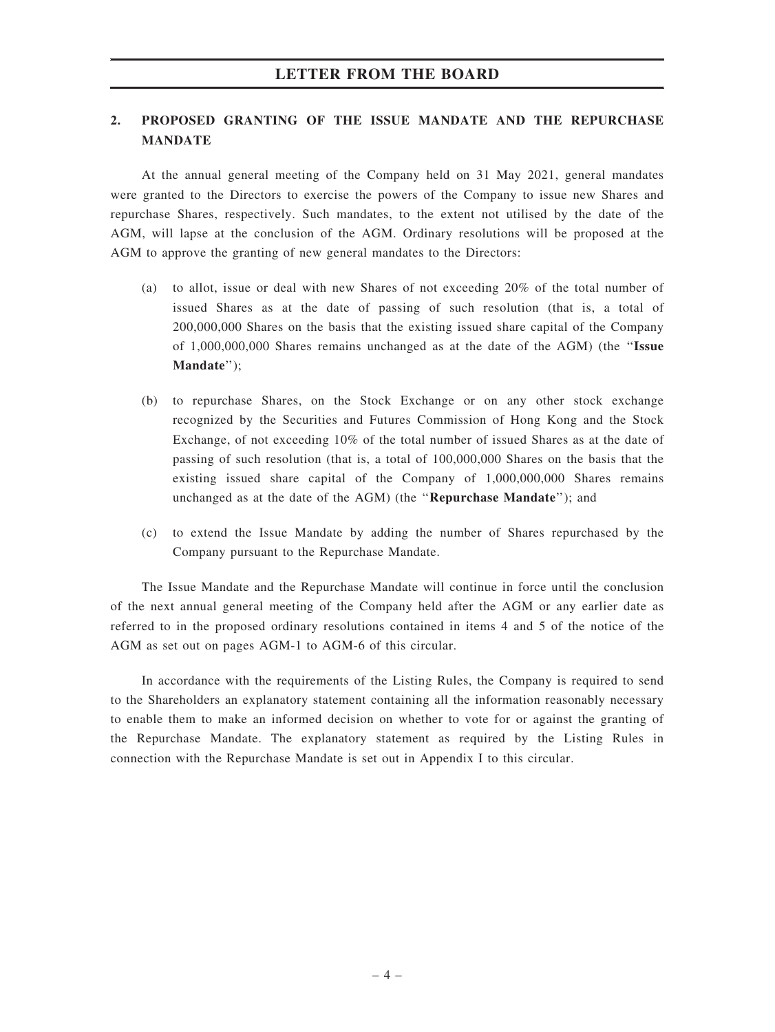## 2. PROPOSED GRANTING OF THE ISSUE MANDATE AND THE REPURCHASE MANDATE

At the annual general meeting of the Company held on 31 May 2021, general mandates were granted to the Directors to exercise the powers of the Company to issue new Shares and repurchase Shares, respectively. Such mandates, to the extent not utilised by the date of the AGM, will lapse at the conclusion of the AGM. Ordinary resolutions will be proposed at the AGM to approve the granting of new general mandates to the Directors:

(a) to allot, issue or deal with new Shares of not exceeding 20% of the total number of issued Shares as at the date of passing of such resolution (that is, a total of 200,000,000 Shares on the basis that the existing issued share capital of the Company of 1,000,000,000 Shares remains unchanged as at the date of the AGM) (the "**Issue Mandate**");

(b) to repurchase Shares, on the Stock Exchange or on any other stock exchange recognized by the Securities and Futures Commission of Hong Kong and the Stock Exchange, of not exceeding 10% of the total number of issued Shares as at the date of passing of such resolution (that is, a total of 100,000,000 Shares on the basis that the existing issued share capital of the Company of 1,000,000,000 Shares remains unchanged as at the date of the AGM) (the "**Repurchase Mandate**"); and

(c) to extend the Issue Mandate by adding the number of Shares repurchased by the Company pursuant to the Repurchase Mandate.

The Issue Mandate and the Repurchase Mandate will continue in force until the conclusion of the next annual general meeting of the Company held after the AGM or any earlier date as referred to in the proposed ordinary resolutions contained in items 4 and 5 of the notice of the AGM as set out on pages AGM-1 to AGM-6 of this circular.

In accordance with the requirements of the Listing Rules, the Company is required to send to the Shareholders an explanatory statement containing all the information reasonably necessary to enable them to make an informed decision on whether to vote for or against the granting of the Repurchase Mandate. The explanatory statement as required by the Listing Rules in connection with the Repurchase Mandate is set out in Appendix I to this circular.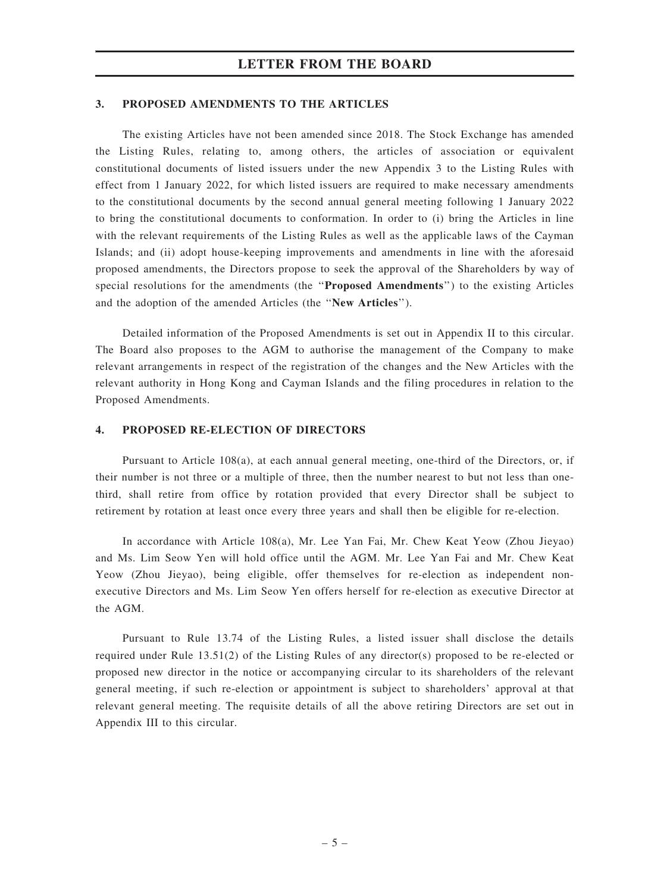### 3. PROPOSED AMENDMENTS TO THE ARTICLES

The existing Articles have not been amended since 2018. The Stock Exchange has amended the Listing Rules, relating to, among others, the articles of association or equivalent constitutional documents of listed issuers under the new Appendix 3 to the Listing Rules with effect from 1 January 2022, for which listed issuers are required to make necessary amendments to the constitutional documents by the second annual general meeting following 1 January 2022 to bring the constitutional documents to conformation. In order to (i) bring the Articles in line with the relevant requirements of the Listing Rules as well as the applicable laws of the Cayman Islands; and (ii) adopt house-keeping improvements and amendments in line with the aforesaid proposed amendments, the Directors propose to seek the approval of the Shareholders by way of special resolutions for the amendments (the "**Proposed Amendments**") to the existing Articles and the adoption of the amended Articles (the "**New Articles**").

Detailed information of the Proposed Amendments is set out in Appendix II to this circular. The Board also proposes to the AGM to authorise the management of the Company to make relevant arrangements in respect of the registration of the changes and the New Articles with the relevant authority in Hong Kong and Cayman Islands and the filing procedures in relation to the Proposed Amendments.

### 4. PROPOSED RE-ELECTION OF DIRECTORS

Pursuant to Article 108(a), at each annual general meeting, one-third of the Directors, or, if their number is not three or a multiple of three, then the number nearest to but not less than one-third, shall retire from office by rotation provided that every Director shall be subject to retirement by rotation at least once every three years and shall then be eligible for re-election.

In accordance with Article 108(a), Mr. Lee Yan Fai, Mr. Chew Keat Yeow (Zhou Jieyao) and Ms. Lim Seow Yen will hold office until the AGM. Mr. Lee Yan Fai and Mr. Chew Keat Yeow (Zhou Jieyao), being eligible, offer themselves for re-election as independent non-executive Directors and Ms. Lim Seow Yen offers herself for re-election as executive Director at the AGM.

Pursuant to Rule 13.74 of the Listing Rules, a listed issuer shall disclose the details required under Rule 13.51(2) of the Listing Rules of any director(s) proposed to be re-elected or proposed new director in the notice or accompanying circular to its shareholders of the relevant general meeting, if such re-election or appointment is subject to shareholders' approval at that relevant general meeting. The requisite details of all the above retiring Directors are set out in Appendix III to this circular.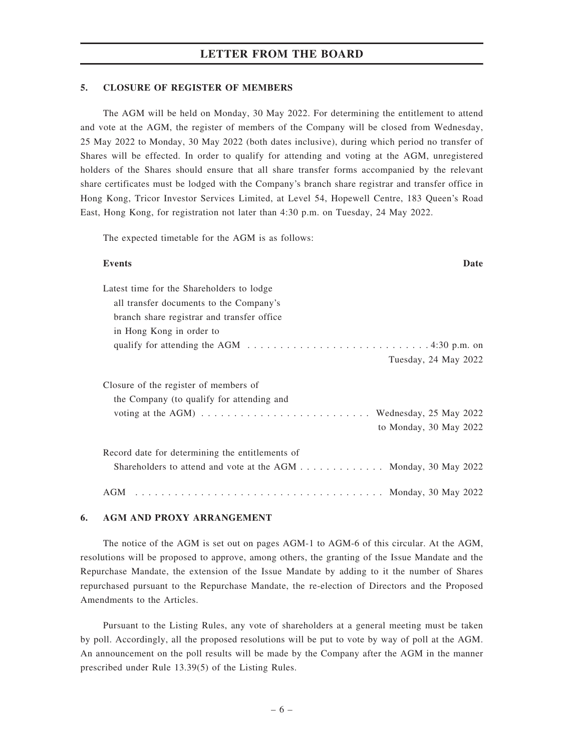## 5. CLOSURE OF REGISTER OF MEMBERS

The AGM will be held on Monday, 30 May 2022. For determining the entitlement to attend and vote at the AGM, the register of members of the Company will be closed from Wednesday, 25 May 2022 to Monday, 30 May 2022 (both dates inclusive), during which period no transfer of Shares will be effected. In order to qualify for attending and voting at the AGM, unregistered holders of the Shares should ensure that all share transfer forms accompanied by the relevant share certificates must be lodged with the Company's branch share registrar and transfer office in Hong Kong, Tricor Investor Services Limited, at Level 54, Hopewell Centre, 183 Queen's Road East, Hong Kong, for registration not later than 4:30 p.m. on Tuesday, 24 May 2022.

The expected timetable for the AGM is as follows:

| Events | Date |
|---|---|
| Latest time for the Shareholders to lodge all transfer documents to the Company's branch share registrar and transfer office in Hong Kong in order to qualify for attending the AGM | 4:30 p.m. on Tuesday, 24 May 2022 |
| Closure of the register of members of the Company (to qualify for attending and voting at the AGM) | Wednesday, 25 May 2022 to Monday, 30 May 2022 |
| Record date for determining the entitlements of Shareholders to attend and vote at the AGM | Monday, 30 May 2022 |
| AGM | Monday, 30 May 2022 |

## 6. AGM AND PROXY ARRANGEMENT

The notice of the AGM is set out on pages AGM-1 to AGM-6 of this circular. At the AGM, resolutions will be proposed to approve, among others, the granting of the Issue Mandate and the Repurchase Mandate, the extension of the Issue Mandate by adding to it the number of Shares repurchased pursuant to the Repurchase Mandate, the re-election of Directors and the Proposed Amendments to the Articles.

Pursuant to the Listing Rules, any vote of shareholders at a general meeting must be taken by poll. Accordingly, all the proposed resolutions will be put to vote by way of poll at the AGM. An announcement on the poll results will be made by the Company after the AGM in the manner prescribed under Rule 13.39(5) of the Listing Rules.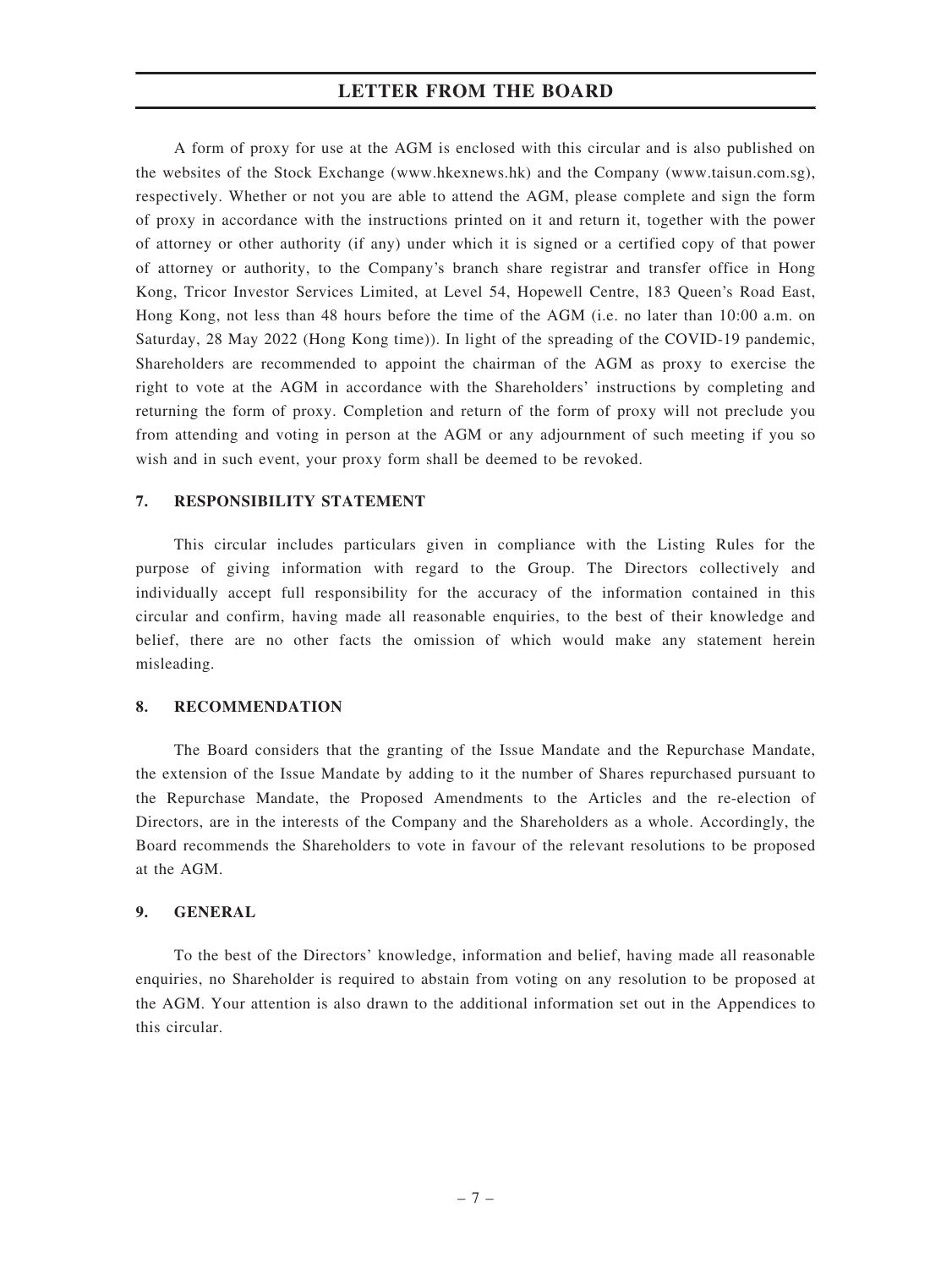A form of proxy for use at the AGM is enclosed with this circular and is also published on the websites of the Stock Exchange (www.hkexnews.hk) and the Company (www.taisun.com.sg), respectively. Whether or not you are able to attend the AGM, please complete and sign the form of proxy in accordance with the instructions printed on it and return it, together with the power of attorney or other authority (if any) under which it is signed or a certified copy of that power of attorney or authority, to the Company's branch share registrar and transfer office in Hong Kong, Tricor Investor Services Limited, at Level 54, Hopewell Centre, 183 Queen's Road East, Hong Kong, not less than 48 hours before the time of the AGM (i.e. no later than 10:00 a.m. on Saturday, 28 May 2022 (Hong Kong time)). In light of the spreading of the COVID-19 pandemic, Shareholders are recommended to appoint the chairman of the AGM as proxy to exercise the right to vote at the AGM in accordance with the Shareholders' instructions by completing and returning the form of proxy. Completion and return of the form of proxy will not preclude you from attending and voting in person at the AGM or any adjournment of such meeting if you so wish and in such event, your proxy form shall be deemed to be revoked.

## 7. RESPONSIBILITY STATEMENT

This circular includes particulars given in compliance with the Listing Rules for the purpose of giving information with regard to the Group. The Directors collectively and individually accept full responsibility for the accuracy of the information contained in this circular and confirm, having made all reasonable enquiries, to the best of their knowledge and belief, there are no other facts the omission of which would make any statement herein misleading.

## 8. RECOMMENDATION

The Board considers that the granting of the Issue Mandate and the Repurchase Mandate, the extension of the Issue Mandate by adding to it the number of Shares repurchased pursuant to the Repurchase Mandate, the Proposed Amendments to the Articles and the re-election of Directors, are in the interests of the Company and the Shareholders as a whole. Accordingly, the Board recommends the Shareholders to vote in favour of the relevant resolutions to be proposed at the AGM.

## 9. GENERAL

To the best of the Directors' knowledge, information and belief, having made all reasonable enquiries, no Shareholder is required to abstain from voting on any resolution to be proposed at the AGM. Your attention is also drawn to the additional information set out in the Appendices to this circular.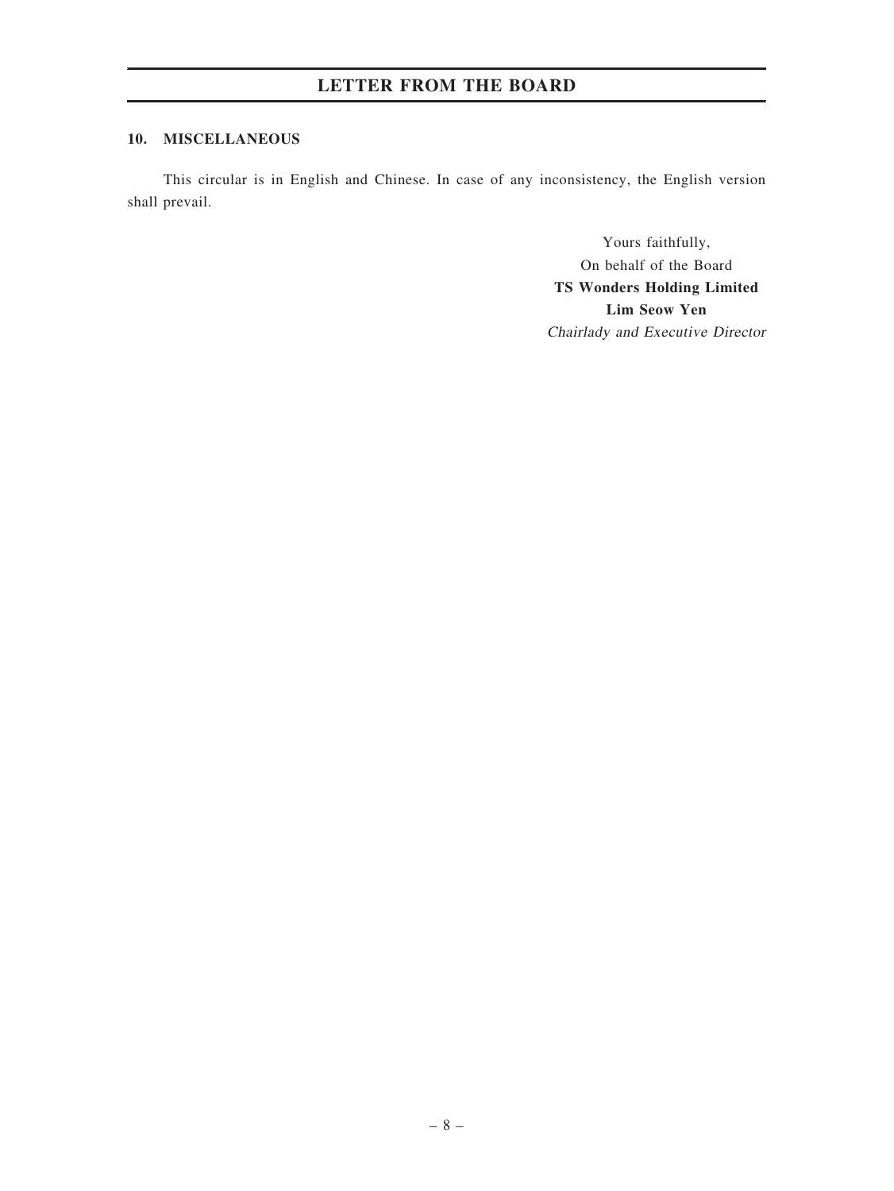## 10. MISCELLANEOUS

This circular is in English and Chinese. In case of any inconsistency, the English version shall prevail.

Yours faithfully,
On behalf of the Board
**TS Wonders Holding Limited**
**Lim Seow Yen**
*Chairlady and Executive Director*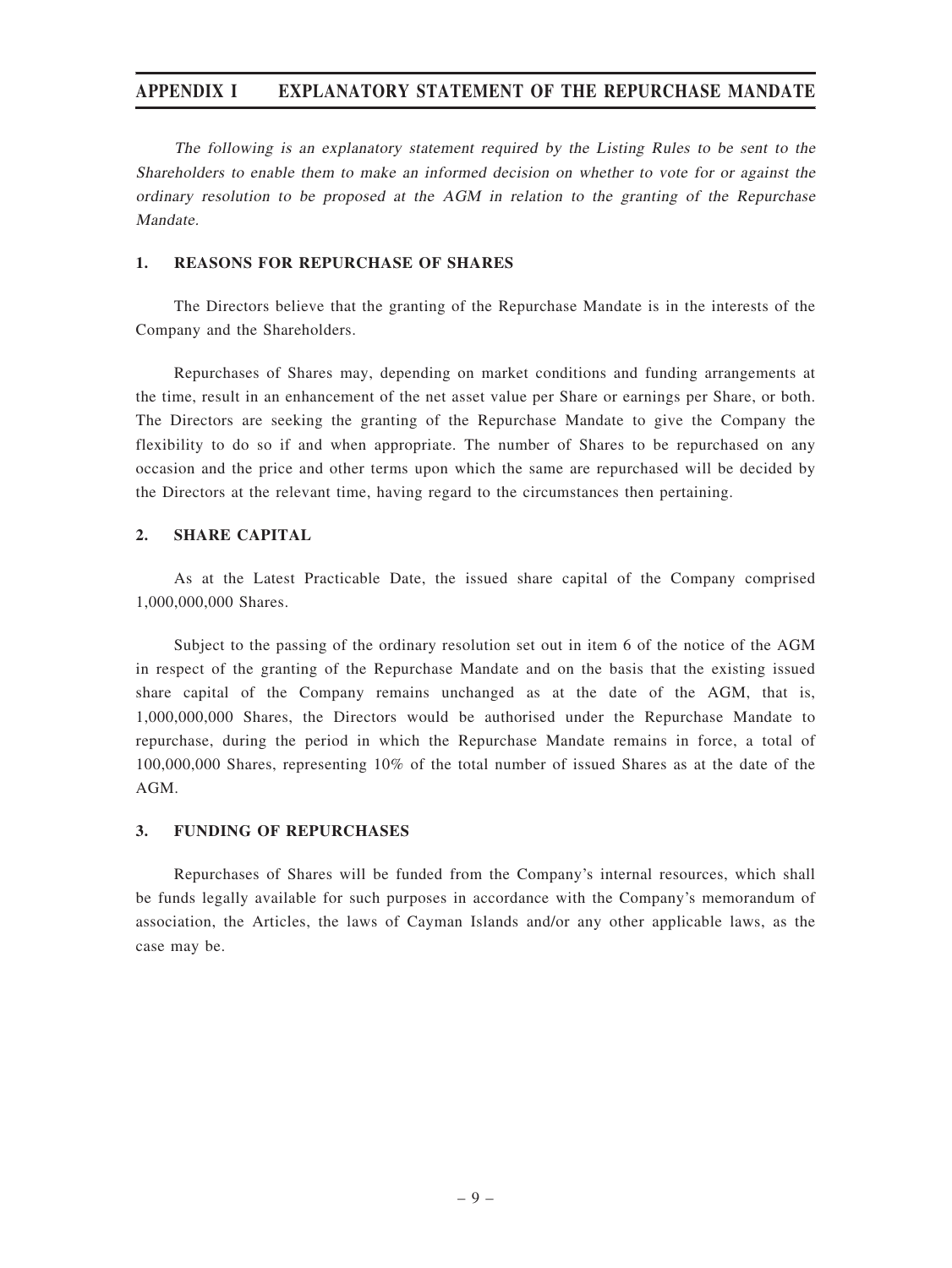# APPENDIX I EXPLANATORY STATEMENT OF THE REPURCHASE MANDATE

*The following is an explanatory statement required by the Listing Rules to be sent to the Shareholders to enable them to make an informed decision on whether to vote for or against the ordinary resolution to be proposed at the AGM in relation to the granting of the Repurchase Mandate.*

## 1. REASONS FOR REPURCHASE OF SHARES

The Directors believe that the granting of the Repurchase Mandate is in the interests of the Company and the Shareholders.

Repurchases of Shares may, depending on market conditions and funding arrangements at the time, result in an enhancement of the net asset value per Share or earnings per Share, or both. The Directors are seeking the granting of the Repurchase Mandate to give the Company the flexibility to do so if and when appropriate. The number of Shares to be repurchased on any occasion and the price and other terms upon which the same are repurchased will be decided by the Directors at the relevant time, having regard to the circumstances then pertaining.

## 2. SHARE CAPITAL

As at the Latest Practicable Date, the issued share capital of the Company comprised 1,000,000,000 Shares.

Subject to the passing of the ordinary resolution set out in item 6 of the notice of the AGM in respect of the granting of the Repurchase Mandate and on the basis that the existing issued share capital of the Company remains unchanged as at the date of the AGM, that is, 1,000,000,000 Shares, the Directors would be authorised under the Repurchase Mandate to repurchase, during the period in which the Repurchase Mandate remains in force, a total of 100,000,000 Shares, representing 10% of the total number of issued Shares as at the date of the AGM.

## 3. FUNDING OF REPURCHASES

Repurchases of Shares will be funded from the Company's internal resources, which shall be funds legally available for such purposes in accordance with the Company's memorandum of association, the Articles, the laws of Cayman Islands and/or any other applicable laws, as the case may be.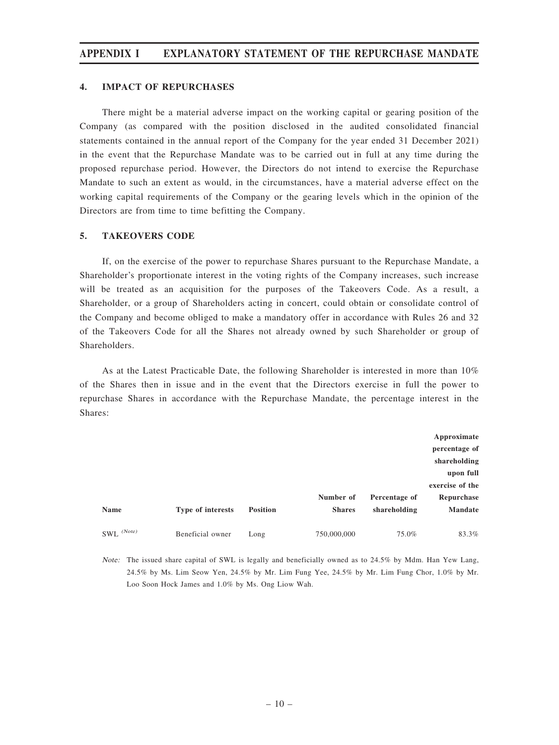## 4. IMPACT OF REPURCHASES

There might be a material adverse impact on the working capital or gearing position of the Company (as compared with the position disclosed in the audited consolidated financial statements contained in the annual report of the Company for the year ended 31 December 2021) in the event that the Repurchase Mandate was to be carried out in full at any time during the proposed repurchase period. However, the Directors do not intend to exercise the Repurchase Mandate to such an extent as would, in the circumstances, have a material adverse effect on the working capital requirements of the Company or the gearing levels which in the opinion of the Directors are from time to time befitting the Company.

## 5. TAKEOVERS CODE

If, on the exercise of the power to repurchase Shares pursuant to the Repurchase Mandate, a Shareholder's proportionate interest in the voting rights of the Company increases, such increase will be treated as an acquisition for the purposes of the Takeovers Code. As a result, a Shareholder, or a group of Shareholders acting in concert, could obtain or consolidate control of the Company and become obliged to make a mandatory offer in accordance with Rules 26 and 32 of the Takeovers Code for all the Shares not already owned by such Shareholder or group of Shareholders.

As at the Latest Practicable Date, the following Shareholder is interested in more than 10% of the Shares then in issue and in the event that the Directors exercise in full the power to repurchase Shares in accordance with the Repurchase Mandate, the percentage interest in the Shares:

| Name | Type of interests | Position | Number of Shares | Percentage of shareholding | Approximate percentage of shareholding upon full exercise of the Repurchase Mandate |
|---|---|---|---|---|---|
| SWL (Note) | Beneficial owner | Long | 750,000,000 | 75.0% | 83.3% |

*Note:* The issued share capital of SWL is legally and beneficially owned as to 24.5% by Mdm. Han Yew Lang, 24.5% by Ms. Lim Seow Yen, 24.5% by Mr. Lim Fung Yee, 24.5% by Mr. Lim Fung Chor, 1.0% by Mr. Loo Soon Hock James and 1.0% by Ms. Ong Liow Wah.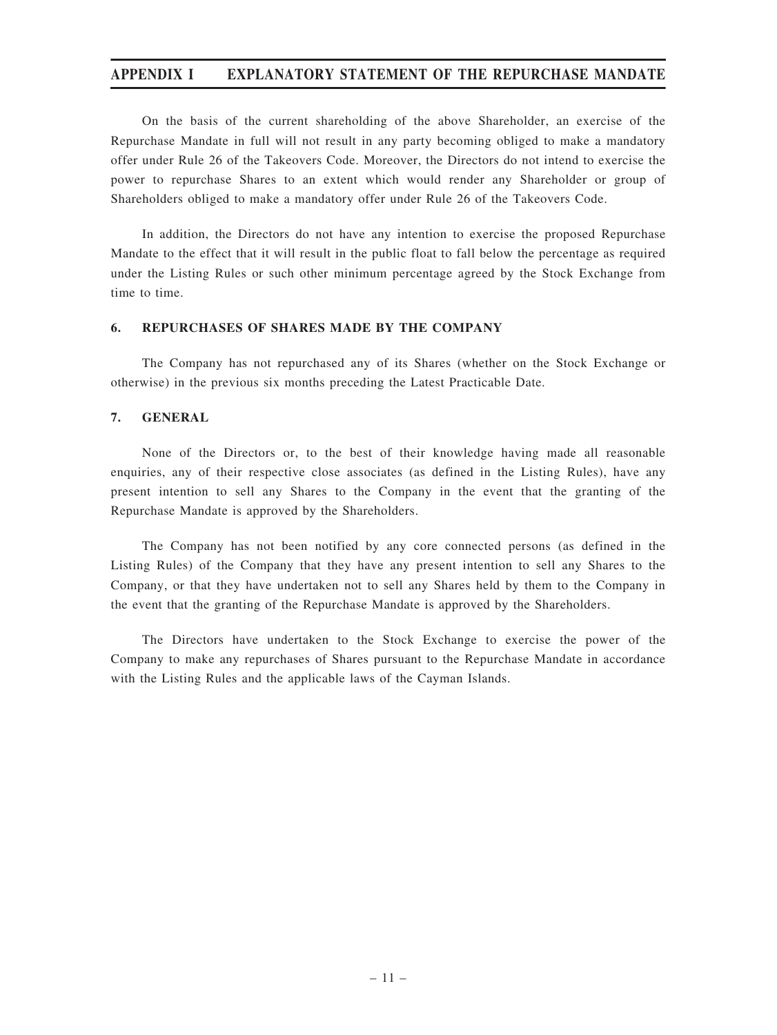On the basis of the current shareholding of the above Shareholder, an exercise of the Repurchase Mandate in full will not result in any party becoming obliged to make a mandatory offer under Rule 26 of the Takeovers Code. Moreover, the Directors do not intend to exercise the power to repurchase Shares to an extent which would render any Shareholder or group of Shareholders obliged to make a mandatory offer under Rule 26 of the Takeovers Code.

In addition, the Directors do not have any intention to exercise the proposed Repurchase Mandate to the effect that it will result in the public float to fall below the percentage as required under the Listing Rules or such other minimum percentage agreed by the Stock Exchange from time to time.

## 6. REPURCHASES OF SHARES MADE BY THE COMPANY

The Company has not repurchased any of its Shares (whether on the Stock Exchange or otherwise) in the previous six months preceding the Latest Practicable Date.

## 7. GENERAL

None of the Directors or, to the best of their knowledge having made all reasonable enquiries, any of their respective close associates (as defined in the Listing Rules), have any present intention to sell any Shares to the Company in the event that the granting of the Repurchase Mandate is approved by the Shareholders.

The Company has not been notified by any core connected persons (as defined in the Listing Rules) of the Company that they have any present intention to sell any Shares to the Company, or that they have undertaken not to sell any Shares held by them to the Company in the event that the granting of the Repurchase Mandate is approved by the Shareholders.

The Directors have undertaken to the Stock Exchange to exercise the power of the Company to make any repurchases of Shares pursuant to the Repurchase Mandate in accordance with the Listing Rules and the applicable laws of the Cayman Islands.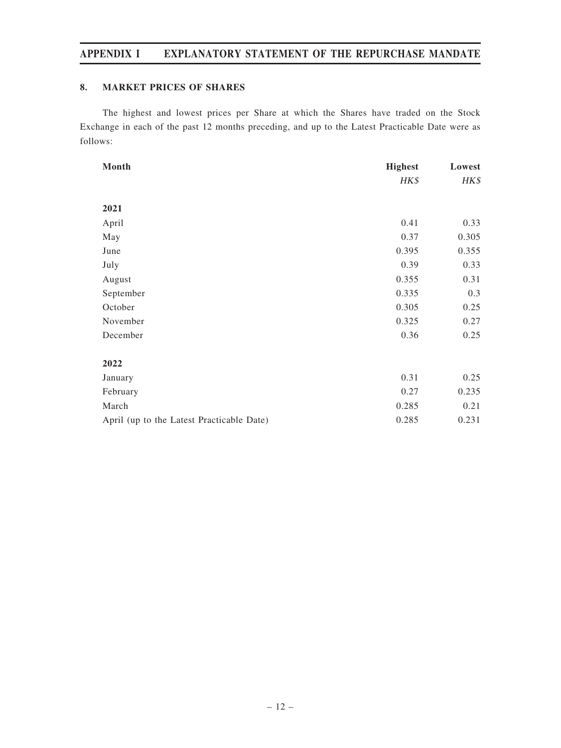## 8. MARKET PRICES OF SHARES

The highest and lowest prices per Share at which the Shares have traded on the Stock Exchange in each of the past 12 months preceding, and up to the Latest Practicable Date were as follows:

| Month | Highest | Lowest |
|---|---|---|
| | *HK$* | *HK$* |
| **2021** | | |
| April | 0.41 | 0.33 |
| May | 0.37 | 0.305 |
| June | 0.395 | 0.355 |
| July | 0.39 | 0.33 |
| August | 0.355 | 0.31 |
| September | 0.335 | 0.3 |
| October | 0.305 | 0.25 |
| November | 0.325 | 0.27 |
| December | 0.36 | 0.25 |
| **2022** | | |
| January | 0.31 | 0.25 |
| February | 0.27 | 0.235 |
| March | 0.285 | 0.21 |
| April (up to the Latest Practicable Date) | 0.285 | 0.231 |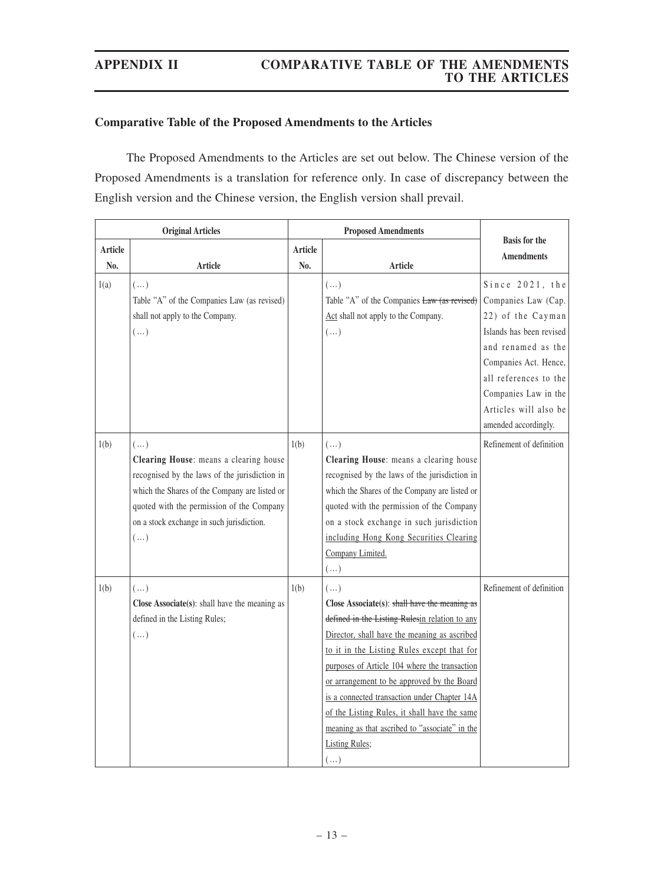## Comparative Table of the Proposed Amendments to the Articles

The Proposed Amendments to the Articles are set out below. The Chinese version of the Proposed Amendments is a translation for reference only. In case of discrepancy between the English version and the Chinese version, the English version shall prevail.

| Original Articles | | Proposed Amendments | | Basis for the Amendments |
|---|---|---|---|---|
| Article No. | Article | Article No. | Article | |
| 1(a) | (…)<br>Table "A" of the Companies Law (as revised) shall not apply to the Company.<br>(…) | | (…)<br>Table "A" of the Companies ~~Law (as revised)~~ Act shall not apply to the Company.<br>(…) | Since 2021, the Companies Law (Cap. 22) of the Cayman Islands has been revised and renamed as the Companies Act. Hence, all references to the Companies Law in the Articles will also be amended accordingly. |
| 1(b) | (…)<br>**Clearing House**: means a clearing house recognised by the laws of the jurisdiction in which the Shares of the Company are listed or quoted with the permission of the Company on a stock exchange in such jurisdiction.<br>(…) | 1(b) | (…)<br>**Clearing House**: means a clearing house recognised by the laws of the jurisdiction in which the Shares of the Company are listed or quoted with the permission of the Company on a stock exchange in such jurisdiction including Hong Kong Securities Clearing Company Limited.<br>(…) | Refinement of definition |
| 1(b) | (…)<br>**Close Associate(s)**: shall have the meaning as defined in the Listing Rules;<br>(…) | 1(b) | (…)<br>**Close Associate(s)**: ~~shall have the meaning as defined in the Listing Rules~~in relation to any Director, shall have the meaning as ascribed to it in the Listing Rules except that for purposes of Article 104 where the transaction or arrangement to be approved by the Board is a connected transaction under Chapter 14A of the Listing Rules, it shall have the same meaning as that ascribed to "associate" in the Listing Rules;<br>(…) | Refinement of definition |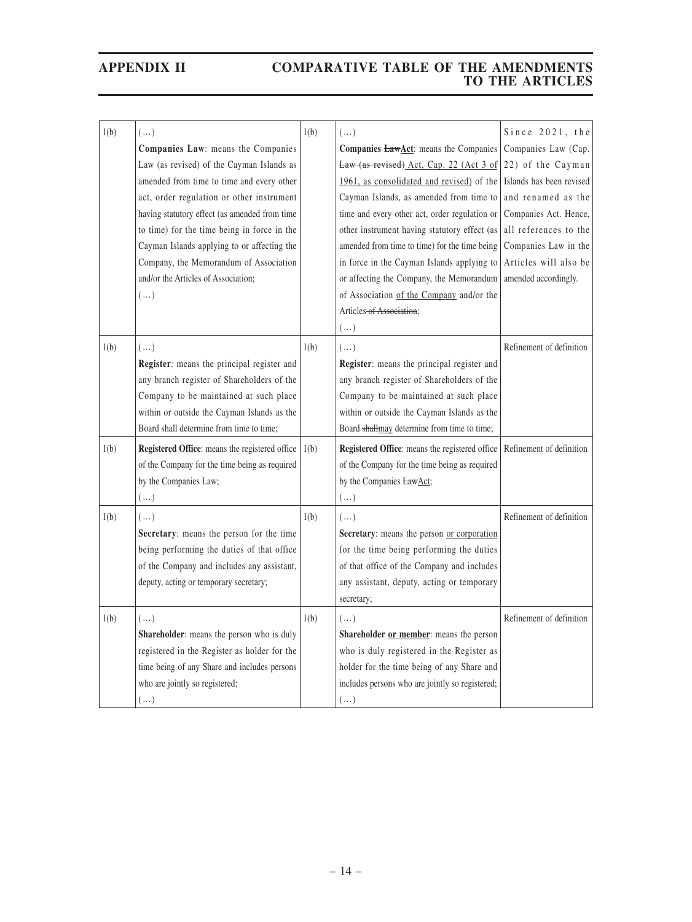| 1(b) | (…)<br>**Companies Law**: means the Companies Law (as revised) of the Cayman Islands as amended from time to time and every other act, order regulation or other instrument having statutory effect (as amended from time to time) for the time being in force in the Cayman Islands applying to or affecting the Company, the Memorandum of Association and/or the Articles of Association;<br>(…) | 1(b) | (…)<br>**Companies ~~Law~~Act**: means the Companies ~~Law (as revised)~~ Act, Cap. 22 (Act 3 of 1961, as consolidated and revised) of the Cayman Islands, as amended from time to time and every other act, order regulation or other instrument having statutory effect (as amended from time to time) for the time being in force in the Cayman Islands applying to or affecting the Company, the Memorandum of Association of the Company and/or the Articles ~~of Association~~;<br>(…) | Since 2021, the Companies Law (Cap. 22) of the Cayman Islands has been revised and renamed as the Companies Act. Hence, all references to the Companies Law in the Articles will also be amended accordingly. |
|---|---|---|---|---|
| 1(b) | (…)<br>**Register**: means the principal register and any branch register of Shareholders of the Company to be maintained at such place within or outside the Cayman Islands as the Board shall determine from time to time; | 1(b) | (…)<br>**Register**: means the principal register and any branch register of Shareholders of the Company to be maintained at such place within or outside the Cayman Islands as the Board ~~shall~~may determine from time to time; | Refinement of definition |
| 1(b) | **Registered Office**: means the registered office of the Company for the time being as required by the Companies Law;<br>(…) | 1(b) | **Registered Office**: means the registered office of the Company for the time being as required by the Companies ~~Law~~Act;<br>(…) | Refinement of definition |
| 1(b) | (…)<br>**Secretary**: means the person for the time being performing the duties of that office of the Company and includes any assistant, deputy, acting or temporary secretary; | 1(b) | (…)<br>**Secretary**: means the person or corporation for the time being performing the duties of that office of the Company and includes any assistant, deputy, acting or temporary secretary; | Refinement of definition |
| 1(b) | (…)<br>**Shareholder**: means the person who is duly registered in the Register as holder for the time being of any Share and includes persons who are jointly so registered;<br>(…) | 1(b) | (…)<br>**Shareholder or member**: means the person who is duly registered in the Register as holder for the time being of any Share and includes persons who are jointly so registered;<br>(…) | Refinement of definition |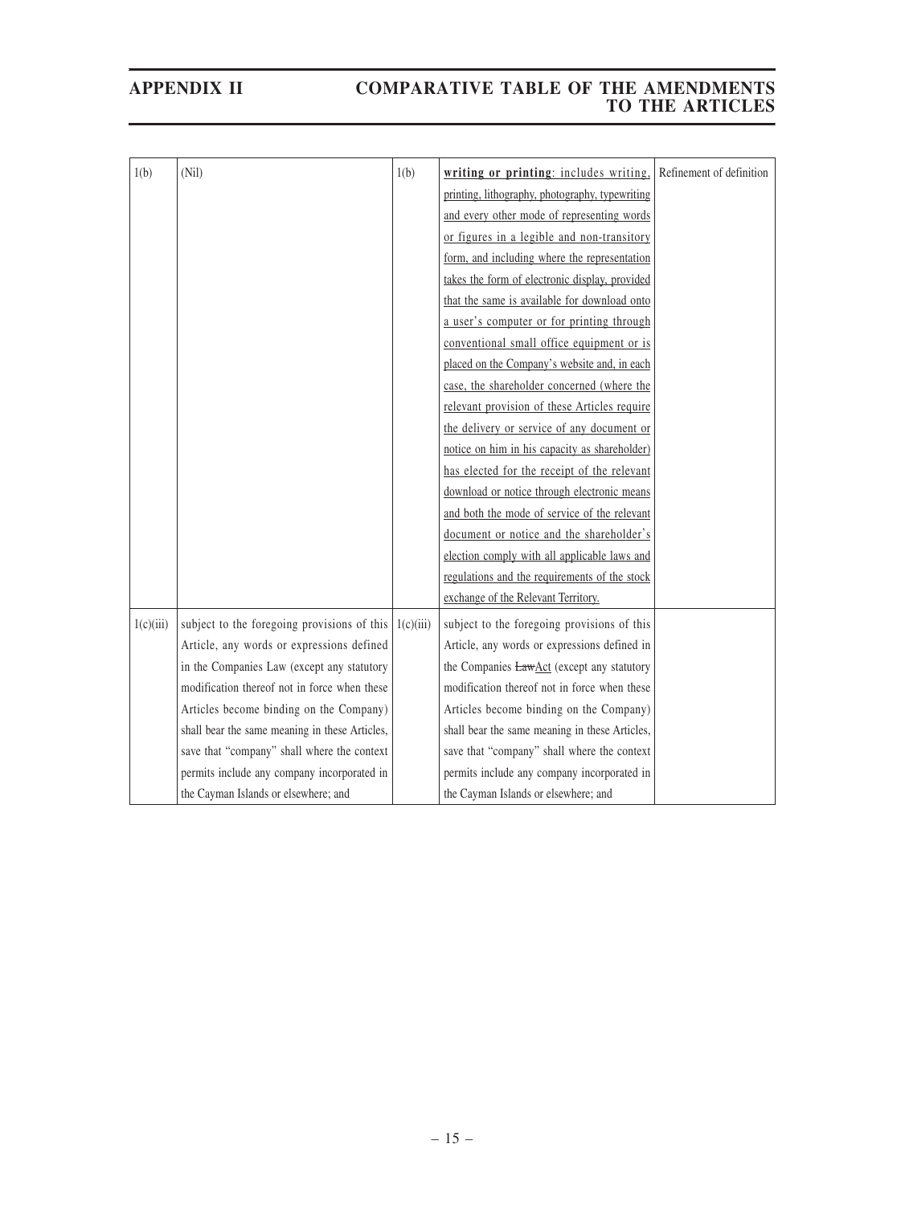| 1(b) | (Nil) | 1(b) | **writing or printing**: includes writing, printing, lithography, photography, typewriting and every other mode of representing words or figures in a legible and non-transitory form, and including where the representation takes the form of electronic display, provided that the same is available for download onto a user's computer or for printing through conventional small office equipment or is placed on the Company's website and, in each case, the shareholder concerned (where the relevant provision of these Articles require the delivery or service of any document or notice on him in his capacity as shareholder) has elected for the receipt of the relevant download or notice through electronic means and both the mode of service of the relevant document or notice and the shareholder's election comply with all applicable laws and regulations and the requirements of the stock exchange of the Relevant Territory. | Refinement of definition |
|---|---|---|---|---|
| 1(c)(iii) | subject to the foregoing provisions of this Article, any words or expressions defined in the Companies Law (except any statutory modification thereof not in force when these Articles become binding on the Company) shall bear the same meaning in these Articles, save that "company" shall where the context permits include any company incorporated in the Cayman Islands or elsewhere; and | 1(c)(iii) | subject to the foregoing provisions of this Article, any words or expressions defined in the Companies ~~Law~~Act (except any statutory modification thereof not in force when these Articles become binding on the Company) shall bear the same meaning in these Articles, save that "company" shall where the context permits include any company incorporated in the Cayman Islands or elsewhere; and | |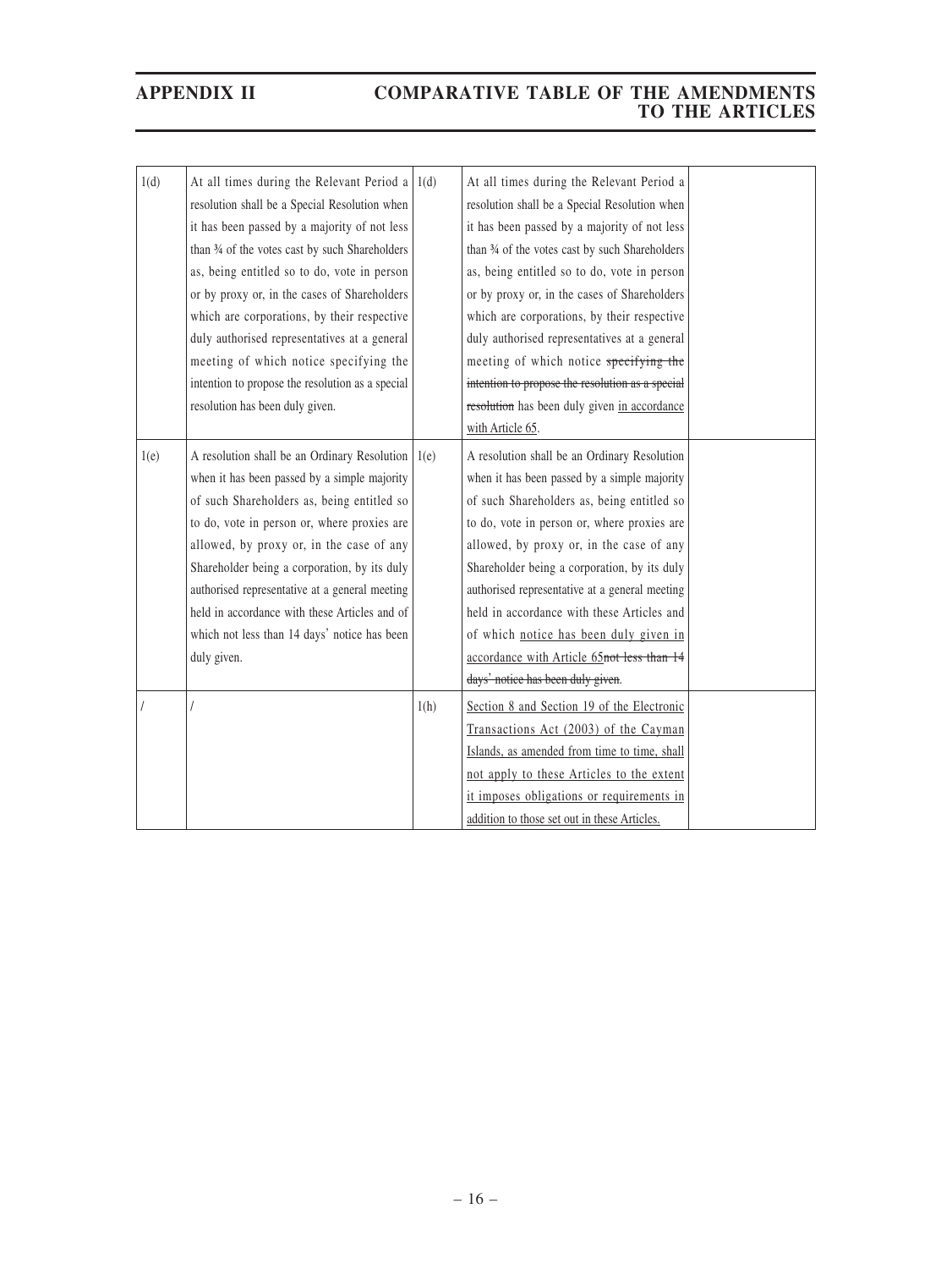## APPENDIX II COMPARATIVE TABLE OF THE AMENDMENTS TO THE ARTICLES

| | | | | |
|---|---|---|---|---|
| 1(d) | At all times during the Relevant Period a resolution shall be a Special Resolution when it has been passed by a majority of not less than ¾ of the votes cast by such Shareholders as, being entitled so to do, vote in person or by proxy or, in the cases of Shareholders which are corporations, by their respective duly authorised representatives at a general meeting of which notice specifying the intention to propose the resolution as a special resolution has been duly given. | 1(d) | At all times during the Relevant Period a resolution shall be a Special Resolution when it has been passed by a majority of not less than ¾ of the votes cast by such Shareholders as, being entitled so to do, vote in person or by proxy or, in the cases of Shareholders which are corporations, by their respective duly authorised representatives at a general meeting of which notice ~~specifying the intention to propose the resolution as a special resolution~~ has been duly given <u>in accordance with Article 65</u>. | |
| 1(e) | A resolution shall be an Ordinary Resolution when it has been passed by a simple majority of such Shareholders as, being entitled so to do, vote in person or, where proxies are allowed, by proxy or, in the case of any Shareholder being a corporation, by its duly authorised representative at a general meeting held in accordance with these Articles and of which not less than 14 days' notice has been duly given. | 1(e) | A resolution shall be an Ordinary Resolution when it has been passed by a simple majority of such Shareholders as, being entitled so to do, vote in person or, where proxies are allowed, by proxy or, in the case of any Shareholder being a corporation, by its duly authorised representative at a general meeting held in accordance with these Articles and of which <u>notice has been duly given in accordance with Article 65</u>~~not less than 14 days' notice has been duly given~~. | |
| / | / | 1(h) | <u>Section 8 and Section 19 of the Electronic Transactions Act (2003) of the Cayman Islands, as amended from time to time, shall not apply to these Articles to the extent it imposes obligations or requirements in addition to those set out in these Articles.</u> | |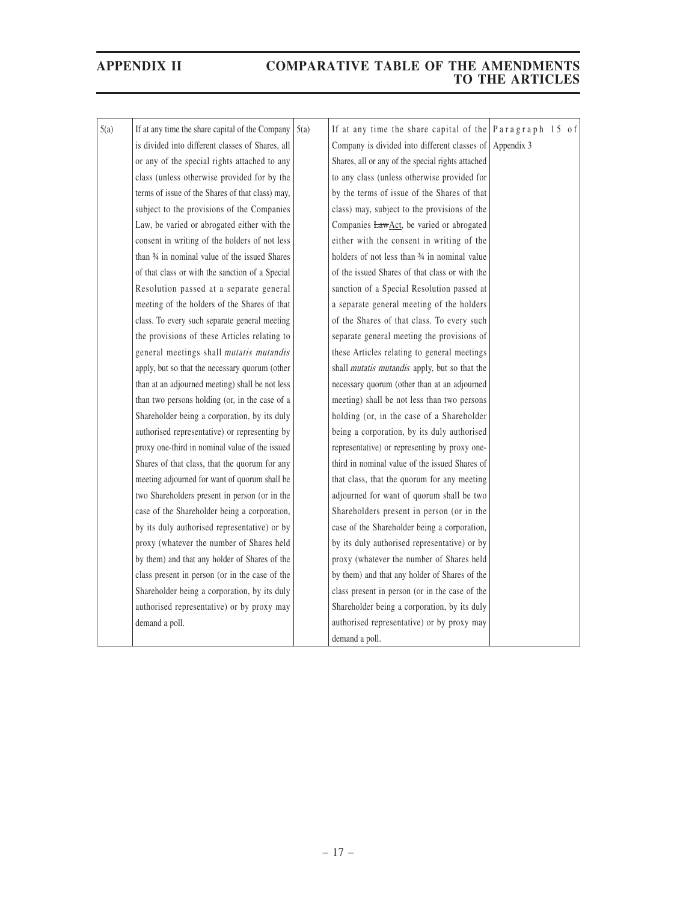| | | | | |
|---|---|---|---|---|
| 5(a) | If at any time the share capital of the Company is divided into different classes of Shares, all or any of the special rights attached to any class (unless otherwise provided for by the terms of issue of the Shares of that class) may, subject to the provisions of the Companies Law, be varied or abrogated either with the consent in writing of the holders of not less than ¾ in nominal value of the issued Shares of that class or with the sanction of a Special Resolution passed at a separate general meeting of the holders of the Shares of that class. To every such separate general meeting the provisions of these Articles relating to general meetings shall *mutatis mutandis* apply, but so that the necessary quorum (other than at an adjourned meeting) shall be not less than two persons holding (or, in the case of a Shareholder being a corporation, by its duly authorised representative) or representing by proxy one-third in nominal value of the issued Shares of that class, that the quorum for any meeting adjourned for want of quorum shall be two Shareholders present in person (or in the case of the Shareholder being a corporation, by its duly authorised representative) or by proxy (whatever the number of Shares held by them) and that any holder of Shares of the class present in person (or in the case of the Shareholder being a corporation, by its duly authorised representative) or by proxy may demand a poll. | 5(a) | If at any time the share capital of the Company is divided into different classes of Shares, all or any of the special rights attached to any class (unless otherwise provided for by the terms of issue of the Shares of that class) may, subject to the provisions of the Companies ~~Law~~Act, be varied or abrogated either with the consent in writing of the holders of not less than ¾ in nominal value of the issued Shares of that class or with the sanction of a Special Resolution passed at a separate general meeting of the holders of the Shares of that class. To every such separate general meeting the provisions of these Articles relating to general meetings shall *mutatis mutandis* apply, but so that the necessary quorum (other than at an adjourned meeting) shall be not less than two persons holding (or, in the case of a Shareholder being a corporation, by its duly authorised representative) or representing by proxy one-third in nominal value of the issued Shares of that class, that the quorum for any meeting adjourned for want of quorum shall be two Shareholders present in person (or in the case of the Shareholder being a corporation, by its duly authorised representative) or by proxy (whatever the number of Shares held by them) and that any holder of Shares of the class present in person (or in the case of the Shareholder being a corporation, by its duly authorised representative) or by proxy may demand a poll. | Paragraph 15 of Appendix 3 |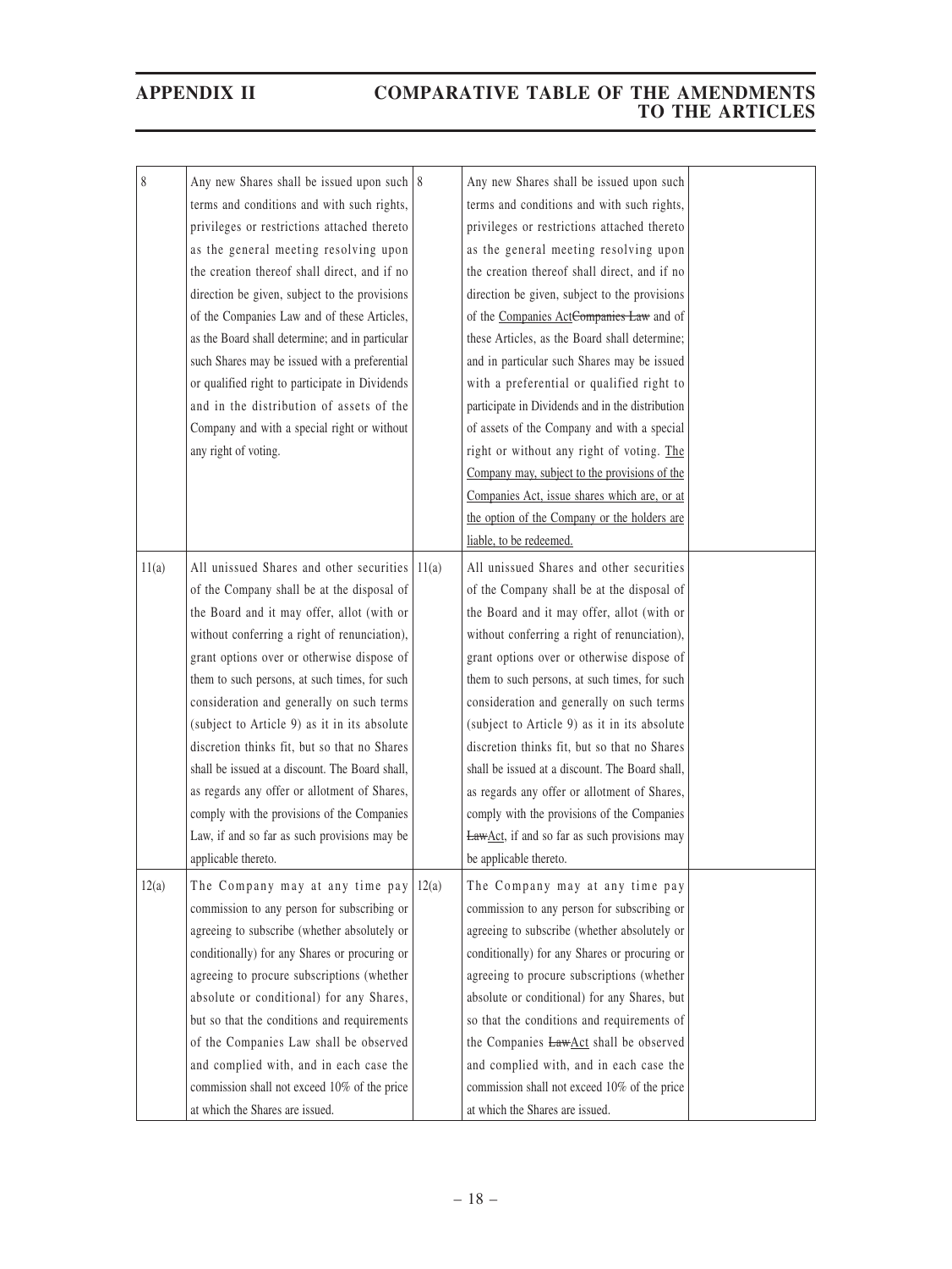| | | | | |
|---|---|---|---|---|
| 8 | Any new Shares shall be issued upon such terms and conditions and with such rights, privileges or restrictions attached thereto as the general meeting resolving upon the creation thereof shall direct, and if no direction be given, subject to the provisions of the Companies Law and of these Articles, as the Board shall determine; and in particular such Shares may be issued with a preferential or qualified right to participate in Dividends and in the distribution of assets of the Company and with a special right or without any right of voting. | 8 | Any new Shares shall be issued upon such terms and conditions and with such rights, privileges or restrictions attached thereto as the general meeting resolving upon the creation thereof shall direct, and if no direction be given, subject to the provisions of the <u>Companies Act</u>~~Companies Law~~ and of these Articles, as the Board shall determine; and in particular such Shares may be issued with a preferential or qualified right to participate in Dividends and in the distribution of assets of the Company and with a special right or without any right of voting. <u>The Company may, subject to the provisions of the Companies Act, issue shares which are, or at the option of the Company or the holders are liable, to be redeemed.</u> | |
| 11(a) | All unissued Shares and other securities of the Company shall be at the disposal of the Board and it may offer, allot (with or without conferring a right of renunciation), grant options over or otherwise dispose of them to such persons, at such times, for such consideration and generally on such terms (subject to Article 9) as it in its absolute discretion thinks fit, but so that no Shares shall be issued at a discount. The Board shall, as regards any offer or allotment of Shares, comply with the provisions of the Companies Law, if and so far as such provisions may be applicable thereto. | 11(a) | All unissued Shares and other securities of the Company shall be at the disposal of the Board and it may offer, allot (with or without conferring a right of renunciation), grant options over or otherwise dispose of them to such persons, at such times, for such consideration and generally on such terms (subject to Article 9) as it in its absolute discretion thinks fit, but so that no Shares shall be issued at a discount. The Board shall, as regards any offer or allotment of Shares, comply with the provisions of the Companies ~~Law~~<u>Act</u>, if and so far as such provisions may be applicable thereto. | |
| 12(a) | The Company may at any time pay commission to any person for subscribing or agreeing to subscribe (whether absolutely or conditionally) for any Shares or procuring or agreeing to procure subscriptions (whether absolute or conditional) for any Shares, but so that the conditions and requirements of the Companies Law shall be observed and complied with, and in each case the commission shall not exceed 10% of the price at which the Shares are issued. | 12(a) | The Company may at any time pay commission to any person for subscribing or agreeing to subscribe (whether absolutely or conditionally) for any Shares or procuring or agreeing to procure subscriptions (whether absolute or conditional) for any Shares, but so that the conditions and requirements of the Companies ~~Law~~<u>Act</u> shall be observed and complied with, and in each case the commission shall not exceed 10% of the price at which the Shares are issued. | |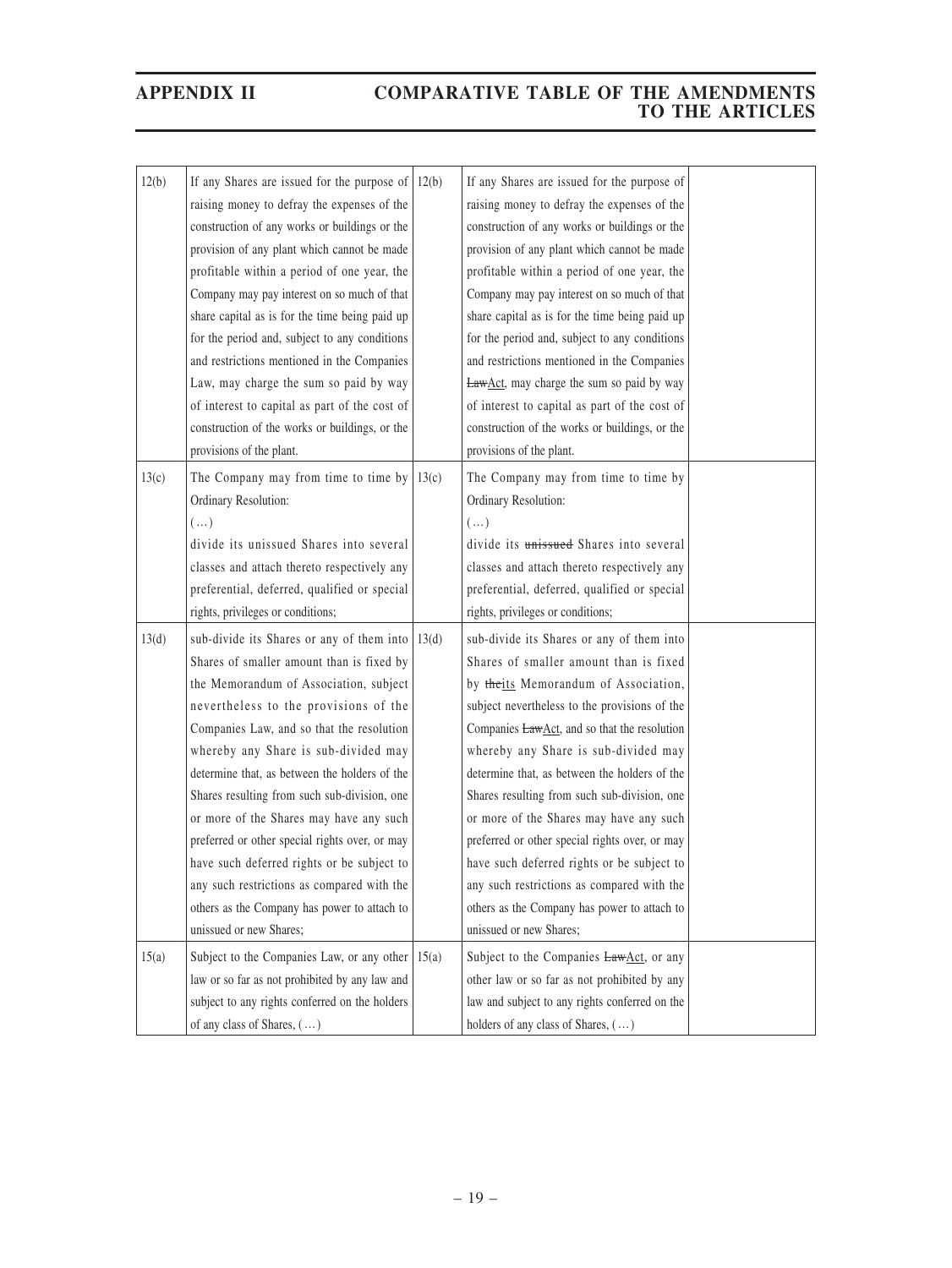## APPENDIX II COMPARATIVE TABLE OF THE AMENDMENTS TO THE ARTICLES

| | | | | |
|---|---|---|---|---|
| 12(b) | If any Shares are issued for the purpose of raising money to defray the expenses of the construction of any works or buildings or the provision of any plant which cannot be made profitable within a period of one year, the Company may pay interest on so much of that share capital as is for the time being paid up for the period and, subject to any conditions and restrictions mentioned in the Companies Law, may charge the sum so paid by way of interest to capital as part of the cost of construction of the works or buildings, or the provisions of the plant. | 12(b) | If any Shares are issued for the purpose of raising money to defray the expenses of the construction of any works or buildings or the provision of any plant which cannot be made profitable within a period of one year, the Company may pay interest on so much of that share capital as is for the time being paid up for the period and, subject to any conditions and restrictions mentioned in the Companies ~~Law~~<u>Act</u>, may charge the sum so paid by way of interest to capital as part of the cost of construction of the works or buildings, or the provisions of the plant. | |
| 13(c) | The Company may from time to time by Ordinary Resolution:<br>(…)<br>divide its unissued Shares into several classes and attach thereto respectively any preferential, deferred, qualified or special rights, privileges or conditions; | 13(c) | The Company may from time to time by Ordinary Resolution:<br>(…)<br>divide its ~~unissued~~ Shares into several classes and attach thereto respectively any preferential, deferred, qualified or special rights, privileges or conditions; | |
| 13(d) | sub-divide its Shares or any of them into Shares of smaller amount than is fixed by the Memorandum of Association, subject nevertheless to the provisions of the Companies Law, and so that the resolution whereby any Share is sub-divided may determine that, as between the holders of the Shares resulting from such sub-division, one or more of the Shares may have any such preferred or other special rights over, or may have such deferred rights or be subject to any such restrictions as compared with the others as the Company has power to attach to unissued or new Shares; | 13(d) | sub-divide its Shares or any of them into Shares of smaller amount than is fixed by ~~the~~<u>its</u> Memorandum of Association, subject nevertheless to the provisions of the Companies ~~Law~~<u>Act</u>, and so that the resolution whereby any Share is sub-divided may determine that, as between the holders of the Shares resulting from such sub-division, one or more of the Shares may have any such preferred or other special rights over, or may have such deferred rights or be subject to any such restrictions as compared with the others as the Company has power to attach to unissued or new Shares; | |
| 15(a) | Subject to the Companies Law, or any other law or so far as not prohibited by any law and subject to any rights conferred on the holders of any class of Shares, (…) | 15(a) | Subject to the Companies ~~Law~~<u>Act</u>, or any other law or so far as not prohibited by any law and subject to any rights conferred on the holders of any class of Shares, (…) | |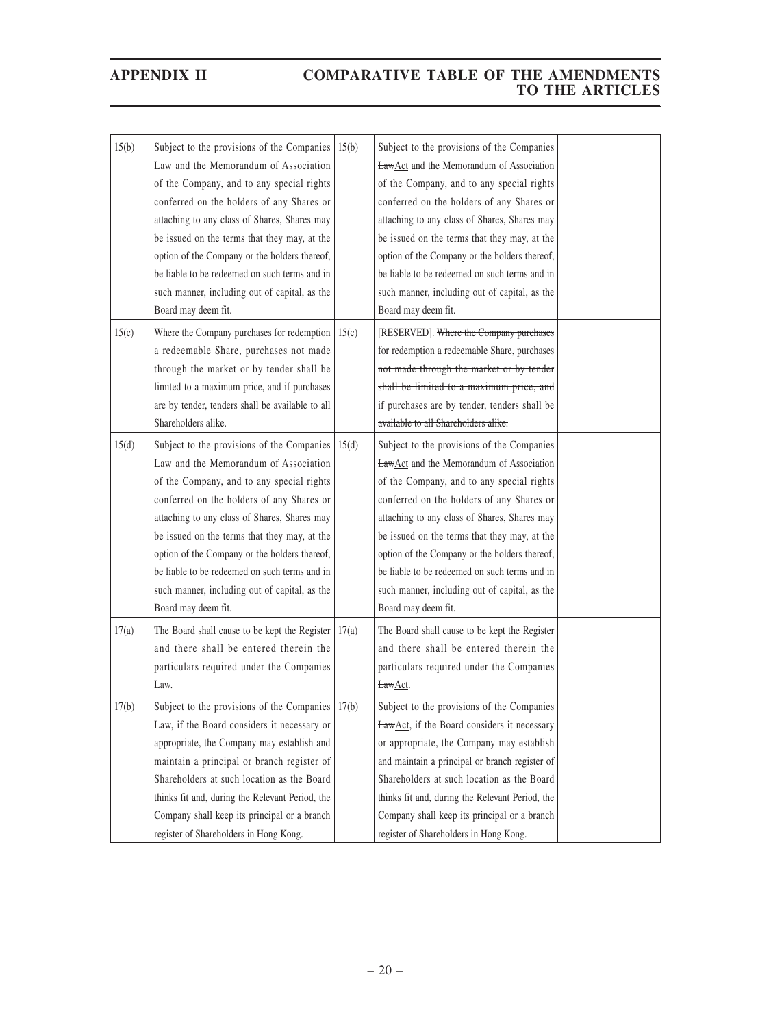| | | | | |
|---|---|---|---|---|
| 15(b) | Subject to the provisions of the Companies Law and the Memorandum of Association of the Company, and to any special rights conferred on the holders of any Shares or attaching to any class of Shares, Shares may be issued on the terms that they may, at the option of the Company or the holders thereof, be liable to be redeemed on such terms and in such manner, including out of capital, as the Board may deem fit. | 15(b) | Subject to the provisions of the Companies ~~Law~~Act and the Memorandum of Association of the Company, and to any special rights conferred on the holders of any Shares or attaching to any class of Shares, Shares may be issued on the terms that they may, at the option of the Company or the holders thereof, be liable to be redeemed on such terms and in such manner, including out of capital, as the Board may deem fit. | |
| 15(c) | Where the Company purchases for redemption a redeemable Share, purchases not made through the market or by tender shall be limited to a maximum price, and if purchases are by tender, tenders shall be available to all Shareholders alike. | 15(c) | [RESERVED]. ~~Where the Company purchases for redemption a redeemable Share, purchases not made through the market or by tender shall be limited to a maximum price, and if purchases are by tender, tenders shall be available to all Shareholders alike.~~ | |
| 15(d) | Subject to the provisions of the Companies Law and the Memorandum of Association of the Company, and to any special rights conferred on the holders of any Shares or attaching to any class of Shares, Shares may be issued on the terms that they may, at the option of the Company or the holders thereof, be liable to be redeemed on such terms and in such manner, including out of capital, as the Board may deem fit. | 15(d) | Subject to the provisions of the Companies ~~Law~~Act and the Memorandum of Association of the Company, and to any special rights conferred on the holders of any Shares or attaching to any class of Shares, Shares may be issued on the terms that they may, at the option of the Company or the holders thereof, be liable to be redeemed on such terms and in such manner, including out of capital, as the Board may deem fit. | |
| 17(a) | The Board shall cause to be kept the Register and there shall be entered therein the particulars required under the Companies Law. | 17(a) | The Board shall cause to be kept the Register and there shall be entered therein the particulars required under the Companies ~~Law~~Act. | |
| 17(b) | Subject to the provisions of the Companies Law, if the Board considers it necessary or appropriate, the Company may establish and maintain a principal or branch register of Shareholders at such location as the Board thinks fit and, during the Relevant Period, the Company shall keep its principal or a branch register of Shareholders in Hong Kong. | 17(b) | Subject to the provisions of the Companies ~~Law~~Act, if the Board considers it necessary or appropriate, the Company may establish and maintain a principal or branch register of Shareholders at such location as the Board thinks fit and, during the Relevant Period, the Company shall keep its principal or a branch register of Shareholders in Hong Kong. | |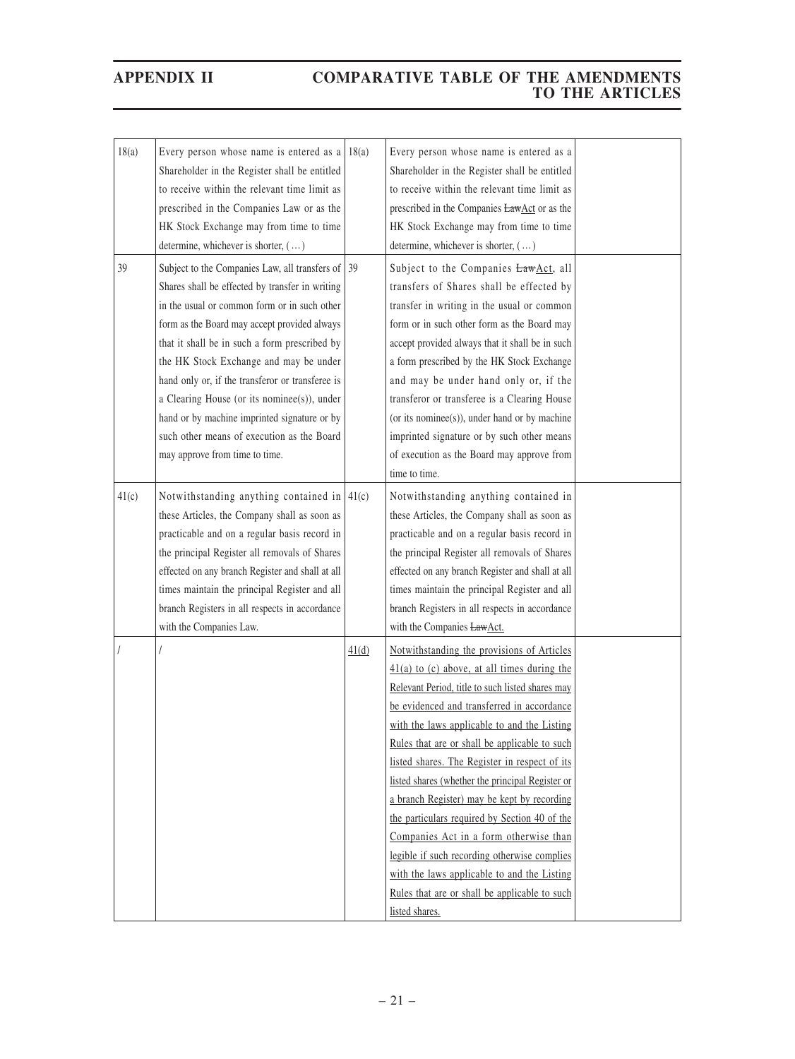| 18(a) | Every person whose name is entered as a Shareholder in the Register shall be entitled to receive within the relevant time limit as prescribed in the Companies Law or as the HK Stock Exchange may from time to time determine, whichever is shorter, (…) | 18(a) | Every person whose name is entered as a Shareholder in the Register shall be entitled to receive within the relevant time limit as prescribed in the Companies ~~Law~~<u>Act</u> or as the HK Stock Exchange may from time to time determine, whichever is shorter, (…) | |
|---|---|---|---|---|
| 39 | Subject to the Companies Law, all transfers of Shares shall be effected by transfer in writing in the usual or common form or in such other form as the Board may accept provided always that it shall be in such a form prescribed by the HK Stock Exchange and may be under hand only or, if the transferor or transferee is a Clearing House (or its nominee(s)), under hand or by machine imprinted signature or by such other means of execution as the Board may approve from time to time. | 39 | Subject to the Companies ~~Law~~<u>Act</u>, all transfers of Shares shall be effected by transfer in writing in the usual or common form or in such other form as the Board may accept provided always that it shall be in such a form prescribed by the HK Stock Exchange and may be under hand only or, if the transferor or transferee is a Clearing House (or its nominee(s)), under hand or by machine imprinted signature or by such other means of execution as the Board may approve from time to time. | |
| 41(c) | Notwithstanding anything contained in these Articles, the Company shall as soon as practicable and on a regular basis record in the principal Register all removals of Shares effected on any branch Register and shall at all times maintain the principal Register and all branch Registers in all respects in accordance with the Companies Law. | 41(c) | Notwithstanding anything contained in these Articles, the Company shall as soon as practicable and on a regular basis record in the principal Register all removals of Shares effected on any branch Register and shall at all times maintain the principal Register and all branch Registers in all respects in accordance with the Companies ~~Law~~<u>Act</u>. | |
| / | / | <u>41(d)</u> | <u>Notwithstanding the provisions of Articles 41(a) to (c) above, at all times during the Relevant Period, title to such listed shares may be evidenced and transferred in accordance with the laws applicable to and the Listing Rules that are or shall be applicable to such listed shares. The Register in respect of its listed shares (whether the principal Register or a branch Register) may be kept by recording the particulars required by Section 40 of the Companies Act in a form otherwise than legible if such recording otherwise complies with the laws applicable to and the Listing Rules that are or shall be applicable to such listed shares.</u> | |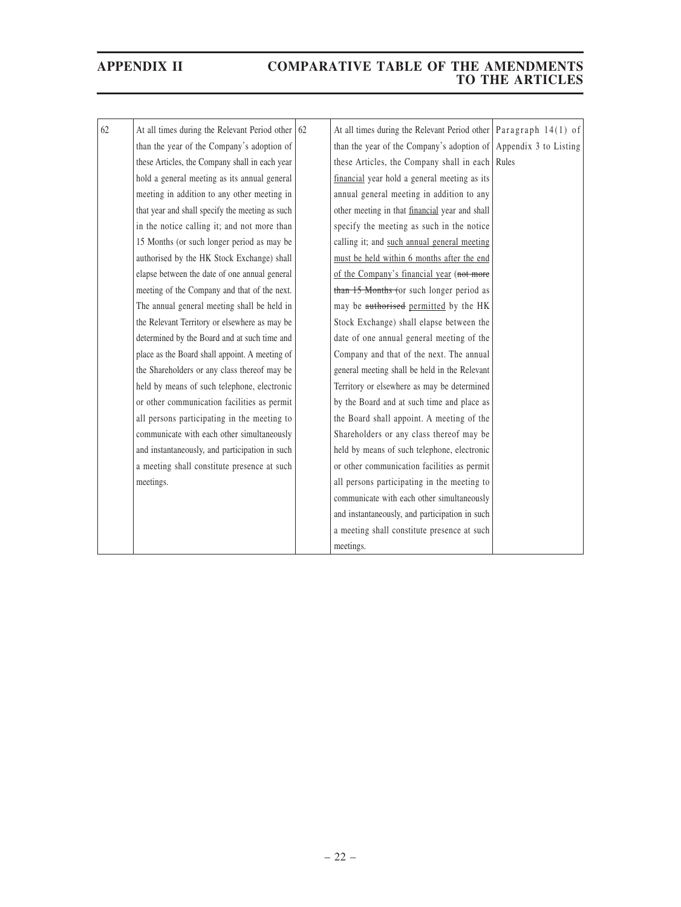| 62 | At all times during the Relevant Period other than the year of the Company's adoption of these Articles, the Company shall in each year hold a general meeting as its annual general meeting in addition to any other meeting in that year and shall specify the meeting as such in the notice calling it; and not more than 15 Months (or such longer period as may be authorised by the HK Stock Exchange) shall elapse between the date of one annual general meeting of the Company and that of the next. The annual general meeting shall be held in the Relevant Territory or elsewhere as may be determined by the Board and at such time and place as the Board shall appoint. A meeting of the Shareholders or any class thereof may be held by means of such telephone, electronic or other communication facilities as permit all persons participating in the meeting to communicate with each other simultaneously and instantaneously, and participation in such a meeting shall constitute presence at such meetings. | 62 | At all times during the Relevant Period other than the year of the Company's adoption of these Articles, the Company shall in each financial year hold a general meeting as its annual general meeting in addition to any other meeting in that financial year and shall specify the meeting as such in the notice calling it; and such annual general meeting must be held within 6 months after the end of the Company's financial year (~~not more than 15 Months (~~or such longer period as may be ~~authorised~~ permitted by the HK Stock Exchange) shall elapse between the date of one annual general meeting of the Company and that of the next. The annual general meeting shall be held in the Relevant Territory or elsewhere as may be determined by the Board and at such time and place as the Board shall appoint. A meeting of the Shareholders or any class thereof may be held by means of such telephone, electronic or other communication facilities as permit all persons participating in the meeting to communicate with each other simultaneously and instantaneously, and participation in such a meeting shall constitute presence at such meetings. | Paragraph 14(1) of Appendix 3 to Listing Rules |
|---|---|---|---|---|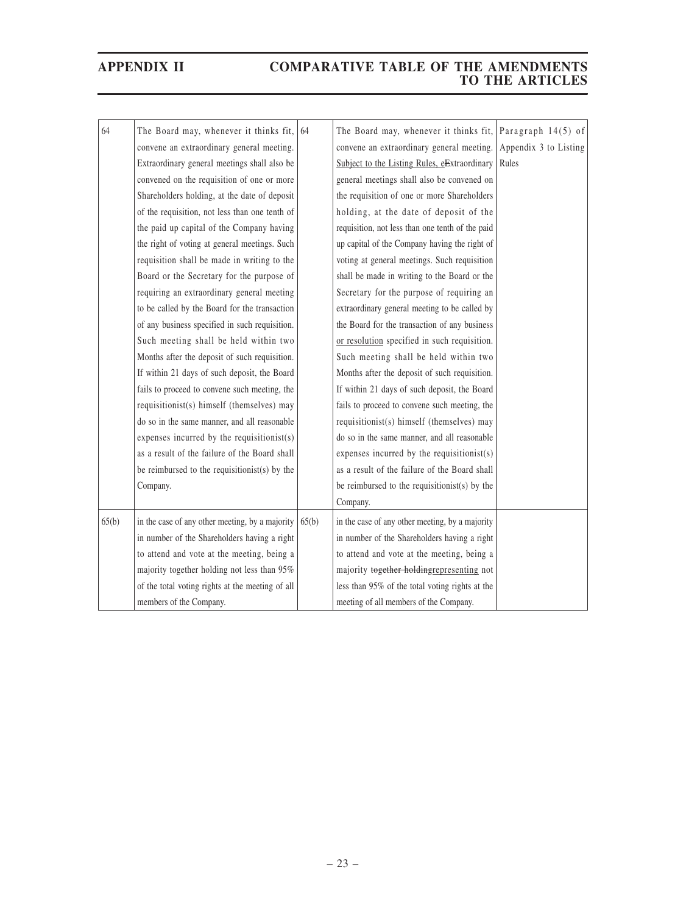| 64 | The Board may, whenever it thinks fit, convene an extraordinary general meeting. Extraordinary general meetings shall also be convened on the requisition of one or more Shareholders holding, at the date of deposit of the requisition, not less than one tenth of the paid up capital of the Company having the right of voting at general meetings. Such requisition shall be made in writing to the Board or the Secretary for the purpose of requiring an extraordinary general meeting to be called by the Board for the transaction of any business specified in such requisition. Such meeting shall be held within two Months after the deposit of such requisition. If within 21 days of such deposit, the Board fails to proceed to convene such meeting, the requisitionist(s) himself (themselves) may do so in the same manner, and all reasonable expenses incurred by the requisitionist(s) as a result of the failure of the Board shall be reimbursed to the requisitionist(s) by the Company. | 64 | The Board may, whenever it thinks fit, convene an extraordinary general meeting. <u>Subject to the Listing Rules, e</u>~~E~~xtraordinary general meetings shall also be convened on the requisition of one or more Shareholders holding, at the date of deposit of the requisition, not less than one tenth of the paid up capital of the Company having the right of voting at general meetings. Such requisition shall be made in writing to the Board or the Secretary for the purpose of requiring an extraordinary general meeting to be called by the Board for the transaction of any business <u>or resolution</u> specified in such requisition. Such meeting shall be held within two Months after the deposit of such requisition. If within 21 days of such deposit, the Board fails to proceed to convene such meeting, the requisitionist(s) himself (themselves) may do so in the same manner, and all reasonable expenses incurred by the requisitionist(s) as a result of the failure of the Board shall be reimbursed to the requisitionist(s) by the Company. | Paragraph 14(5) of Appendix 3 to Listing Rules |
|---|---|---|---|---|
| 65(b) | in the case of any other meeting, by a majority in number of the Shareholders having a right to attend and vote at the meeting, being a majority together holding not less than 95% of the total voting rights at the meeting of all members of the Company. | 65(b) | in the case of any other meeting, by a majority in number of the Shareholders having a right to attend and vote at the meeting, being a majority ~~together holding~~<u>representing</u> not less than 95% of the total voting rights at the meeting of all members of the Company. | |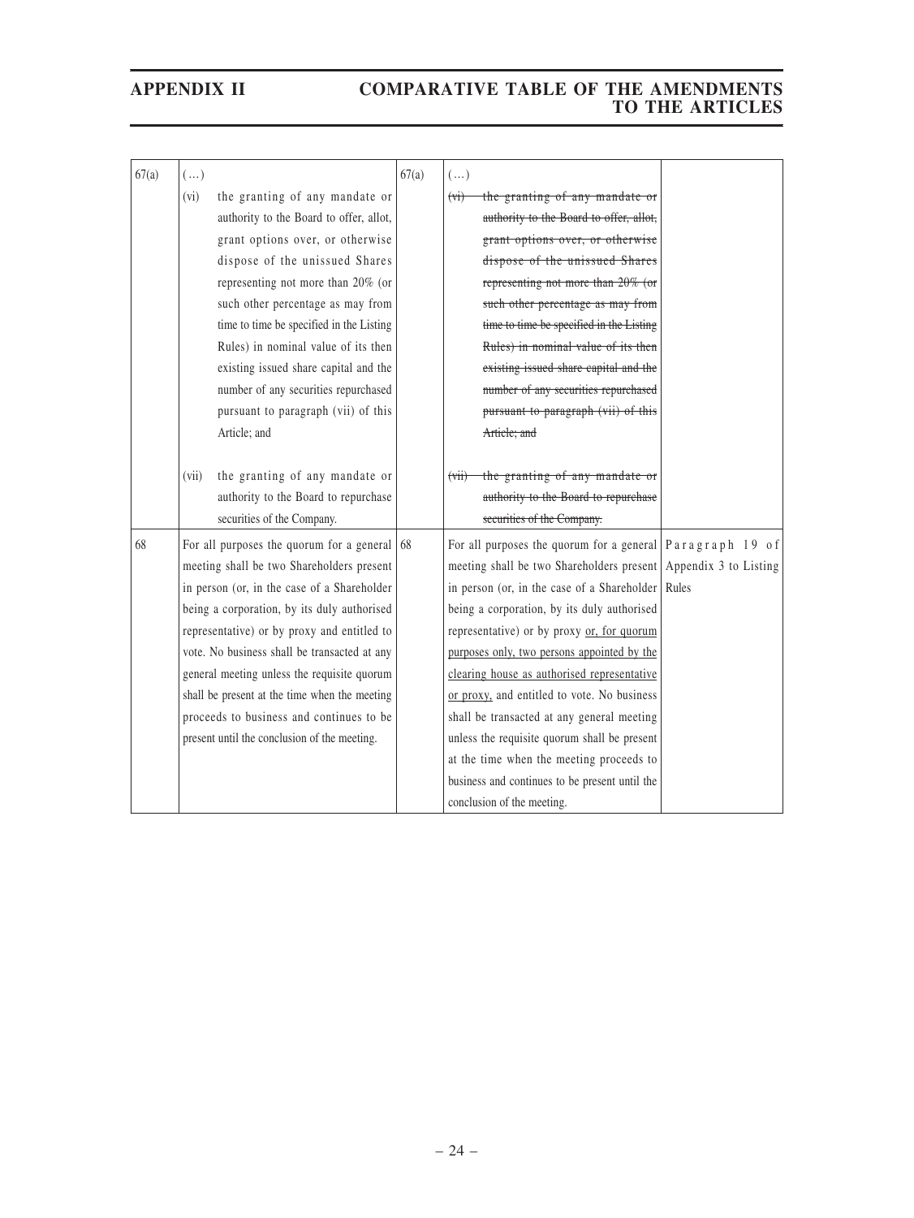## APPENDIX II COMPARATIVE TABLE OF THE AMENDMENTS TO THE ARTICLES

| | | | | |
|---|---|---|---|---|
| 67(a) | (…)<br><br>(vi) the granting of any mandate or authority to the Board to offer, allot, grant options over, or otherwise dispose of the unissued Shares representing not more than 20% (or such other percentage as may from time to time be specified in the Listing Rules) in nominal value of its then existing issued share capital and the number of any securities repurchased pursuant to paragraph (vii) of this Article; and<br><br>(vii) the granting of any mandate or authority to the Board to repurchase securities of the Company. | 67(a) | (…)<br><br>~~(vi) the granting of any mandate or authority to the Board to offer, allot, grant options over, or otherwise dispose of the unissued Shares representing not more than 20% (or such other percentage as may from time to time be specified in the Listing Rules) in nominal value of its then existing issued share capital and the number of any securities repurchased pursuant to paragraph (vii) of this Article; and~~<br><br>~~(vii) the granting of any mandate or authority to the Board to repurchase securities of the Company.~~ | |
| 68 | For all purposes the quorum for a general meeting shall be two Shareholders present in person (or, in the case of a Shareholder being a corporation, by its duly authorised representative) or by proxy and entitled to vote. No business shall be transacted at any general meeting unless the requisite quorum shall be present at the time when the meeting proceeds to business and continues to be present until the conclusion of the meeting. | 68 | For all purposes the quorum for a general meeting shall be two Shareholders present in person (or, in the case of a Shareholder being a corporation, by its duly authorised representative) or by proxy <u>or, for quorum purposes only, two persons appointed by the clearing house as authorised representative or proxy,</u> and entitled to vote. No business shall be transacted at any general meeting unless the requisite quorum shall be present at the time when the meeting proceeds to business and continues to be present until the conclusion of the meeting. | Paragraph 19 of Appendix 3 to Listing Rules |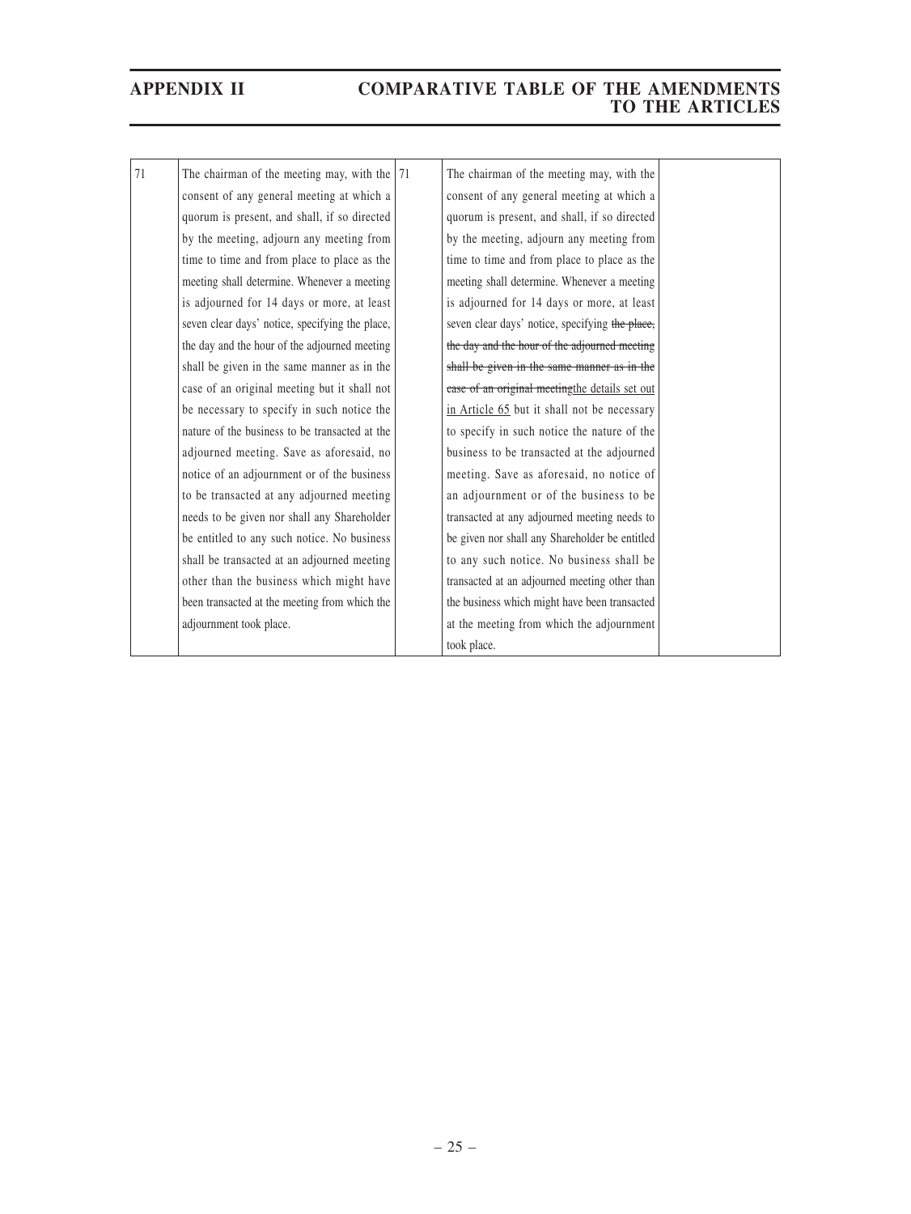| 71 | The chairman of the meeting may, with the consent of any general meeting at which a quorum is present, and shall, if so directed by the meeting, adjourn any meeting from time to time and from place to place as the meeting shall determine. Whenever a meeting is adjourned for 14 days or more, at least seven clear days' notice, specifying the place, the day and the hour of the adjourned meeting shall be given in the same manner as in the case of an original meeting but it shall not be necessary to specify in such notice the nature of the business to be transacted at the adjourned meeting. Save as aforesaid, no notice of an adjournment or of the business to be transacted at any adjourned meeting needs to be given nor shall any Shareholder be entitled to any such notice. No business shall be transacted at an adjourned meeting other than the business which might have been transacted at the meeting from which the adjournment took place. | 71 | The chairman of the meeting may, with the consent of any general meeting at which a quorum is present, and shall, if so directed by the meeting, adjourn any meeting from time to time and from place to place as the meeting shall determine. Whenever a meeting is adjourned for 14 days or more, at least seven clear days' notice, specifying ~~the place, the day and the hour of the adjourned meeting shall be given in the same manner as in the case of an original meeting~~<u>the details set out in Article 65</u> but it shall not be necessary to specify in such notice the nature of the business to be transacted at the adjourned meeting. Save as aforesaid, no notice of an adjournment or of the business to be transacted at any adjourned meeting needs to be given nor shall any Shareholder be entitled to any such notice. No business shall be transacted at an adjourned meeting other than the business which might have been transacted at the meeting from which the adjournment took place. | |
|---|---|---|---|---|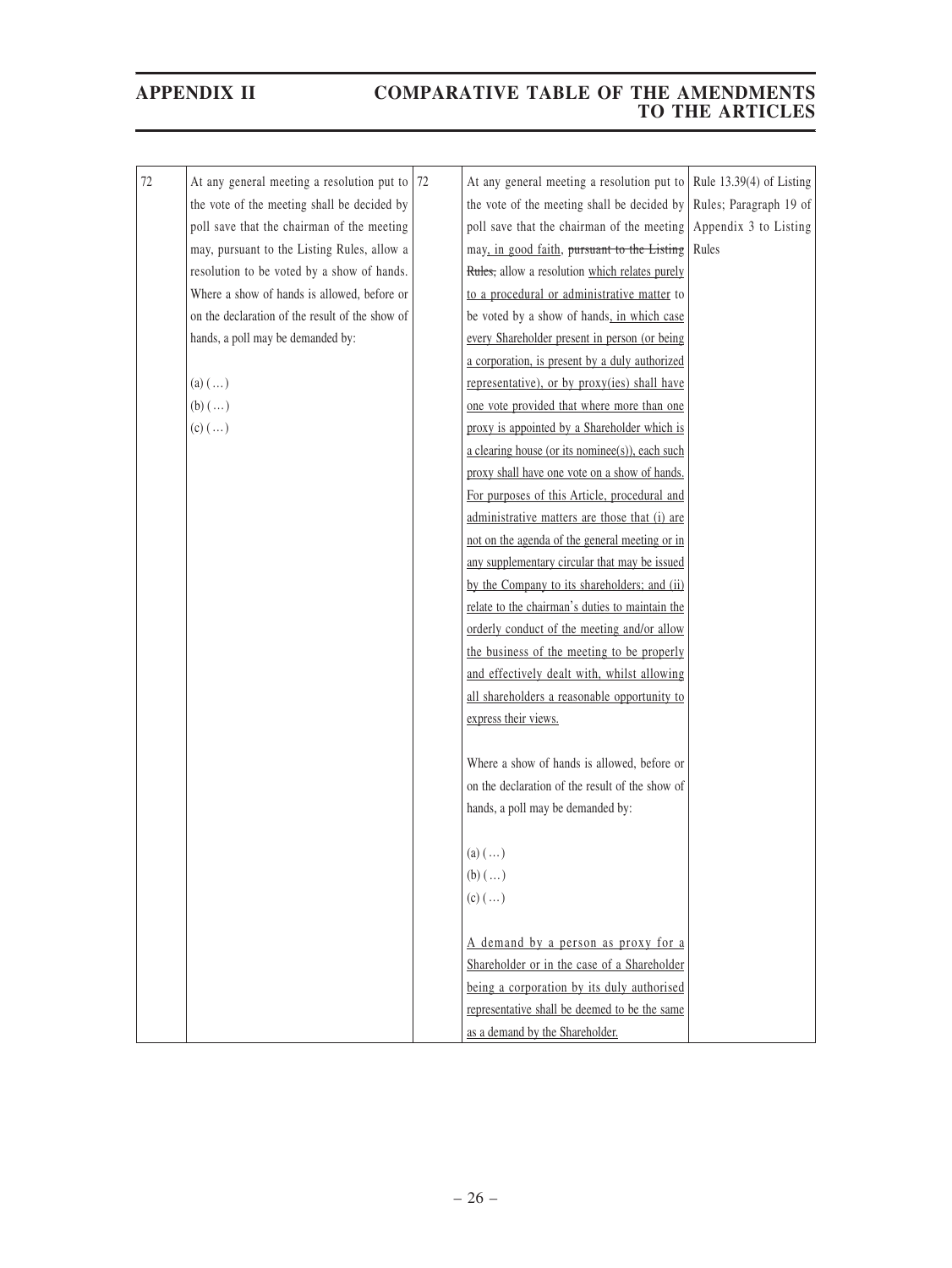| 72 | At any general meeting a resolution put to the vote of the meeting shall be decided by poll save that the chairman of the meeting may, pursuant to the Listing Rules, allow a resolution to be voted by a show of hands. Where a show of hands is allowed, before or on the declaration of the result of the show of hands, a poll may be demanded by:<br><br>(a) (…)<br>(b) (…)<br>(c) (…) | 72 | At any general meeting a resolution put to the vote of the meeting shall be decided by poll save that the chairman of the meeting may, in good faith, ~~pursuant to the Listing Rules,~~ allow a resolution which relates purely to a procedural or administrative matter to be voted by a show of hands, in which case every Shareholder present in person (or being a corporation, is present by a duly authorized representative), or by proxy(ies) shall have one vote provided that where more than one proxy is appointed by a Shareholder which is a clearing house (or its nominee(s)), each such proxy shall have one vote on a show of hands. For purposes of this Article, procedural and administrative matters are those that (i) are not on the agenda of the general meeting or in any supplementary circular that may be issued by the Company to its shareholders; and (ii) relate to the chairman's duties to maintain the orderly conduct of the meeting and/or allow the business of the meeting to be properly and effectively dealt with, whilst allowing all shareholders a reasonable opportunity to express their views.<br><br>Where a show of hands is allowed, before or on the declaration of the result of the show of hands, a poll may be demanded by:<br><br>(a) (…)<br>(b) (…)<br>(c) (…)<br><br>A demand by a person as proxy for a Shareholder or in the case of a Shareholder being a corporation by its duly authorised representative shall be deemed to be the same as a demand by the Shareholder. | Rule 13.39(4) of Listing Rules; Paragraph 19 of Appendix 3 to Listing Rules |
|---|---|---|---|---|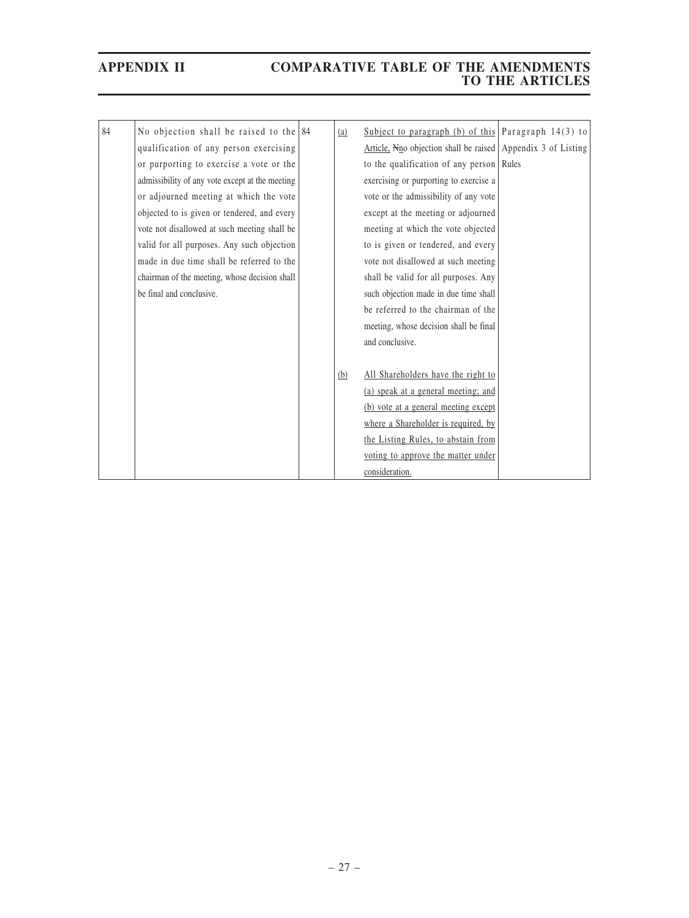| 84 | No objection shall be raised to the qualification of any person exercising or purporting to exercise a vote or the admissibility of any vote except at the meeting or adjourned meeting at which the vote objected to is given or tendered, and every vote not disallowed at such meeting shall be valid for all purposes. Any such objection made in due time shall be referred to the chairman of the meeting, whose decision shall be final and conclusive. | 84 | (a) Subject to paragraph (b) of this Article, ~~N~~no objection shall be raised to the qualification of any person exercising or purporting to exercise a vote or the admissibility of any vote except at the meeting or adjourned meeting at which the vote objected to is given or tendered, and every vote not disallowed at such meeting shall be valid for all purposes. Any such objection made in due time shall be referred to the chairman of the meeting, whose decision shall be final and conclusive.<br><br>(b) All Shareholders have the right to (a) speak at a general meeting; and (b) vote at a general meeting except where a Shareholder is required, by the Listing Rules, to abstain from voting to approve the matter under consideration. | Paragraph 14(3) to Appendix 3 of Listing Rules |
|---|---|---|---|---|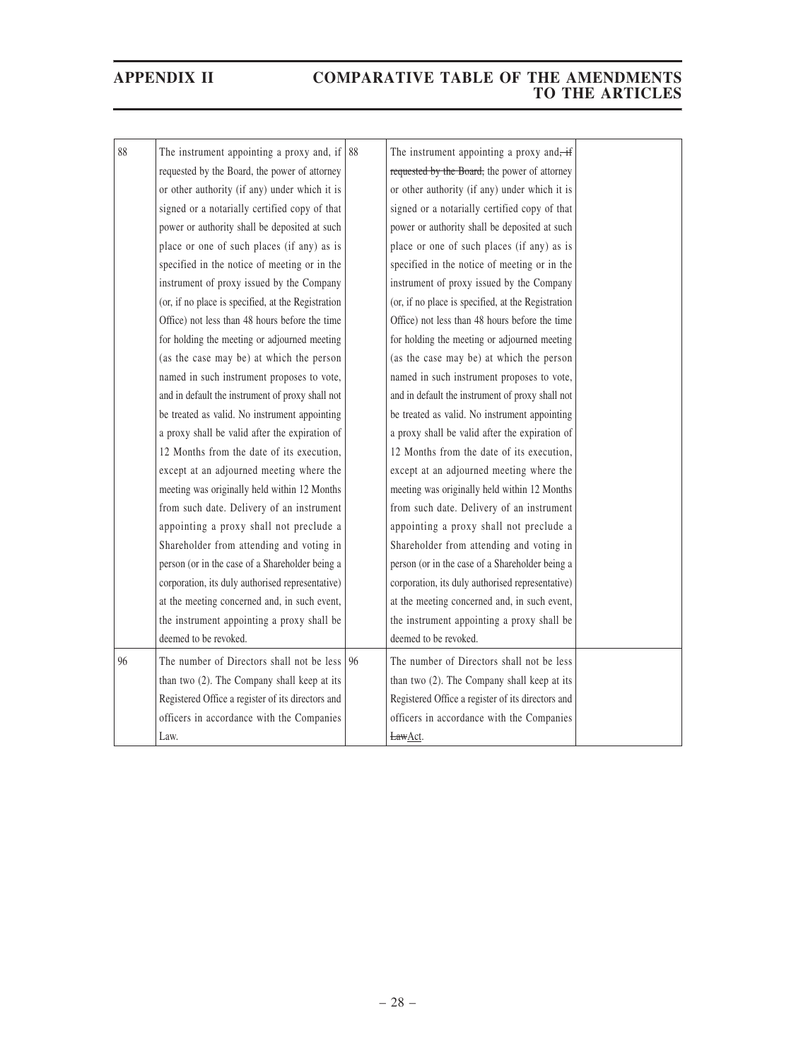| 88 | The instrument appointing a proxy and, if requested by the Board, the power of attorney or other authority (if any) under which it is signed or a notarially certified copy of that power or authority shall be deposited at such place or one of such places (if any) as is specified in the notice of meeting or in the instrument of proxy issued by the Company (or, if no place is specified, at the Registration Office) not less than 48 hours before the time for holding the meeting or adjourned meeting (as the case may be) at which the person named in such instrument proposes to vote, and in default the instrument of proxy shall not be treated as valid. No instrument appointing a proxy shall be valid after the expiration of 12 Months from the date of its execution, except at an adjourned meeting where the meeting was originally held within 12 Months from such date. Delivery of an instrument appointing a proxy shall not preclude a Shareholder from attending and voting in person (or in the case of a Shareholder being a corporation, its duly authorised representative) at the meeting concerned and, in such event, the instrument appointing a proxy shall be deemed to be revoked. | 88 | The instrument appointing a proxy and~~, if requested by the Board,~~ the power of attorney or other authority (if any) under which it is signed or a notarially certified copy of that power or authority shall be deposited at such place or one of such places (if any) as is specified in the notice of meeting or in the instrument of proxy issued by the Company (or, if no place is specified, at the Registration Office) not less than 48 hours before the time for holding the meeting or adjourned meeting (as the case may be) at which the person named in such instrument proposes to vote, and in default the instrument of proxy shall not be treated as valid. No instrument appointing a proxy shall be valid after the expiration of 12 Months from the date of its execution, except at an adjourned meeting where the meeting was originally held within 12 Months from such date. Delivery of an instrument appointing a proxy shall not preclude a Shareholder from attending and voting in person (or in the case of a Shareholder being a corporation, its duly authorised representative) at the meeting concerned and, in such event, the instrument appointing a proxy shall be deemed to be revoked. | |
|---|---|---|---|---|
| 96 | The number of Directors shall not be less than two (2). The Company shall keep at its Registered Office a register of its directors and officers in accordance with the Companies Law. | 96 | The number of Directors shall not be less than two (2). The Company shall keep at its Registered Office a register of its directors and officers in accordance with the Companies ~~Law~~<u>Act</u>. | |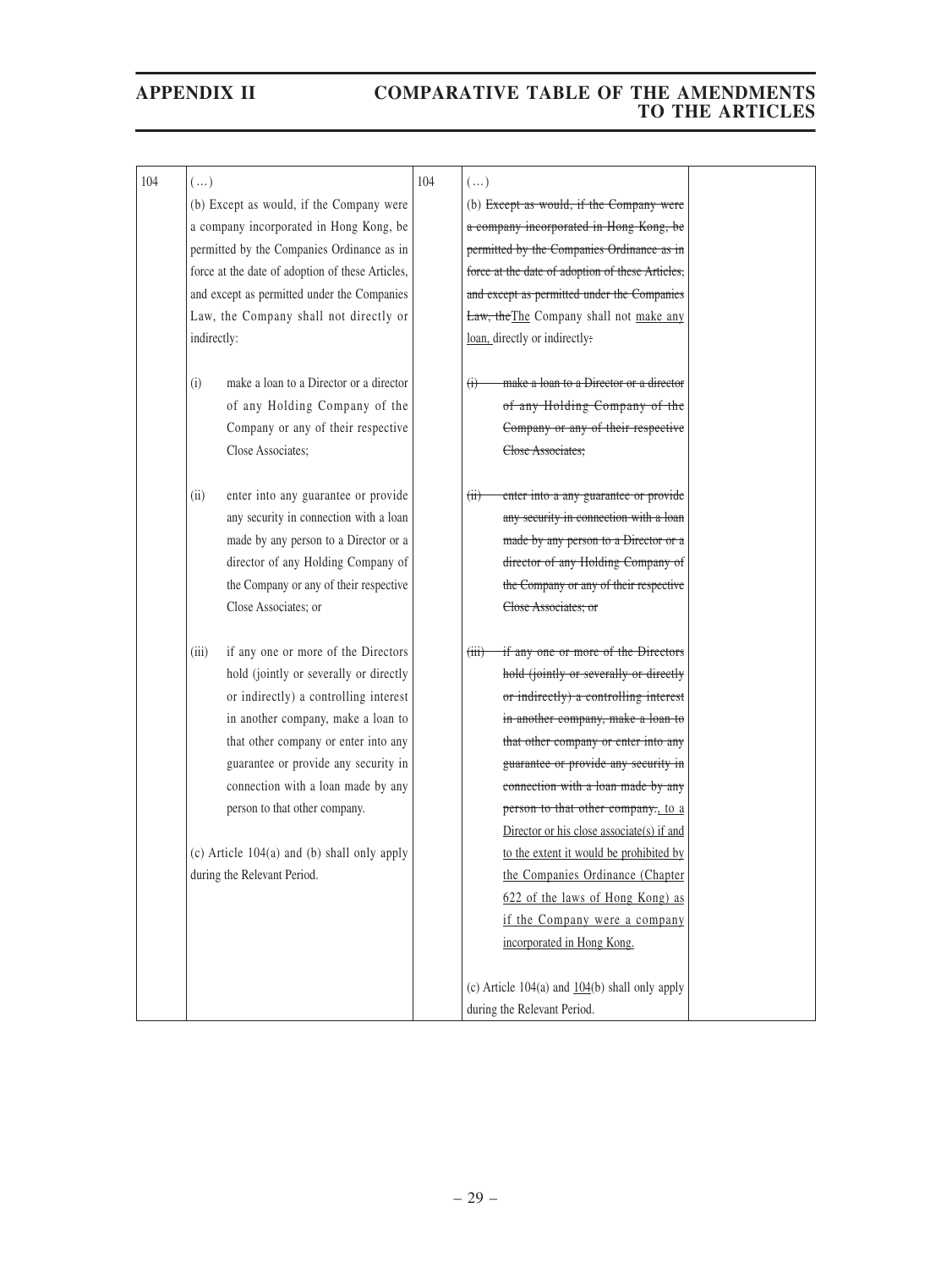| | | | | |
|---|---|---|---|---|
| 104 | (…)<br>(b) Except as would, if the Company were a company incorporated in Hong Kong, be permitted by the Companies Ordinance as in force at the date of adoption of these Articles, and except as permitted under the Companies Law, the Company shall not directly or indirectly:<br><br>(i) make a loan to a Director or a director of any Holding Company of the Company or any of their respective Close Associates;<br><br>(ii) enter into any guarantee or provide any security in connection with a loan made by any person to a Director or a director of any Holding Company of the Company or any of their respective Close Associates; or<br><br>(iii) if any one or more of the Directors hold (jointly or severally or directly or indirectly) a controlling interest in another company, make a loan to that other company or enter into any guarantee or provide any security in connection with a loan made by any person to that other company.<br><br>(c) Article 104(a) and (b) shall only apply during the Relevant Period. | 104 | (…)<br>(b) ~~Except as would, if the Company were a company incorporated in Hong Kong, be permitted by the Companies Ordinance as in force at the date of adoption of these Articles, and except as permitted under the Companies Law, the~~<u>The</u> Company shall not <u>make any loan,</u> directly or indirectly~~:~~<br><br>~~(i) make a loan to a Director or a director of any Holding Company of the Company or any of their respective Close Associates;~~<br><br>~~(ii) enter into a any guarantee or provide any security in connection with a loan made by any person to a Director or a director of any Holding Company of the Company or any of their respective Close Associates; or~~<br><br>~~(iii) if any one or more of the Directors hold (jointly or severally or directly or indirectly) a controlling interest in another company, make a loan to that other company or enter into any guarantee or provide any security in connection with a loan made by any person to that other company.~~<u>, to a Director or his close associate(s) if and to the extent it would be prohibited by the Companies Ordinance (Chapter 622 of the laws of Hong Kong) as if the Company were a company incorporated in Hong Kong.</u><br><br>(c) Article 104(a) and <u>104</u>(b) shall only apply during the Relevant Period. | |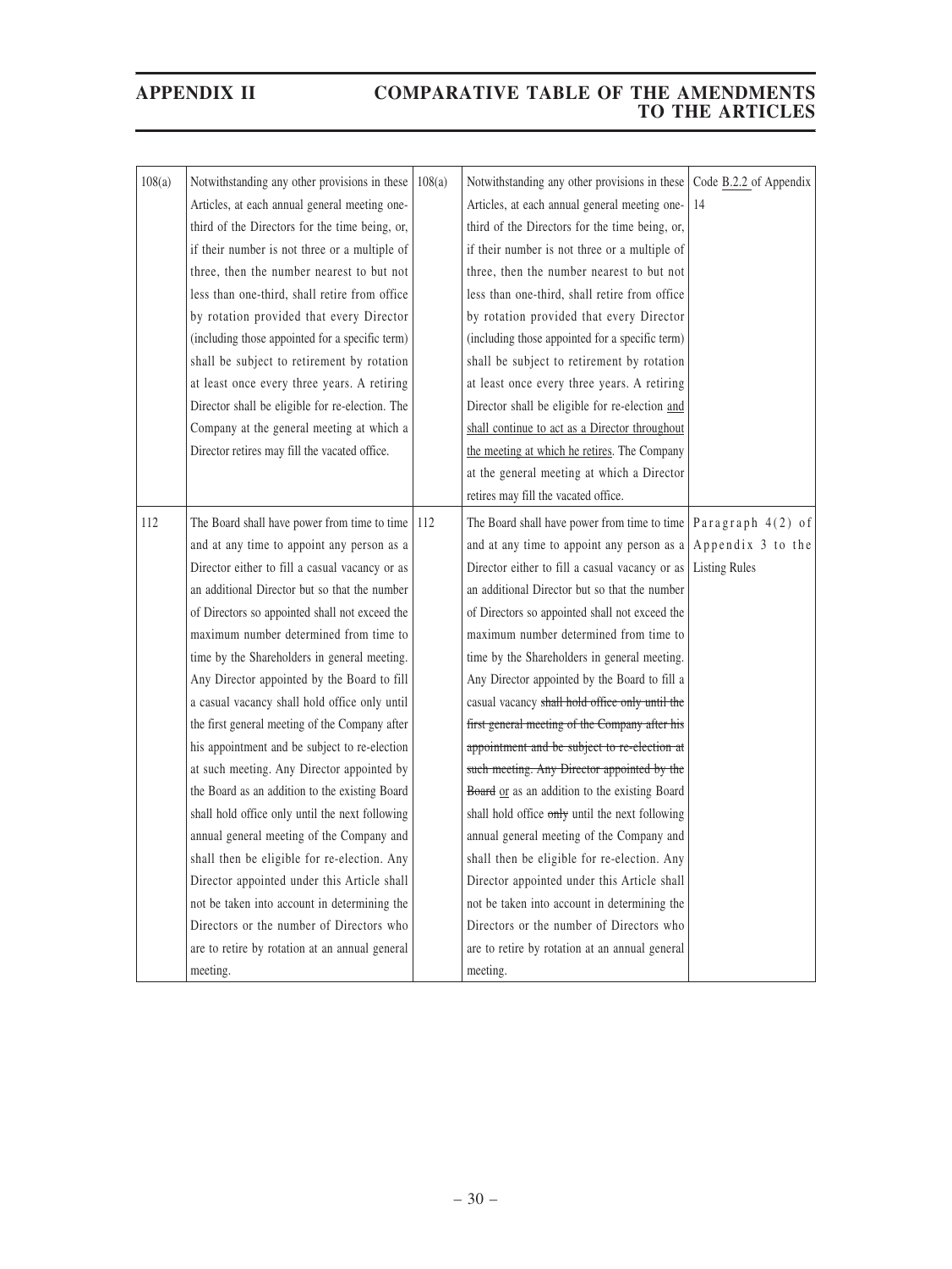| 108(a) | Notwithstanding any other provisions in these Articles, at each annual general meeting one-third of the Directors for the time being, or, if their number is not three or a multiple of three, then the number nearest to but not less than one-third, shall retire from office by rotation provided that every Director (including those appointed for a specific term) shall be subject to retirement by rotation at least once every three years. A retiring Director shall be eligible for re-election. The Company at the general meeting at which a Director retires may fill the vacated office. | 108(a) | Notwithstanding any other provisions in these Articles, at each annual general meeting one-third of the Directors for the time being, or, if their number is not three or a multiple of three, then the number nearest to but not less than one-third, shall retire from office by rotation provided that every Director (including those appointed for a specific term) shall be subject to retirement by rotation at least once every three years. A retiring Director shall be eligible for re-election <u>and shall continue to act as a Director throughout the meeting at which he retires</u>. The Company at the general meeting at which a Director retires may fill the vacated office. | Code <u>B.2.2</u> of Appendix 14 |
|---|---|---|---|---|
| 112 | The Board shall have power from time to time and at any time to appoint any person as a Director either to fill a casual vacancy or as an additional Director but so that the number of Directors so appointed shall not exceed the maximum number determined from time to time by the Shareholders in general meeting. Any Director appointed by the Board to fill a casual vacancy shall hold office only until the first general meeting of the Company after his appointment and be subject to re-election at such meeting. Any Director appointed by the Board as an addition to the existing Board shall hold office only until the next following annual general meeting of the Company and shall then be eligible for re-election. Any Director appointed under this Article shall not be taken into account in determining the Directors or the number of Directors who are to retire by rotation at an annual general meeting. | 112 | The Board shall have power from time to time and at any time to appoint any person as a Director either to fill a casual vacancy or as an additional Director but so that the number of Directors so appointed shall not exceed the maximum number determined from time to time by the Shareholders in general meeting. Any Director appointed by the Board to fill a casual vacancy ~~shall hold office only until the first general meeting of the Company after his appointment and be subject to re-election at such meeting. Any Director appointed by the Board~~ <u>or</u> as an addition to the existing Board shall hold office ~~only~~ until the next following annual general meeting of the Company and shall then be eligible for re-election. Any Director appointed under this Article shall not be taken into account in determining the Directors or the number of Directors who are to retire by rotation at an annual general meeting. | Paragraph 4(2) of Appendix 3 to the Listing Rules |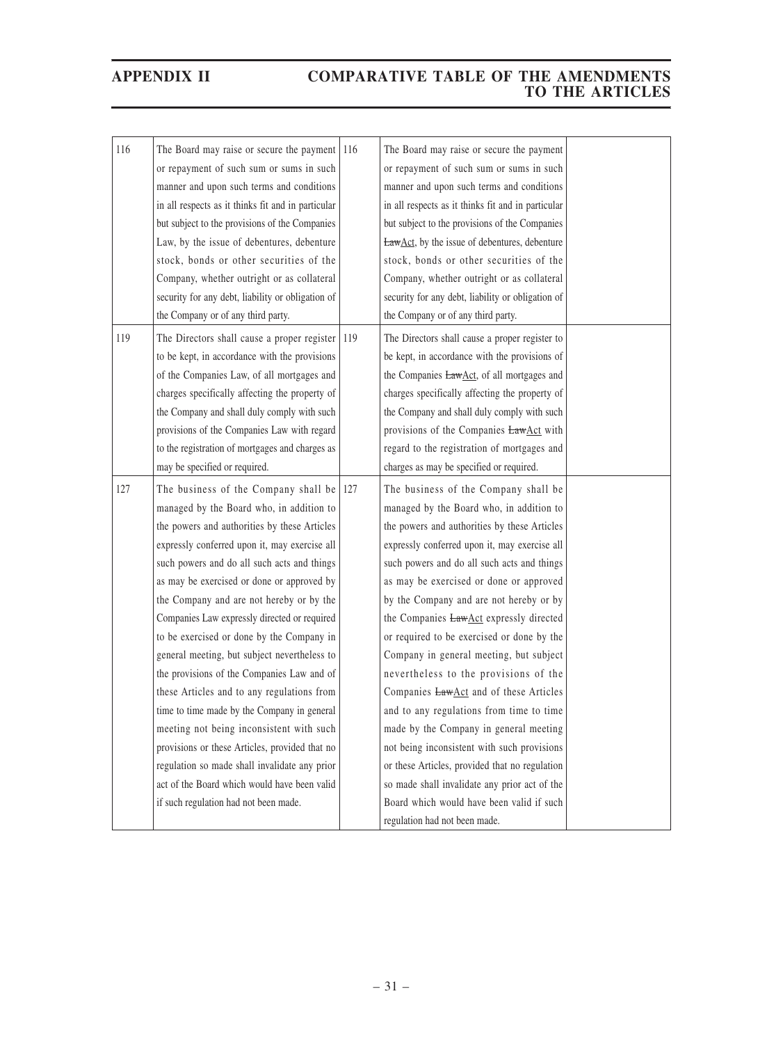| 116 | The Board may raise or secure the payment or repayment of such sum or sums in such manner and upon such terms and conditions in all respects as it thinks fit and in particular but subject to the provisions of the Companies Law, by the issue of debentures, debenture stock, bonds or other securities of the Company, whether outright or as collateral security for any debt, liability or obligation of the Company or of any third party. | 116 | The Board may raise or secure the payment or repayment of such sum or sums in such manner and upon such terms and conditions in all respects as it thinks fit and in particular but subject to the provisions of the Companies ~~Law~~Act, by the issue of debentures, debenture stock, bonds or other securities of the Company, whether outright or as collateral security for any debt, liability or obligation of the Company or of any third party. | |
|---|---|---|---|---|
| 119 | The Directors shall cause a proper register to be kept, in accordance with the provisions of the Companies Law, of all mortgages and charges specifically affecting the property of the Company and shall duly comply with such provisions of the Companies Law with regard to the registration of mortgages and charges as may be specified or required. | 119 | The Directors shall cause a proper register to be kept, in accordance with the provisions of the Companies ~~Law~~Act, of all mortgages and charges specifically affecting the property of the Company and shall duly comply with such provisions of the Companies ~~Law~~Act with regard to the registration of mortgages and charges as may be specified or required. | |
| 127 | The business of the Company shall be managed by the Board who, in addition to the powers and authorities by these Articles expressly conferred upon it, may exercise all such powers and do all such acts and things as may be exercised or done or approved by the Company and are not hereby or by the Companies Law expressly directed or required to be exercised or done by the Company in general meeting, but subject nevertheless to the provisions of the Companies Law and of these Articles and to any regulations from time to time made by the Company in general meeting not being inconsistent with such provisions or these Articles, provided that no regulation so made shall invalidate any prior act of the Board which would have been valid if such regulation had not been made. | 127 | The business of the Company shall be managed by the Board who, in addition to the powers and authorities by these Articles expressly conferred upon it, may exercise all such powers and do all such acts and things as may be exercised or done or approved by the Company and are not hereby or by the Companies ~~Law~~Act expressly directed or required to be exercised or done by the Company in general meeting, but subject nevertheless to the provisions of the Companies ~~Law~~Act and of these Articles and to any regulations from time to time made by the Company in general meeting not being inconsistent with such provisions or these Articles, provided that no regulation so made shall invalidate any prior act of the Board which would have been valid if such regulation had not been made. | |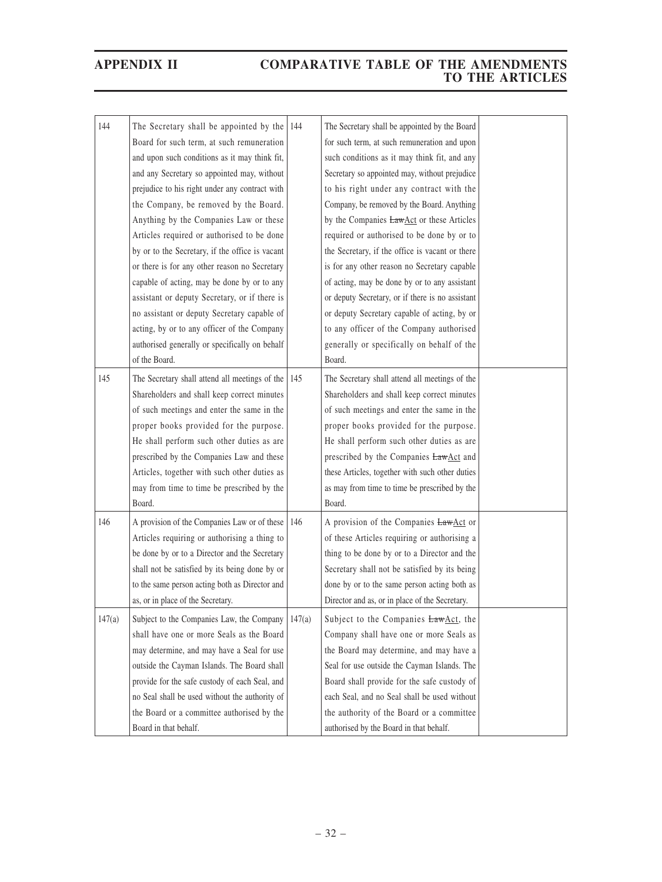| | | | | |
|---|---|---|---|---|
| 144 | The Secretary shall be appointed by the Board for such term, at such remuneration and upon such conditions as it may think fit, and any Secretary so appointed may, without prejudice to his right under any contract with the Company, be removed by the Board. Anything by the Companies Law or these Articles required or authorised to be done by or to the Secretary, if the office is vacant or there is for any other reason no Secretary capable of acting, may be done by or to any assistant or deputy Secretary, or if there is no assistant or deputy Secretary capable of acting, by or to any officer of the Company authorised generally or specifically on behalf of the Board. | 144 | The Secretary shall be appointed by the Board for such term, at such remuneration and upon such conditions as it may think fit, and any Secretary so appointed may, without prejudice to his right under any contract with the Company, be removed by the Board. Anything by the Companies ~~Law~~Act or these Articles required or authorised to be done by or to the Secretary, if the office is vacant or there is for any other reason no Secretary capable of acting, may be done by or to any assistant or deputy Secretary, or if there is no assistant or deputy Secretary capable of acting, by or to any officer of the Company authorised generally or specifically on behalf of the Board. | |
| 145 | The Secretary shall attend all meetings of the Shareholders and shall keep correct minutes of such meetings and enter the same in the proper books provided for the purpose. He shall perform such other duties as are prescribed by the Companies Law and these Articles, together with such other duties as may from time to time be prescribed by the Board. | 145 | The Secretary shall attend all meetings of the Shareholders and shall keep correct minutes of such meetings and enter the same in the proper books provided for the purpose. He shall perform such other duties as are prescribed by the Companies ~~Law~~Act and these Articles, together with such other duties as may from time to time be prescribed by the Board. | |
| 146 | A provision of the Companies Law or of these Articles requiring or authorising a thing to be done by or to a Director and the Secretary shall not be satisfied by its being done by or to the same person acting both as Director and as, or in place of the Secretary. | 146 | A provision of the Companies ~~Law~~Act or of these Articles requiring or authorising a thing to be done by or to a Director and the Secretary shall not be satisfied by its being done by or to the same person acting both as Director and as, or in place of the Secretary. | |
| 147(a) | Subject to the Companies Law, the Company shall have one or more Seals as the Board may determine, and may have a Seal for use outside the Cayman Islands. The Board shall provide for the safe custody of each Seal, and no Seal shall be used without the authority of the Board or a committee authorised by the Board in that behalf. | 147(a) | Subject to the Companies ~~Law~~Act, the Company shall have one or more Seals as the Board may determine, and may have a Seal for use outside the Cayman Islands. The Board shall provide for the safe custody of each Seal, and no Seal shall be used without the authority of the Board or a committee authorised by the Board in that behalf. | |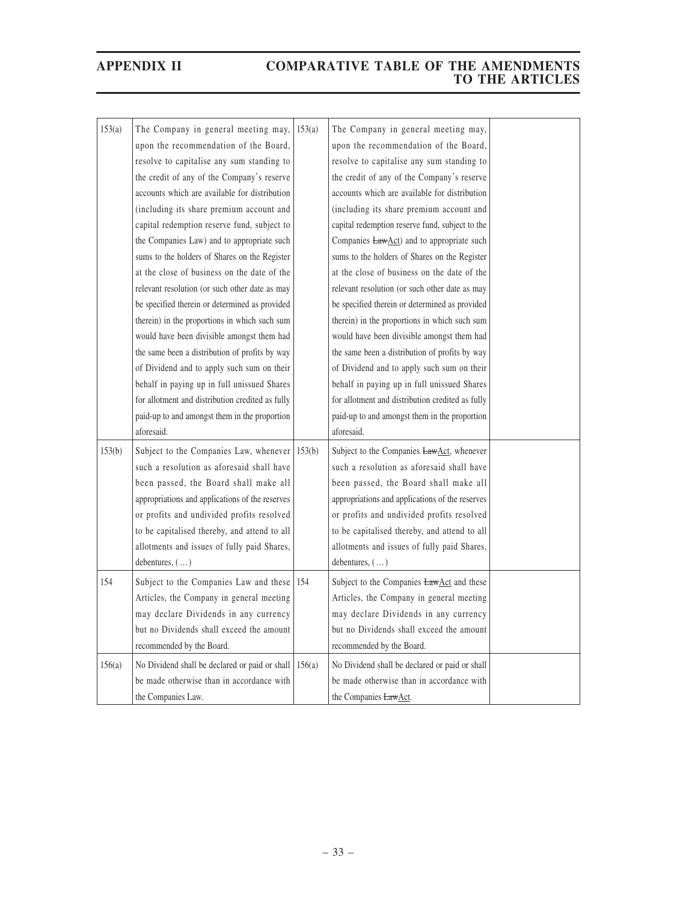| | | | | |
|---|---|---|---|---|
| 153(a) | The Company in general meeting may, upon the recommendation of the Board, resolve to capitalise any sum standing to the credit of any of the Company's reserve accounts which are available for distribution (including its share premium account and capital redemption reserve fund, subject to the Companies Law) and to appropriate such sums to the holders of Shares on the Register at the close of business on the date of the relevant resolution (or such other date as may be specified therein or determined as provided therein) in the proportions in which such sum would have been divisible amongst them had the same been a distribution of profits by way of Dividend and to apply such sum on their behalf in paying up in full unissued Shares for allotment and distribution credited as fully paid-up to and amongst them in the proportion aforesaid. | 153(a) | The Company in general meeting may, upon the recommendation of the Board, resolve to capitalise any sum standing to the credit of any of the Company's reserve accounts which are available for distribution (including its share premium account and capital redemption reserve fund, subject to the Companies ~~Law~~<u>Act</u>) and to appropriate such sums to the holders of Shares on the Register at the close of business on the date of the relevant resolution (or such other date as may be specified therein or determined as provided therein) in the proportions in which such sum would have been divisible amongst them had the same been a distribution of profits by way of Dividend and to apply such sum on their behalf in paying up in full unissued Shares for allotment and distribution credited as fully paid-up to and amongst them in the proportion aforesaid. | |
| 153(b) | Subject to the Companies Law, whenever such a resolution as aforesaid shall have been passed, the Board shall make all appropriations and applications of the reserves or profits and undivided profits resolved to be capitalised thereby, and attend to all allotments and issues of fully paid Shares, debentures, (…) | 153(b) | Subject to the Companies ~~Law~~<u>Act</u>, whenever such a resolution as aforesaid shall have been passed, the Board shall make all appropriations and applications of the reserves or profits and undivided profits resolved to be capitalised thereby, and attend to all allotments and issues of fully paid Shares, debentures, (…) | |
| 154 | Subject to the Companies Law and these Articles, the Company in general meeting may declare Dividends in any currency but no Dividends shall exceed the amount recommended by the Board. | 154 | Subject to the Companies ~~Law~~<u>Act</u> and these Articles, the Company in general meeting may declare Dividends in any currency but no Dividends shall exceed the amount recommended by the Board. | |
| 156(a) | No Dividend shall be declared or paid or shall be made otherwise than in accordance with the Companies Law. | 156(a) | No Dividend shall be declared or paid or shall be made otherwise than in accordance with the Companies ~~Law~~<u>Act</u>. | |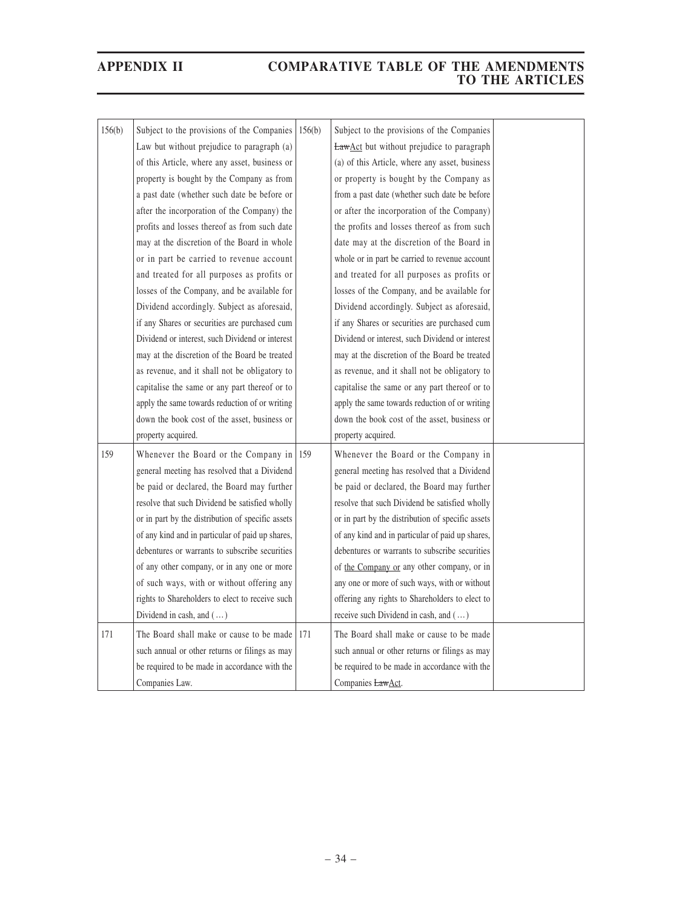| | | | | |
|---|---|---|---|---|
| 156(b) | Subject to the provisions of the Companies Law but without prejudice to paragraph (a) of this Article, where any asset, business or property is bought by the Company as from a past date (whether such date be before or after the incorporation of the Company) the profits and losses thereof as from such date may at the discretion of the Board in whole or in part be carried to revenue account and treated for all purposes as profits or losses of the Company, and be available for Dividend accordingly. Subject as aforesaid, if any Shares or securities are purchased cum Dividend or interest, such Dividend or interest may at the discretion of the Board be treated as revenue, and it shall not be obligatory to capitalise the same or any part thereof or to apply the same towards reduction of or writing down the book cost of the asset, business or property acquired. | 156(b) | Subject to the provisions of the Companies ~~Law~~Act but without prejudice to paragraph (a) of this Article, where any asset, business or property is bought by the Company as from a past date (whether such date be before or after the incorporation of the Company) the profits and losses thereof as from such date may at the discretion of the Board in whole or in part be carried to revenue account and treated for all purposes as profits or losses of the Company, and be available for Dividend accordingly. Subject as aforesaid, if any Shares or securities are purchased cum Dividend or interest, such Dividend or interest may at the discretion of the Board be treated as revenue, and it shall not be obligatory to capitalise the same or any part thereof or to apply the same towards reduction of or writing down the book cost of the asset, business or property acquired. | |
| 159 | Whenever the Board or the Company in general meeting has resolved that a Dividend be paid or declared, the Board may further resolve that such Dividend be satisfied wholly or in part by the distribution of specific assets of any kind and in particular of paid up shares, debentures or warrants to subscribe securities of any other company, or in any one or more of such ways, with or without offering any rights to Shareholders to elect to receive such Dividend in cash, and (…) | 159 | Whenever the Board or the Company in general meeting has resolved that a Dividend be paid or declared, the Board may further resolve that such Dividend be satisfied wholly or in part by the distribution of specific assets of any kind and in particular of paid up shares, debentures or warrants to subscribe securities of <u>the Company or</u> any other company, or in any one or more of such ways, with or without offering any rights to Shareholders to elect to receive such Dividend in cash, and (…) | |
| 171 | The Board shall make or cause to be made such annual or other returns or filings as may be required to be made in accordance with the Companies Law. | 171 | The Board shall make or cause to be made such annual or other returns or filings as may be required to be made in accordance with the Companies ~~Law~~<u>Act</u>. | |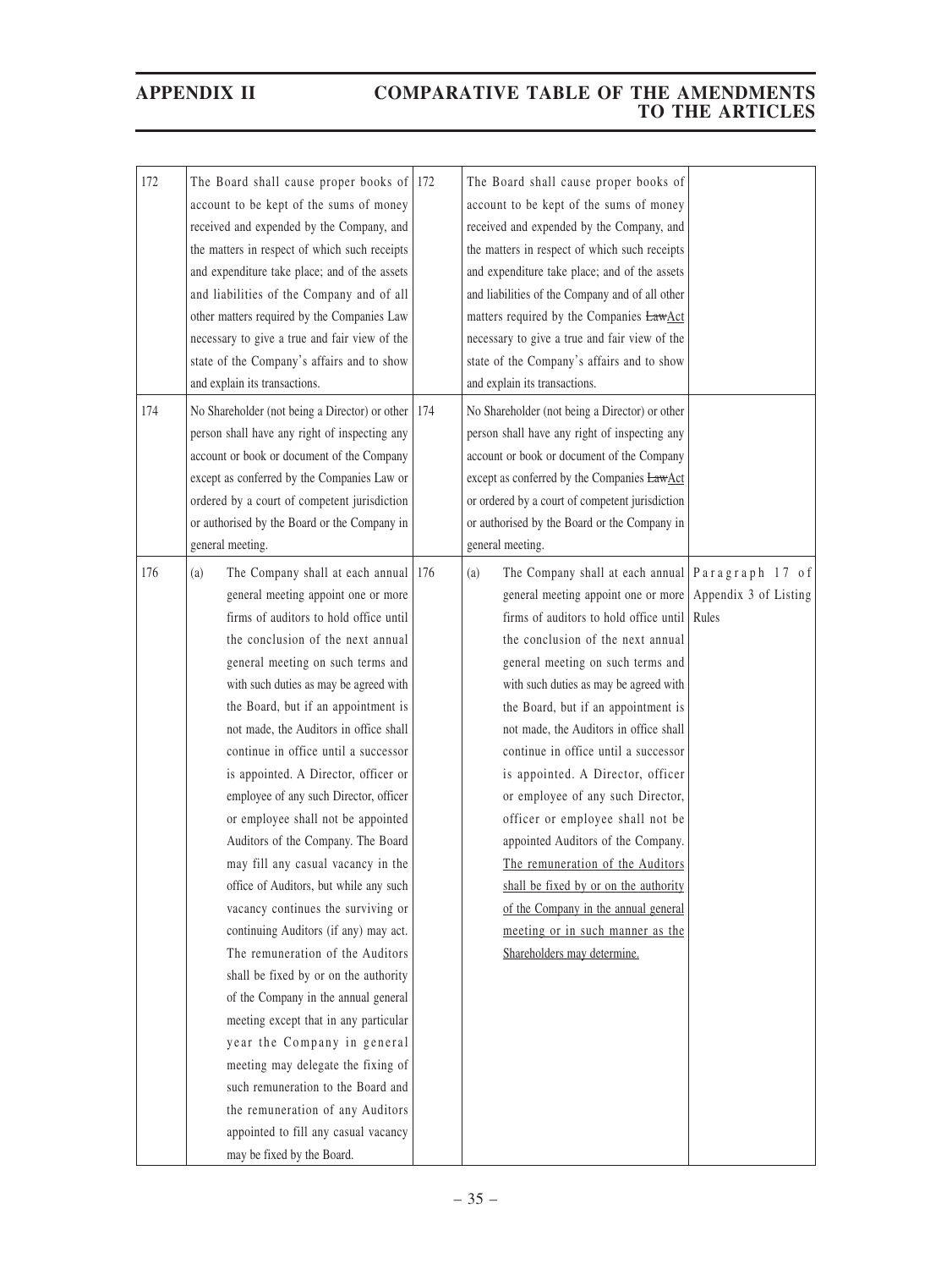| | | | | |
|---|---|---|---|---|
| 172 | The Board shall cause proper books of account to be kept of the sums of money received and expended by the Company, and the matters in respect of which such receipts and expenditure take place; and of the assets and liabilities of the Company and of all other matters required by the Companies Law necessary to give a true and fair view of the state of the Company's affairs and to show and explain its transactions. | 172 | The Board shall cause proper books of account to be kept of the sums of money received and expended by the Company, and the matters in respect of which such receipts and expenditure take place; and of the assets and liabilities of the Company and of all other matters required by the Companies ~~Law~~Act necessary to give a true and fair view of the state of the Company's affairs and to show and explain its transactions. | |
| 174 | No Shareholder (not being a Director) or other person shall have any right of inspecting any account or book or document of the Company except as conferred by the Companies Law or ordered by a court of competent jurisdiction or authorised by the Board or the Company in general meeting. | 174 | No Shareholder (not being a Director) or other person shall have any right of inspecting any account or book or document of the Company except as conferred by the Companies ~~Law~~Act or ordered by a court of competent jurisdiction or authorised by the Board or the Company in general meeting. | |
| 176 | (a) The Company shall at each annual general meeting appoint one or more firms of auditors to hold office until the conclusion of the next annual general meeting on such terms and with such duties as may be agreed with the Board, but if an appointment is not made, the Auditors in office shall continue in office until a successor is appointed. A Director, officer or employee of any such Director, officer or employee shall not be appointed Auditors of the Company. The Board may fill any casual vacancy in the office of Auditors, but while any such vacancy continues the surviving or continuing Auditors (if any) may act. The remuneration of the Auditors shall be fixed by or on the authority of the Company in the annual general meeting except that in any particular year the Company in general meeting may delegate the fixing of such remuneration to the Board and the remuneration of any Auditors appointed to fill any casual vacancy may be fixed by the Board. | 176 | (a) The Company shall at each annual general meeting appoint one or more firms of auditors to hold office until the conclusion of the next annual general meeting on such terms and with such duties as may be agreed with the Board, but if an appointment is not made, the Auditors in office shall continue in office until a successor is appointed. A Director, officer or employee of any such Director, officer or employee shall not be appointed Auditors of the Company. <u>The remuneration of the Auditors shall be fixed by or on the authority of the Company in the annual general meeting or in such manner as the Shareholders may determine.</u> | Paragraph 17 of Appendix 3 of Listing Rules |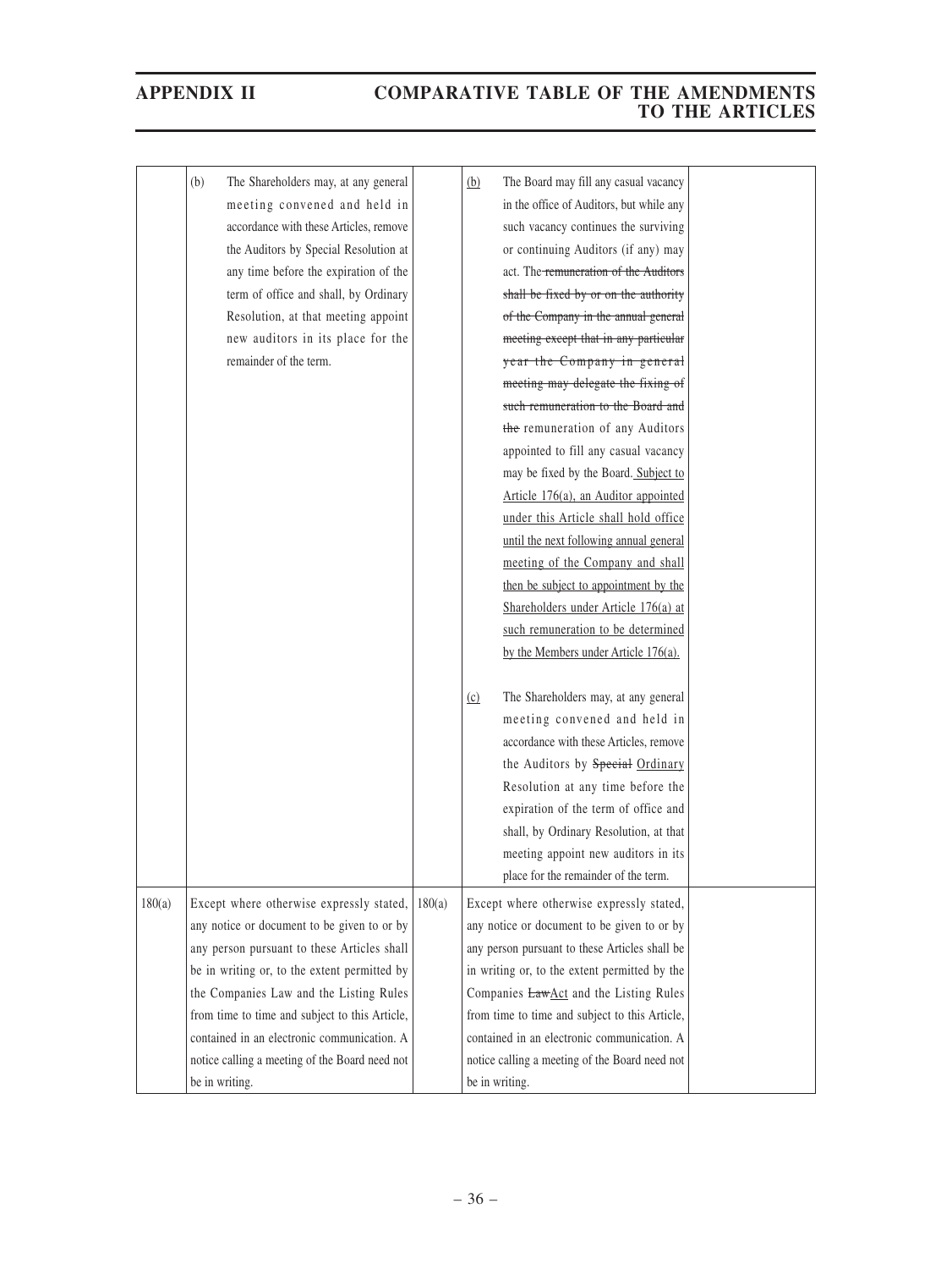| | | | | |
|---|---|---|---|---|
| | (b) The Shareholders may, at any general meeting convened and held in accordance with these Articles, remove the Auditors by Special Resolution at any time before the expiration of the term of office and shall, by Ordinary Resolution, at that meeting appoint new auditors in its place for the remainder of the term. | | <u>(b)</u> The Board may fill any casual vacancy in the office of Auditors, but while any such vacancy continues the surviving or continuing Auditors (if any) may act. The ~~remuneration of the Auditors shall be fixed by or on the authority of the Company in the annual general meeting except that in any particular year the Company in general meeting may delegate the fixing of such remuneration to the Board and the~~ remuneration of any Auditors appointed to fill any casual vacancy may be fixed by the Board.<u> Subject to Article 176(a), an Auditor appointed under this Article shall hold office until the next following annual general meeting of the Company and shall then be subject to appointment by the Shareholders under Article 176(a) at such remuneration to be determined by the Members under Article 176(a).</u><br><br><u>(c)</u> The Shareholders may, at any general meeting convened and held in accordance with these Articles, remove the Auditors by ~~Special~~ <u>Ordinary</u> Resolution at any time before the expiration of the term of office and shall, by Ordinary Resolution, at that meeting appoint new auditors in its place for the remainder of the term. | |
| 180(a) | Except where otherwise expressly stated, any notice or document to be given to or by any person pursuant to these Articles shall be in writing or, to the extent permitted by the Companies Law and the Listing Rules from time to time and subject to this Article, contained in an electronic communication. A notice calling a meeting of the Board need not be in writing. | 180(a) | Except where otherwise expressly stated, any notice or document to be given to or by any person pursuant to these Articles shall be in writing or, to the extent permitted by the Companies ~~Law~~<u>Act</u> and the Listing Rules from time to time and subject to this Article, contained in an electronic communication. A notice calling a meeting of the Board need not be in writing. | |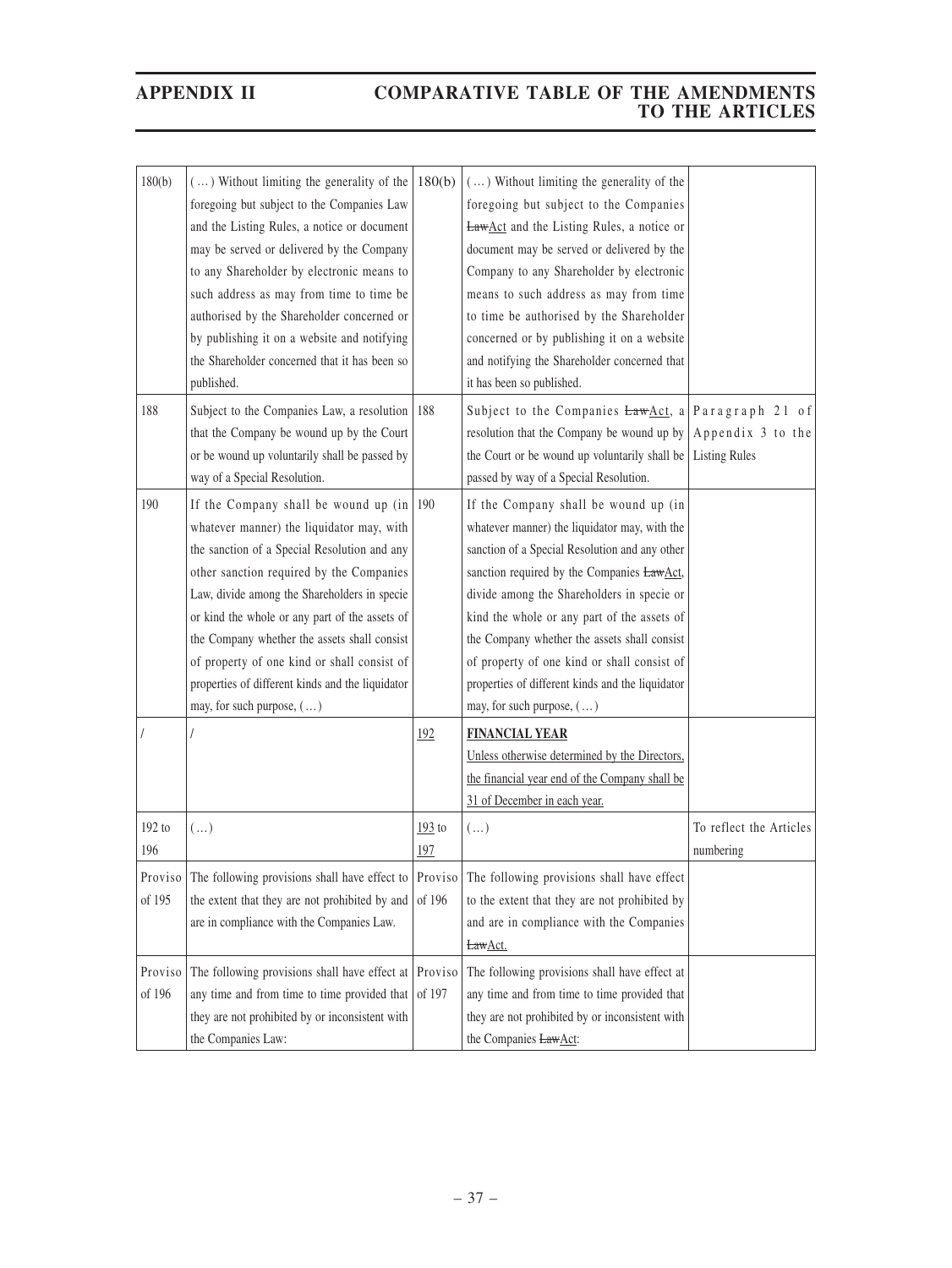| 180(b) | (…) Without limiting the generality of the foregoing but subject to the Companies Law and the Listing Rules, a notice or document may be served or delivered by the Company to any Shareholder by electronic means to such address as may from time to time be authorised by the Shareholder concerned or by publishing it on a website and notifying the Shareholder concerned that it has been so published. | 180(b) | (…) Without limiting the generality of the foregoing but subject to the Companies ~~Law~~<u>Act</u> and the Listing Rules, a notice or document may be served or delivered by the Company to any Shareholder by electronic means to such address as may from time to time be authorised by the Shareholder concerned or by publishing it on a website and notifying the Shareholder concerned that it has been so published. | |
|---|---|---|---|---|
| 188 | Subject to the Companies Law, a resolution that the Company be wound up by the Court or be wound up voluntarily shall be passed by way of a Special Resolution. | 188 | Subject to the Companies ~~Law~~<u>Act</u>, a resolution that the Company be wound up by the Court or be wound up voluntarily shall be passed by way of a Special Resolution. | Paragraph 21 of Appendix 3 to the Listing Rules |
| 190 | If the Company shall be wound up (in whatever manner) the liquidator may, with the sanction of a Special Resolution and any other sanction required by the Companies Law, divide among the Shareholders in specie or kind the whole or any part of the assets of the Company whether the assets shall consist of property of one kind or shall consist of properties of different kinds and the liquidator may, for such purpose, (…) | 190 | If the Company shall be wound up (in whatever manner) the liquidator may, with the sanction of a Special Resolution and any other sanction required by the Companies ~~Law~~<u>Act</u>, divide among the Shareholders in specie or kind the whole or any part of the assets of the Company whether the assets shall consist of property of one kind or shall consist of properties of different kinds and the liquidator may, for such purpose, (…) | |
| / | / | <u>192</u> | <u>**FINANCIAL YEAR**</u><br><u>Unless otherwise determined by the Directors, the financial year end of the Company shall be 31 of December in each year.</u> | |
| 192 to 196 | (…) | <u>193</u> to <u>197</u> | (…) | To reflect the Articles numbering |
| Proviso of 195 | The following provisions shall have effect to the extent that they are not prohibited by and are in compliance with the Companies Law. | Proviso of 196 | The following provisions shall have effect to the extent that they are not prohibited by and are in compliance with the Companies ~~Law~~<u>Act.</u> | |
| Proviso of 196 | The following provisions shall have effect at any time and from time to time provided that they are not prohibited by or inconsistent with the Companies Law: | Proviso of 197 | The following provisions shall have effect at any time and from time to time provided that they are not prohibited by or inconsistent with the Companies ~~Law~~<u>Act</u>: | |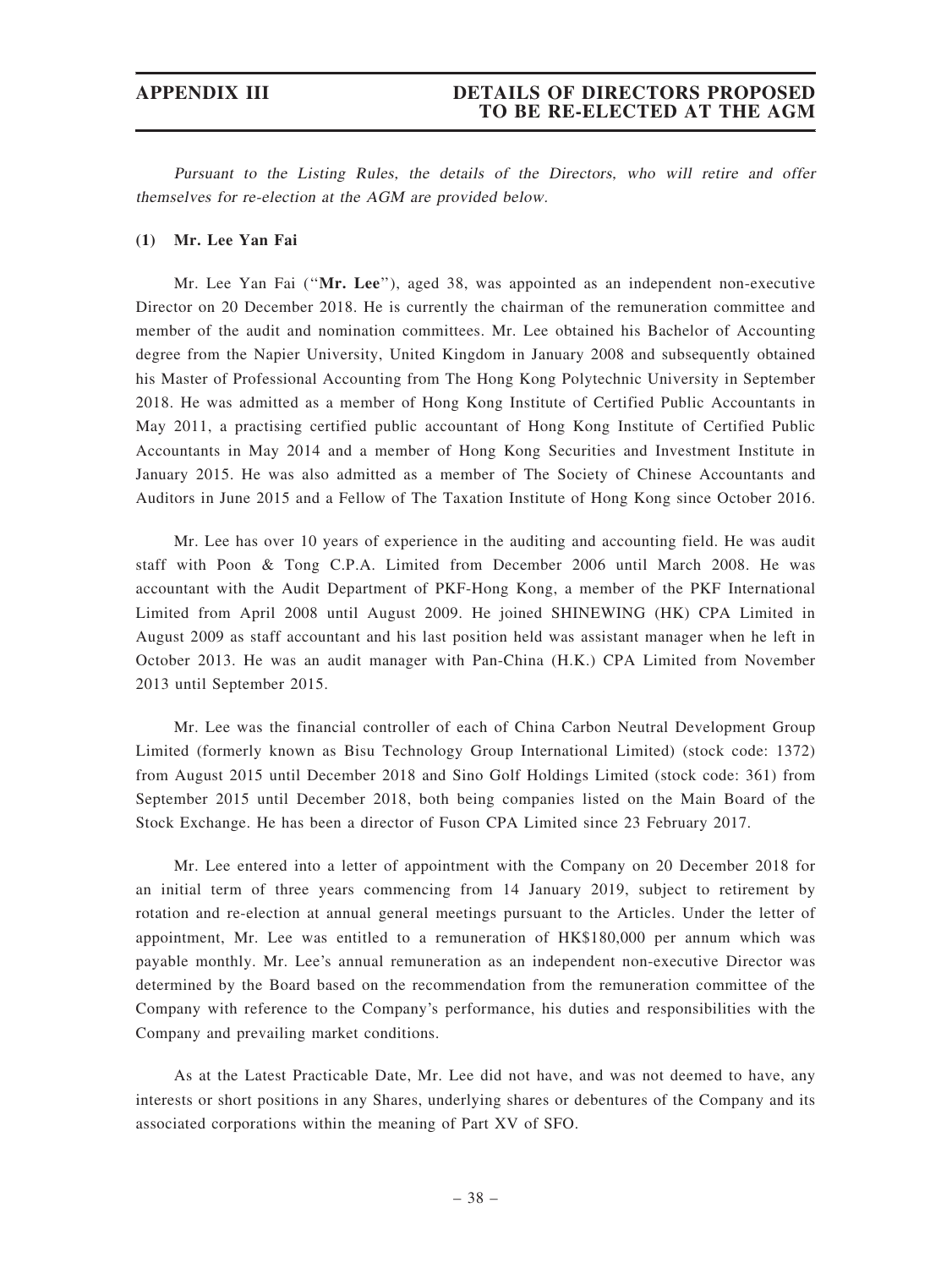*Pursuant to the Listing Rules, the details of the Directors, who will retire and offer themselves for re-election at the AGM are provided below.*

**(1) Mr. Lee Yan Fai**

Mr. Lee Yan Fai (''**Mr. Lee**''), aged 38, was appointed as an independent non-executive Director on 20 December 2018. He is currently the chairman of the remuneration committee and member of the audit and nomination committees. Mr. Lee obtained his Bachelor of Accounting degree from the Napier University, United Kingdom in January 2008 and subsequently obtained his Master of Professional Accounting from The Hong Kong Polytechnic University in September 2018. He was admitted as a member of Hong Kong Institute of Certified Public Accountants in May 2011, a practising certified public accountant of Hong Kong Institute of Certified Public Accountants in May 2014 and a member of Hong Kong Securities and Investment Institute in January 2015. He was also admitted as a member of The Society of Chinese Accountants and Auditors in June 2015 and a Fellow of The Taxation Institute of Hong Kong since October 2016.

Mr. Lee has over 10 years of experience in the auditing and accounting field. He was audit staff with Poon & Tong C.P.A. Limited from December 2006 until March 2008. He was accountant with the Audit Department of PKF-Hong Kong, a member of the PKF International Limited from April 2008 until August 2009. He joined SHINEWING (HK) CPA Limited in August 2009 as staff accountant and his last position held was assistant manager when he left in October 2013. He was an audit manager with Pan-China (H.K.) CPA Limited from November 2013 until September 2015.

Mr. Lee was the financial controller of each of China Carbon Neutral Development Group Limited (formerly known as Bisu Technology Group International Limited) (stock code: 1372) from August 2015 until December 2018 and Sino Golf Holdings Limited (stock code: 361) from September 2015 until December 2018, both being companies listed on the Main Board of the Stock Exchange. He has been a director of Fuson CPA Limited since 23 February 2017.

Mr. Lee entered into a letter of appointment with the Company on 20 December 2018 for an initial term of three years commencing from 14 January 2019, subject to retirement by rotation and re-election at annual general meetings pursuant to the Articles. Under the letter of appointment, Mr. Lee was entitled to a remuneration of HK$180,000 per annum which was payable monthly. Mr. Lee's annual remuneration as an independent non-executive Director was determined by the Board based on the recommendation from the remuneration committee of the Company with reference to the Company's performance, his duties and responsibilities with the Company and prevailing market conditions.

As at the Latest Practicable Date, Mr. Lee did not have, and was not deemed to have, any interests or short positions in any Shares, underlying shares or debentures of the Company and its associated corporations within the meaning of Part XV of SFO.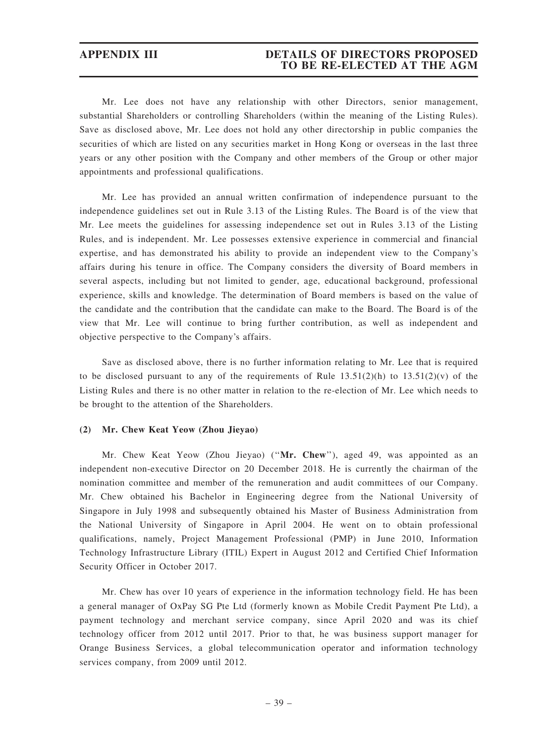Mr. Lee does not have any relationship with other Directors, senior management, substantial Shareholders or controlling Shareholders (within the meaning of the Listing Rules). Save as disclosed above, Mr. Lee does not hold any other directorship in public companies the securities of which are listed on any securities market in Hong Kong or overseas in the last three years or any other position with the Company and other members of the Group or other major appointments and professional qualifications.

Mr. Lee has provided an annual written confirmation of independence pursuant to the independence guidelines set out in Rule 3.13 of the Listing Rules. The Board is of the view that Mr. Lee meets the guidelines for assessing independence set out in Rules 3.13 of the Listing Rules, and is independent. Mr. Lee possesses extensive experience in commercial and financial expertise, and has demonstrated his ability to provide an independent view to the Company's affairs during his tenure in office. The Company considers the diversity of Board members in several aspects, including but not limited to gender, age, educational background, professional experience, skills and knowledge. The determination of Board members is based on the value of the candidate and the contribution that the candidate can make to the Board. The Board is of the view that Mr. Lee will continue to bring further contribution, as well as independent and objective perspective to the Company's affairs.

Save as disclosed above, there is no further information relating to Mr. Lee that is required to be disclosed pursuant to any of the requirements of Rule 13.51(2)(h) to 13.51(2)(v) of the Listing Rules and there is no other matter in relation to the re-election of Mr. Lee which needs to be brought to the attention of the Shareholders.

**(2) Mr. Chew Keat Yeow (Zhou Jieyao)**

Mr. Chew Keat Yeow (Zhou Jieyao) ("**Mr. Chew**"), aged 49, was appointed as an independent non-executive Director on 20 December 2018. He is currently the chairman of the nomination committee and member of the remuneration and audit committees of our Company. Mr. Chew obtained his Bachelor in Engineering degree from the National University of Singapore in July 1998 and subsequently obtained his Master of Business Administration from the National University of Singapore in April 2004. He went on to obtain professional qualifications, namely, Project Management Professional (PMP) in June 2010, Information Technology Infrastructure Library (ITIL) Expert in August 2012 and Certified Chief Information Security Officer in October 2017.

Mr. Chew has over 10 years of experience in the information technology field. He has been a general manager of OxPay SG Pte Ltd (formerly known as Mobile Credit Payment Pte Ltd), a payment technology and merchant service company, since April 2020 and was its chief technology officer from 2012 until 2017. Prior to that, he was business support manager for Orange Business Services, a global telecommunication operator and information technology services company, from 2009 until 2012.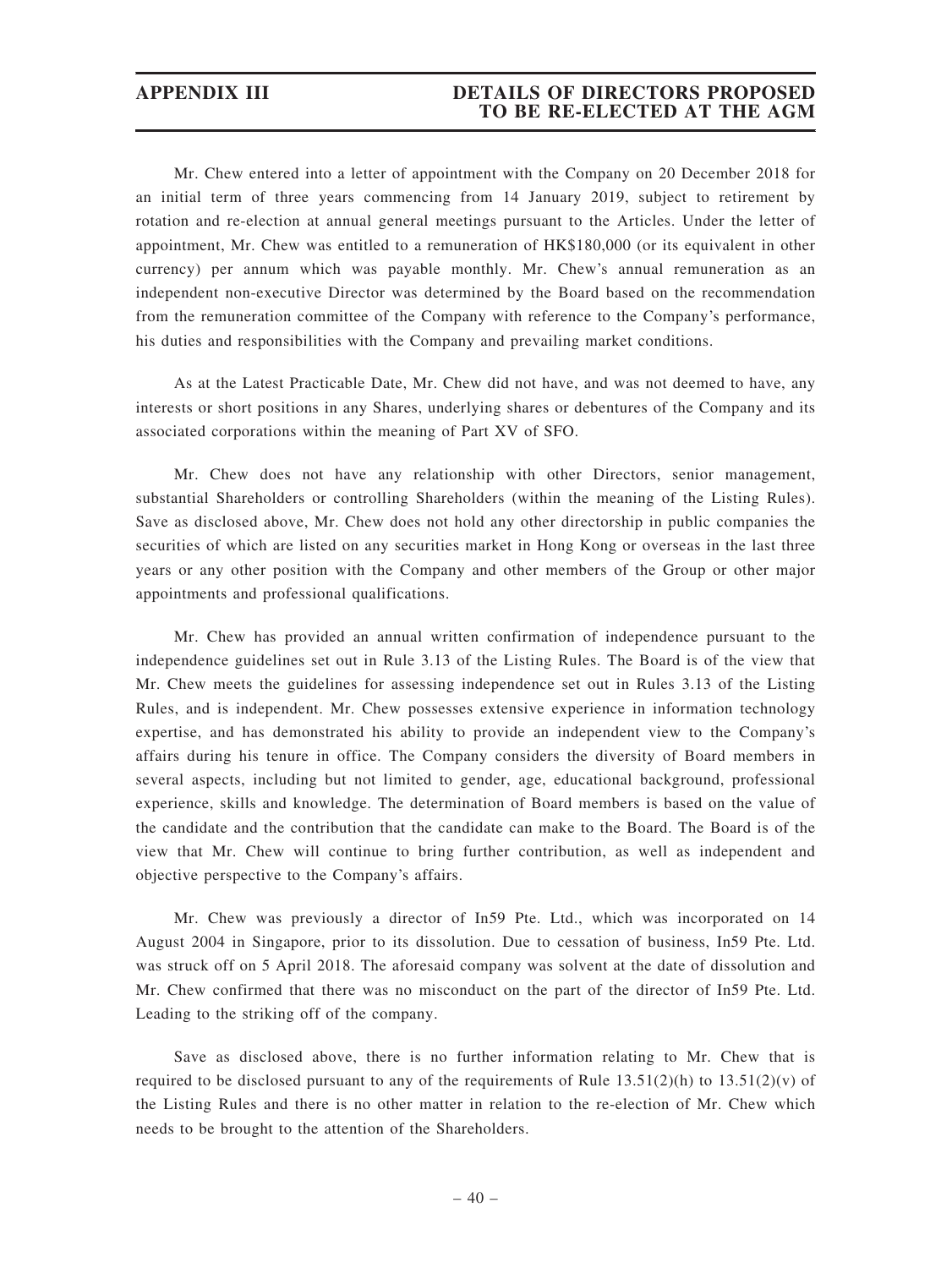Mr. Chew entered into a letter of appointment with the Company on 20 December 2018 for an initial term of three years commencing from 14 January 2019, subject to retirement by rotation and re-election at annual general meetings pursuant to the Articles. Under the letter of appointment, Mr. Chew was entitled to a remuneration of HK$180,000 (or its equivalent in other currency) per annum which was payable monthly. Mr. Chew's annual remuneration as an independent non-executive Director was determined by the Board based on the recommendation from the remuneration committee of the Company with reference to the Company's performance, his duties and responsibilities with the Company and prevailing market conditions.

As at the Latest Practicable Date, Mr. Chew did not have, and was not deemed to have, any interests or short positions in any Shares, underlying shares or debentures of the Company and its associated corporations within the meaning of Part XV of SFO.

Mr. Chew does not have any relationship with other Directors, senior management, substantial Shareholders or controlling Shareholders (within the meaning of the Listing Rules). Save as disclosed above, Mr. Chew does not hold any other directorship in public companies the securities of which are listed on any securities market in Hong Kong or overseas in the last three years or any other position with the Company and other members of the Group or other major appointments and professional qualifications.

Mr. Chew has provided an annual written confirmation of independence pursuant to the independence guidelines set out in Rule 3.13 of the Listing Rules. The Board is of the view that Mr. Chew meets the guidelines for assessing independence set out in Rules 3.13 of the Listing Rules, and is independent. Mr. Chew possesses extensive experience in information technology expertise, and has demonstrated his ability to provide an independent view to the Company's affairs during his tenure in office. The Company considers the diversity of Board members in several aspects, including but not limited to gender, age, educational background, professional experience, skills and knowledge. The determination of Board members is based on the value of the candidate and the contribution that the candidate can make to the Board. The Board is of the view that Mr. Chew will continue to bring further contribution, as well as independent and objective perspective to the Company's affairs.

Mr. Chew was previously a director of In59 Pte. Ltd., which was incorporated on 14 August 2004 in Singapore, prior to its dissolution. Due to cessation of business, In59 Pte. Ltd. was struck off on 5 April 2018. The aforesaid company was solvent at the date of dissolution and Mr. Chew confirmed that there was no misconduct on the part of the director of In59 Pte. Ltd. Leading to the striking off of the company.

Save as disclosed above, there is no further information relating to Mr. Chew that is required to be disclosed pursuant to any of the requirements of Rule 13.51(2)(h) to 13.51(2)(v) of the Listing Rules and there is no other matter in relation to the re-election of Mr. Chew which needs to be brought to the attention of the Shareholders.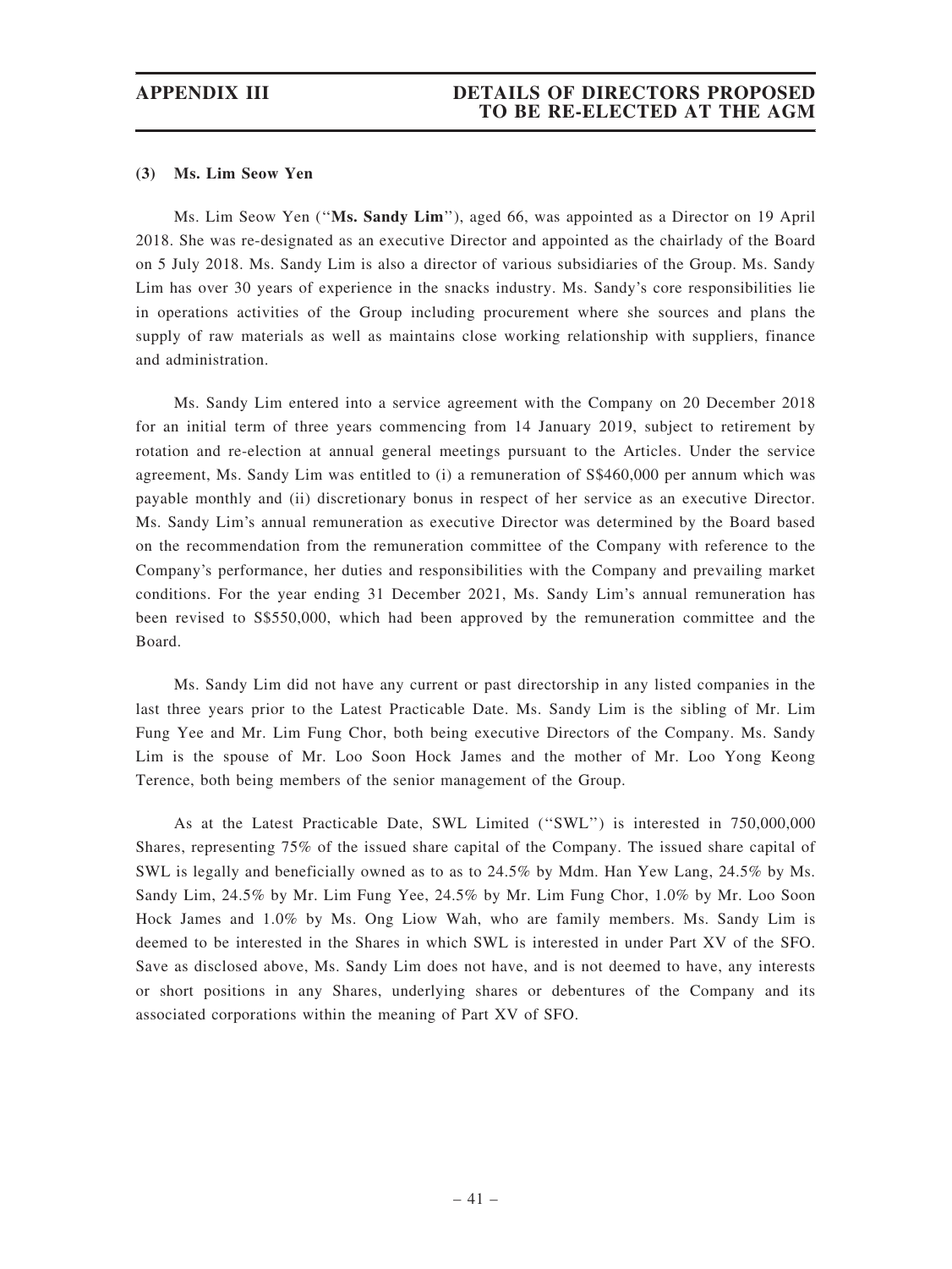### (3) Ms. Lim Seow Yen

Ms. Lim Seow Yen (''**Ms. Sandy Lim**''), aged 66, was appointed as a Director on 19 April 2018. She was re-designated as an executive Director and appointed as the chairlady of the Board on 5 July 2018. Ms. Sandy Lim is also a director of various subsidiaries of the Group. Ms. Sandy Lim has over 30 years of experience in the snacks industry. Ms. Sandy's core responsibilities lie in operations activities of the Group including procurement where she sources and plans the supply of raw materials as well as maintains close working relationship with suppliers, finance and administration.

Ms. Sandy Lim entered into a service agreement with the Company on 20 December 2018 for an initial term of three years commencing from 14 January 2019, subject to retirement by rotation and re-election at annual general meetings pursuant to the Articles. Under the service agreement, Ms. Sandy Lim was entitled to (i) a remuneration of S$460,000 per annum which was payable monthly and (ii) discretionary bonus in respect of her service as an executive Director. Ms. Sandy Lim's annual remuneration as executive Director was determined by the Board based on the recommendation from the remuneration committee of the Company with reference to the Company's performance, her duties and responsibilities with the Company and prevailing market conditions. For the year ending 31 December 2021, Ms. Sandy Lim's annual remuneration has been revised to S$550,000, which had been approved by the remuneration committee and the Board.

Ms. Sandy Lim did not have any current or past directorship in any listed companies in the last three years prior to the Latest Practicable Date. Ms. Sandy Lim is the sibling of Mr. Lim Fung Yee and Mr. Lim Fung Chor, both being executive Directors of the Company. Ms. Sandy Lim is the spouse of Mr. Loo Soon Hock James and the mother of Mr. Loo Yong Keong Terence, both being members of the senior management of the Group.

As at the Latest Practicable Date, SWL Limited (''SWL'') is interested in 750,000,000 Shares, representing 75% of the issued share capital of the Company. The issued share capital of SWL is legally and beneficially owned as to as to 24.5% by Mdm. Han Yew Lang, 24.5% by Ms. Sandy Lim, 24.5% by Mr. Lim Fung Yee, 24.5% by Mr. Lim Fung Chor, 1.0% by Mr. Loo Soon Hock James and 1.0% by Ms. Ong Liow Wah, who are family members. Ms. Sandy Lim is deemed to be interested in the Shares in which SWL is interested in under Part XV of the SFO. Save as disclosed above, Ms. Sandy Lim does not have, and is not deemed to have, any interests or short positions in any Shares, underlying shares or debentures of the Company and its associated corporations within the meaning of Part XV of SFO.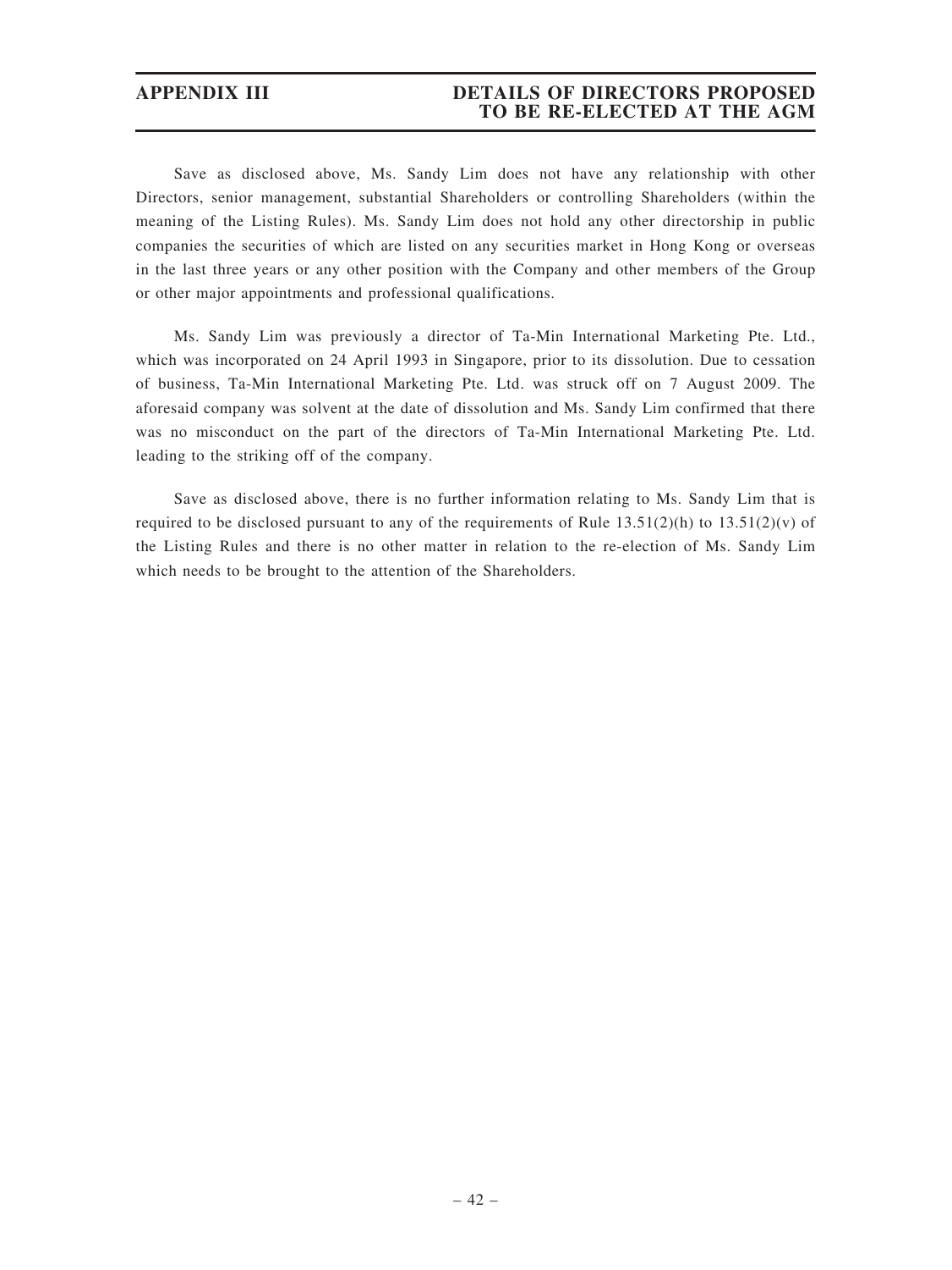Save as disclosed above, Ms. Sandy Lim does not have any relationship with other Directors, senior management, substantial Shareholders or controlling Shareholders (within the meaning of the Listing Rules). Ms. Sandy Lim does not hold any other directorship in public companies the securities of which are listed on any securities market in Hong Kong or overseas in the last three years or any other position with the Company and other members of the Group or other major appointments and professional qualifications.

Ms. Sandy Lim was previously a director of Ta-Min International Marketing Pte. Ltd., which was incorporated on 24 April 1993 in Singapore, prior to its dissolution. Due to cessation of business, Ta-Min International Marketing Pte. Ltd. was struck off on 7 August 2009. The aforesaid company was solvent at the date of dissolution and Ms. Sandy Lim confirmed that there was no misconduct on the part of the directors of Ta-Min International Marketing Pte. Ltd. leading to the striking off of the company.

Save as disclosed above, there is no further information relating to Ms. Sandy Lim that is required to be disclosed pursuant to any of the requirements of Rule 13.51(2)(h) to 13.51(2)(v) of the Listing Rules and there is no other matter in relation to the re-election of Ms. Sandy Lim which needs to be brought to the attention of the Shareholders.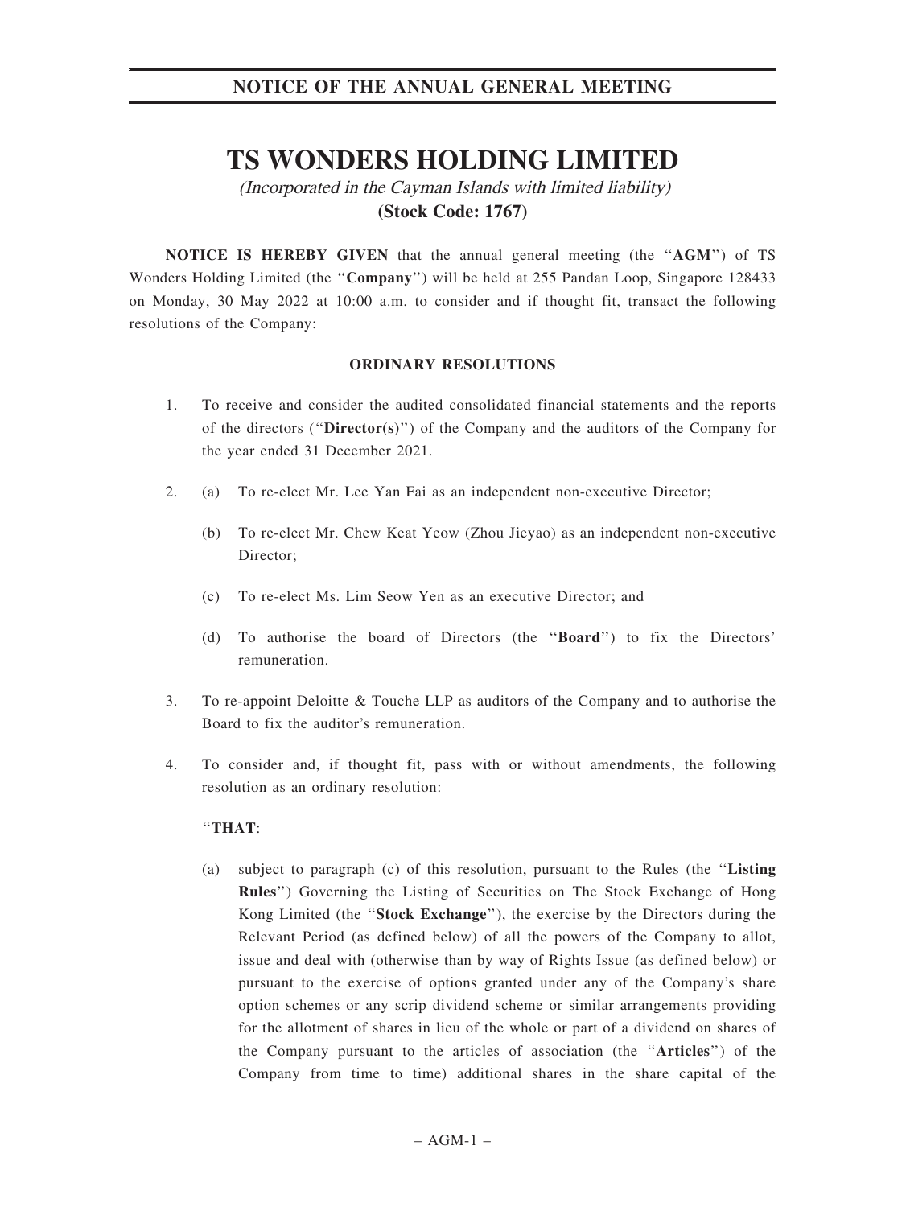# TS WONDERS HOLDING LIMITED

*(Incorporated in the Cayman Islands with limited liability)*

**(Stock Code: 1767)**

**NOTICE IS HEREBY GIVEN** that the annual general meeting (the "**AGM**") of TS Wonders Holding Limited (the "**Company**") will be held at 255 Pandan Loop, Singapore 128433 on Monday, 30 May 2022 at 10:00 a.m. to consider and if thought fit, transact the following resolutions of the Company:

**ORDINARY RESOLUTIONS**

1. To receive and consider the audited consolidated financial statements and the reports of the directors ("**Director(s)**") of the Company and the auditors of the Company for the year ended 31 December 2021.

2. (a) To re-elect Mr. Lee Yan Fai as an independent non-executive Director;

   (b) To re-elect Mr. Chew Keat Yeow (Zhou Jieyao) as an independent non-executive Director;

   (c) To re-elect Ms. Lim Seow Yen as an executive Director; and

   (d) To authorise the board of Directors (the "**Board**") to fix the Directors' remuneration.

3. To re-appoint Deloitte & Touche LLP as auditors of the Company and to authorise the Board to fix the auditor's remuneration.

4. To consider and, if thought fit, pass with or without amendments, the following resolution as an ordinary resolution:

   "**THAT**:

   (a) subject to paragraph (c) of this resolution, pursuant to the Rules (the "**Listing Rules**") Governing the Listing of Securities on The Stock Exchange of Hong Kong Limited (the "**Stock Exchange**"), the exercise by the Directors during the Relevant Period (as defined below) of all the powers of the Company to allot, issue and deal with (otherwise than by way of Rights Issue (as defined below) or pursuant to the exercise of options granted under any of the Company's share option schemes or any scrip dividend scheme or similar arrangements providing for the allotment of shares in lieu of the whole or part of a dividend on shares of the Company pursuant to the articles of association (the "**Articles**") of the Company from time to time) additional shares in the share capital of the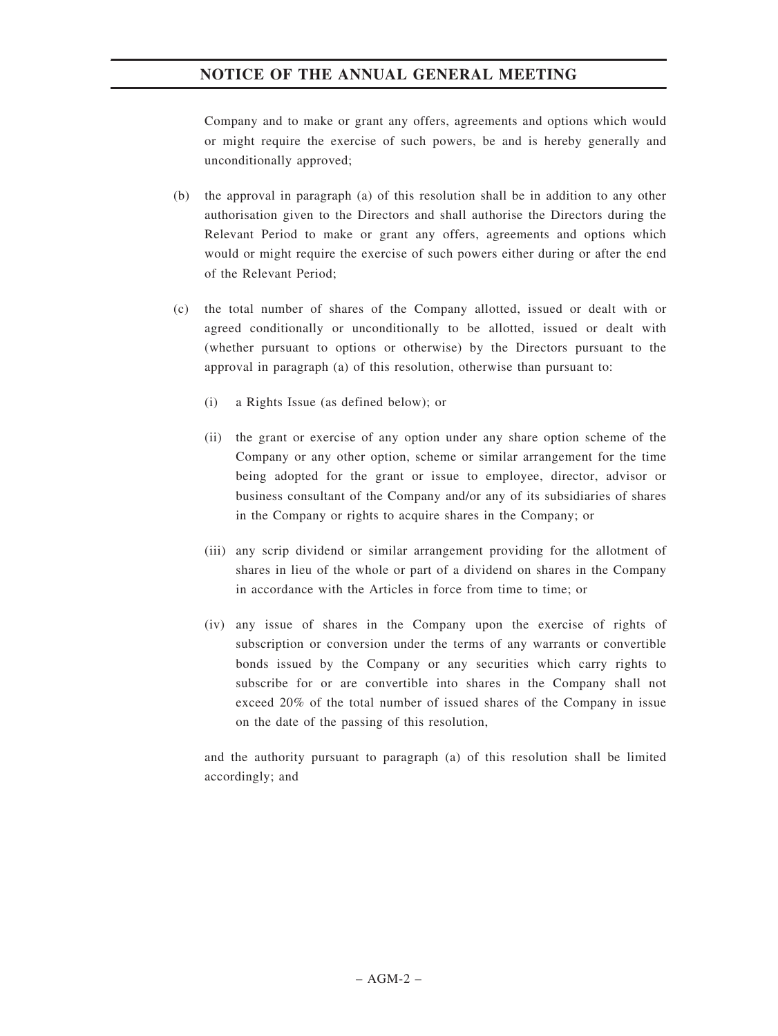Company and to make or grant any offers, agreements and options which would or might require the exercise of such powers, be and is hereby generally and unconditionally approved;

(b) the approval in paragraph (a) of this resolution shall be in addition to any other authorisation given to the Directors and shall authorise the Directors during the Relevant Period to make or grant any offers, agreements and options which would or might require the exercise of such powers either during or after the end of the Relevant Period;

(c) the total number of shares of the Company allotted, issued or dealt with or agreed conditionally or unconditionally to be allotted, issued or dealt with (whether pursuant to options or otherwise) by the Directors pursuant to the approval in paragraph (a) of this resolution, otherwise than pursuant to:

(i) a Rights Issue (as defined below); or

(ii) the grant or exercise of any option under any share option scheme of the Company or any other option, scheme or similar arrangement for the time being adopted for the grant or issue to employee, director, advisor or business consultant of the Company and/or any of its subsidiaries of shares in the Company or rights to acquire shares in the Company; or

(iii) any scrip dividend or similar arrangement providing for the allotment of shares in lieu of the whole or part of a dividend on shares in the Company in accordance with the Articles in force from time to time; or

(iv) any issue of shares in the Company upon the exercise of rights of subscription or conversion under the terms of any warrants or convertible bonds issued by the Company or any securities which carry rights to subscribe for or are convertible into shares in the Company shall not exceed 20% of the total number of issued shares of the Company in issue on the date of the passing of this resolution,

and the authority pursuant to paragraph (a) of this resolution shall be limited accordingly; and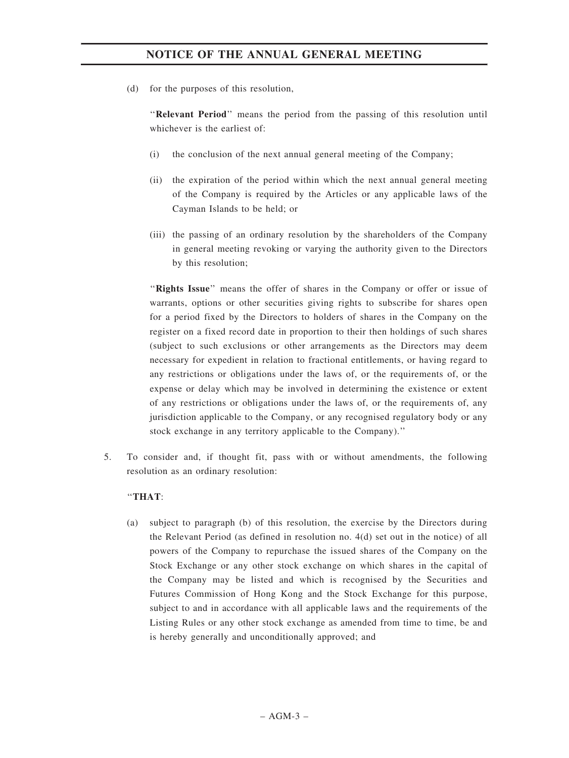(d) for the purposes of this resolution,

"**Relevant Period**" means the period from the passing of this resolution until whichever is the earliest of:

(i) the conclusion of the next annual general meeting of the Company;

(ii) the expiration of the period within which the next annual general meeting of the Company is required by the Articles or any applicable laws of the Cayman Islands to be held; or

(iii) the passing of an ordinary resolution by the shareholders of the Company in general meeting revoking or varying the authority given to the Directors by this resolution;

"**Rights Issue**" means the offer of shares in the Company or offer or issue of warrants, options or other securities giving rights to subscribe for shares open for a period fixed by the Directors to holders of shares in the Company on the register on a fixed record date in proportion to their then holdings of such shares (subject to such exclusions or other arrangements as the Directors may deem necessary for expedient in relation to fractional entitlements, or having regard to any restrictions or obligations under the laws of, or the requirements of, or the expense or delay which may be involved in determining the existence or extent of any restrictions or obligations under the laws of, or the requirements of, any jurisdiction applicable to the Company, or any recognised regulatory body or any stock exchange in any territory applicable to the Company)."

5. To consider and, if thought fit, pass with or without amendments, the following resolution as an ordinary resolution:

"**THAT**:

(a) subject to paragraph (b) of this resolution, the exercise by the Directors during the Relevant Period (as defined in resolution no. 4(d) set out in the notice) of all powers of the Company to repurchase the issued shares of the Company on the Stock Exchange or any other stock exchange on which shares in the capital of the Company may be listed and which is recognised by the Securities and Futures Commission of Hong Kong and the Stock Exchange for this purpose, subject to and in accordance with all applicable laws and the requirements of the Listing Rules or any other stock exchange as amended from time to time, be and is hereby generally and unconditionally approved; and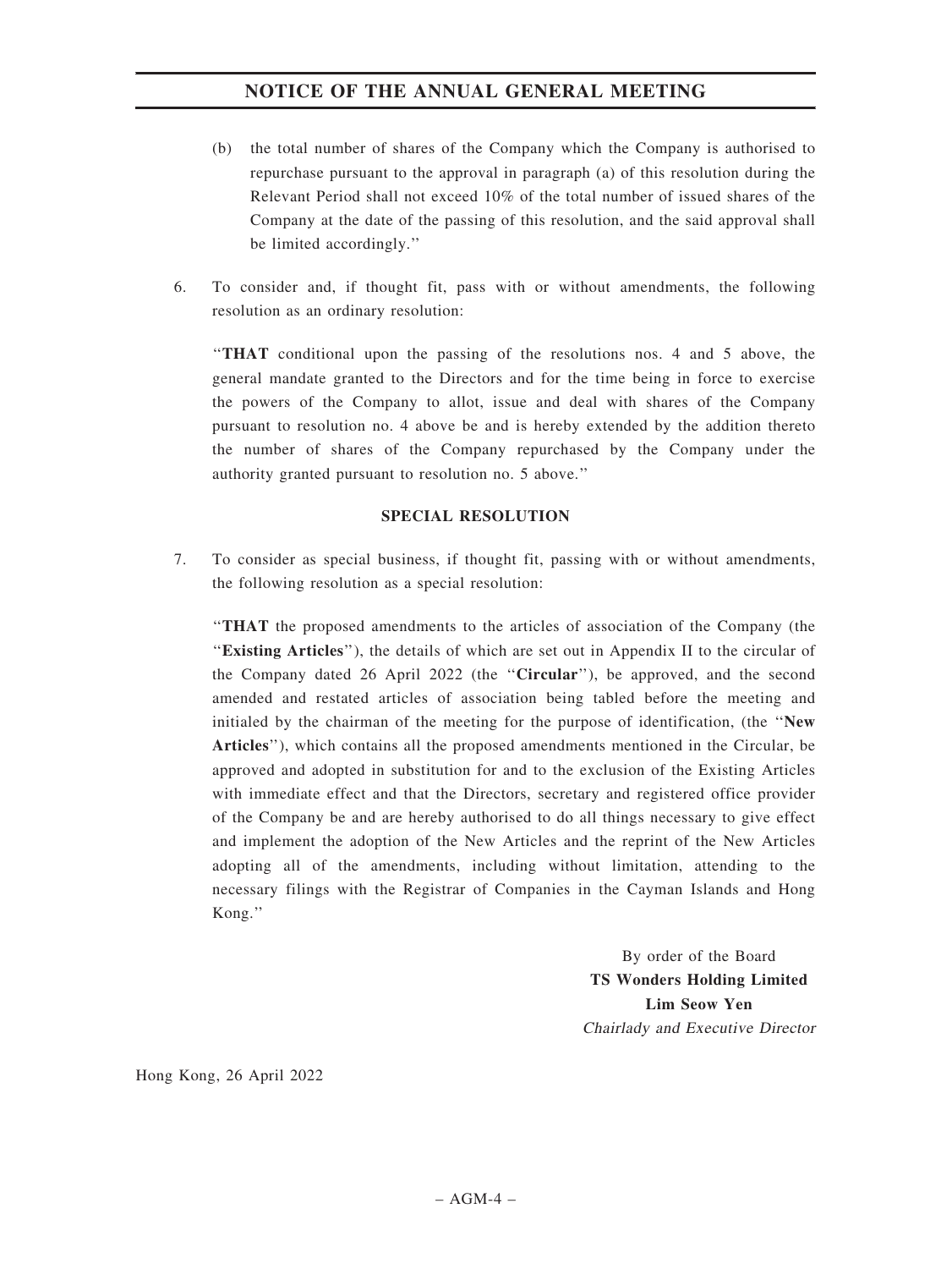(b) the total number of shares of the Company which the Company is authorised to repurchase pursuant to the approval in paragraph (a) of this resolution during the Relevant Period shall not exceed 10% of the total number of issued shares of the Company at the date of the passing of this resolution, and the said approval shall be limited accordingly.''

6. To consider and, if thought fit, pass with or without amendments, the following resolution as an ordinary resolution:

''**THAT** conditional upon the passing of the resolutions nos. 4 and 5 above, the general mandate granted to the Directors and for the time being in force to exercise the powers of the Company to allot, issue and deal with shares of the Company pursuant to resolution no. 4 above be and is hereby extended by the addition thereto the number of shares of the Company repurchased by the Company under the authority granted pursuant to resolution no. 5 above.''

**SPECIAL RESOLUTION**

7. To consider as special business, if thought fit, passing with or without amendments, the following resolution as a special resolution:

''**THAT** the proposed amendments to the articles of association of the Company (the ''**Existing Articles**''), the details of which are set out in Appendix II to the circular of the Company dated 26 April 2022 (the ''**Circular**''), be approved, and the second amended and restated articles of association being tabled before the meeting and initialed by the chairman of the meeting for the purpose of identification, (the ''**New Articles**''), which contains all the proposed amendments mentioned in the Circular, be approved and adopted in substitution for and to the exclusion of the Existing Articles with immediate effect and that the Directors, secretary and registered office provider of the Company be and are hereby authorised to do all things necessary to give effect and implement the adoption of the New Articles and the reprint of the New Articles adopting all of the amendments, including without limitation, attending to the necessary filings with the Registrar of Companies in the Cayman Islands and Hong Kong.''

By order of the Board
**TS Wonders Holding Limited**
**Lim Seow Yen**
*Chairlady and Executive Director*

Hong Kong, 26 April 2022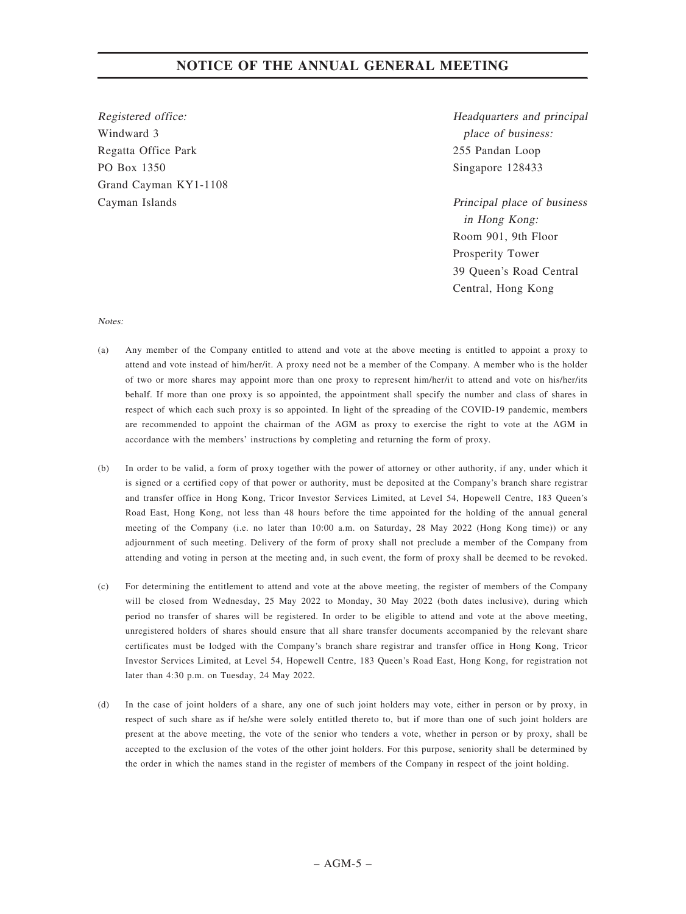## NOTICE OF THE ANNUAL GENERAL MEETING

*Registered office:*
Windward 3
Regatta Office Park
PO Box 1350
Grand Cayman KY1-1108
Cayman Islands

*Headquarters and principal place of business:*
255 Pandan Loop
Singapore 128433

*Principal place of business in Hong Kong:*
Room 901, 9th Floor
Prosperity Tower
39 Queen's Road Central
Central, Hong Kong

*Notes:*

(a) Any member of the Company entitled to attend and vote at the above meeting is entitled to appoint a proxy to attend and vote instead of him/her/it. A proxy need not be a member of the Company. A member who is the holder of two or more shares may appoint more than one proxy to represent him/her/it to attend and vote on his/her/its behalf. If more than one proxy is so appointed, the appointment shall specify the number and class of shares in respect of which each such proxy is so appointed. In light of the spreading of the COVID-19 pandemic, members are recommended to appoint the chairman of the AGM as proxy to exercise the right to vote at the AGM in accordance with the members' instructions by completing and returning the form of proxy.

(b) In order to be valid, a form of proxy together with the power of attorney or other authority, if any, under which it is signed or a certified copy of that power or authority, must be deposited at the Company's branch share registrar and transfer office in Hong Kong, Tricor Investor Services Limited, at Level 54, Hopewell Centre, 183 Queen's Road East, Hong Kong, not less than 48 hours before the time appointed for the holding of the annual general meeting of the Company (i.e. no later than 10:00 a.m. on Saturday, 28 May 2022 (Hong Kong time)) or any adjournment of such meeting. Delivery of the form of proxy shall not preclude a member of the Company from attending and voting in person at the meeting and, in such event, the form of proxy shall be deemed to be revoked.

(c) For determining the entitlement to attend and vote at the above meeting, the register of members of the Company will be closed from Wednesday, 25 May 2022 to Monday, 30 May 2022 (both dates inclusive), during which period no transfer of shares will be registered. In order to be eligible to attend and vote at the above meeting, unregistered holders of shares should ensure that all share transfer documents accompanied by the relevant share certificates must be lodged with the Company's branch share registrar and transfer office in Hong Kong, Tricor Investor Services Limited, at Level 54, Hopewell Centre, 183 Queen's Road East, Hong Kong, for registration not later than 4:30 p.m. on Tuesday, 24 May 2022.

(d) In the case of joint holders of a share, any one of such joint holders may vote, either in person or by proxy, in respect of such share as if he/she were solely entitled thereto to, but if more than one of such joint holders are present at the above meeting, the vote of the senior who tenders a vote, whether in person or by proxy, shall be accepted to the exclusion of the votes of the other joint holders. For this purpose, seniority shall be determined by the order in which the names stand in the register of members of the Company in respect of the joint holding.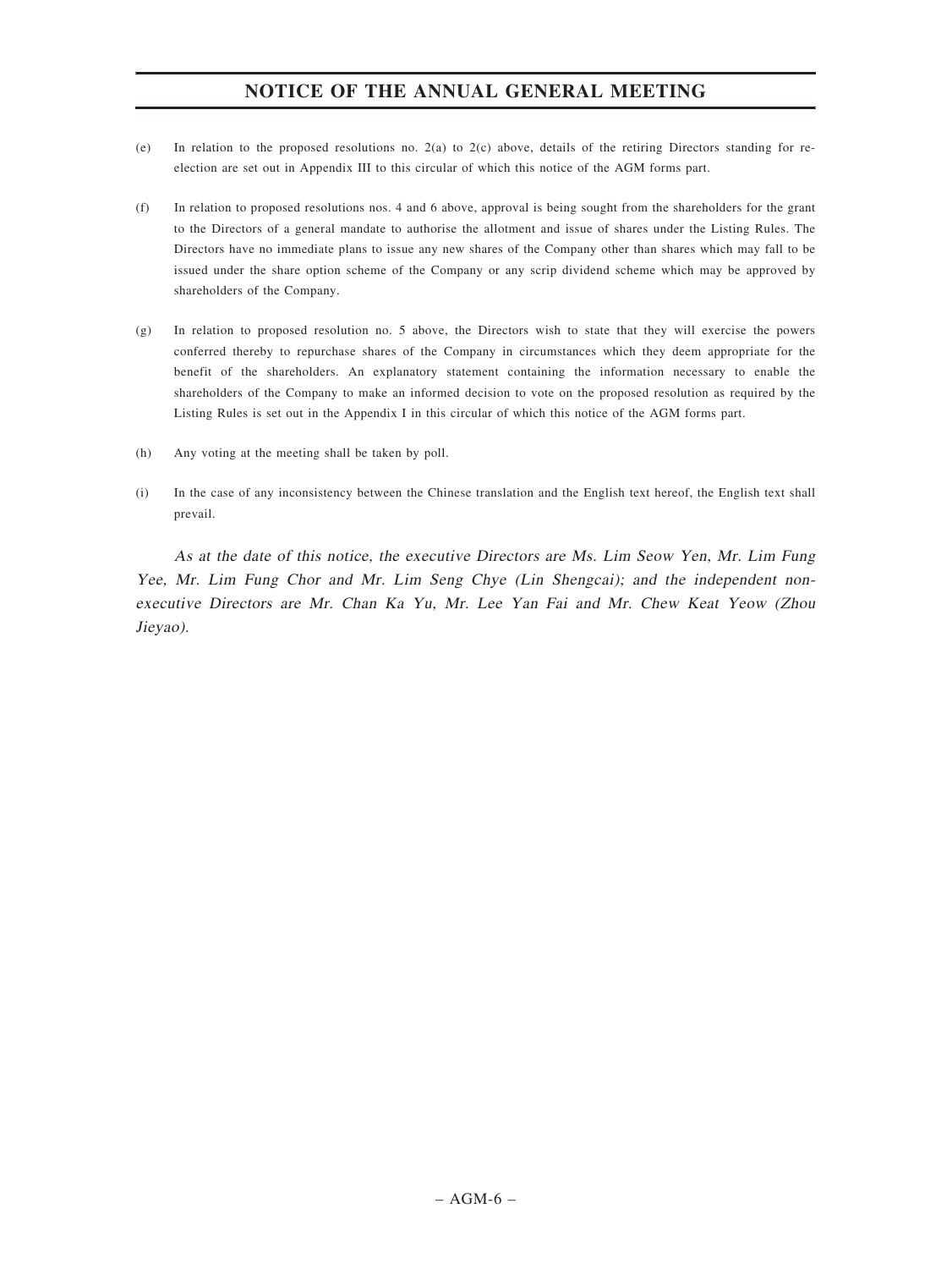# NOTICE OF THE ANNUAL GENERAL MEETING

(e) In relation to the proposed resolutions no. 2(a) to 2(c) above, details of the retiring Directors standing for re-election are set out in Appendix III to this circular of which this notice of the AGM forms part.

(f) In relation to proposed resolutions nos. 4 and 6 above, approval is being sought from the shareholders for the grant to the Directors of a general mandate to authorise the allotment and issue of shares under the Listing Rules. The Directors have no immediate plans to issue any new shares of the Company other than shares which may fall to be issued under the share option scheme of the Company or any scrip dividend scheme which may be approved by shareholders of the Company.

(g) In relation to proposed resolution no. 5 above, the Directors wish to state that they will exercise the powers conferred thereby to repurchase shares of the Company in circumstances which they deem appropriate for the benefit of the shareholders. An explanatory statement containing the information necessary to enable the shareholders of the Company to make an informed decision to vote on the proposed resolution as required by the Listing Rules is set out in the Appendix I in this circular of which this notice of the AGM forms part.

(h) Any voting at the meeting shall be taken by poll.

(i) In the case of any inconsistency between the Chinese translation and the English text hereof, the English text shall prevail.

*As at the date of this notice, the executive Directors are Ms. Lim Seow Yen, Mr. Lim Fung Yee, Mr. Lim Fung Chor and Mr. Lim Seng Chye (Lin Shengcai); and the independent non-executive Directors are Mr. Chan Ka Yu, Mr. Lee Yan Fai and Mr. Chew Keat Yeow (Zhou Jieyao).*